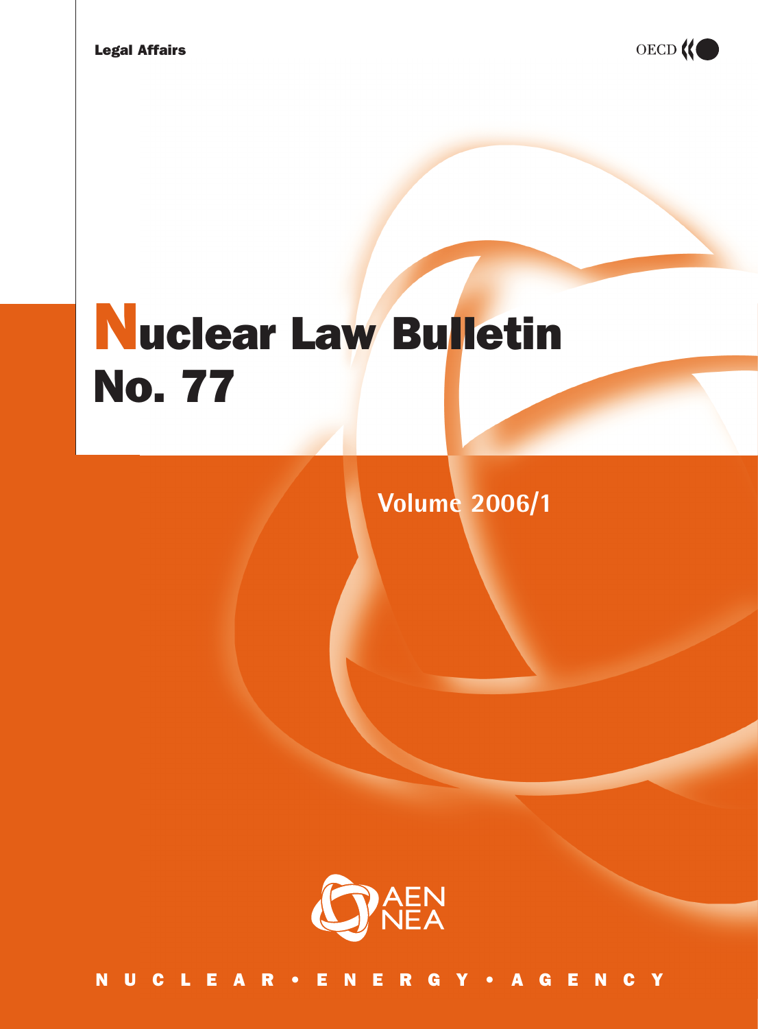Legal Affairs

OECD

# Nuclear Law Bulletin No. 77

Volume 2006/1

AEN NEA

NUCLEAR • ENERGY • AGENCY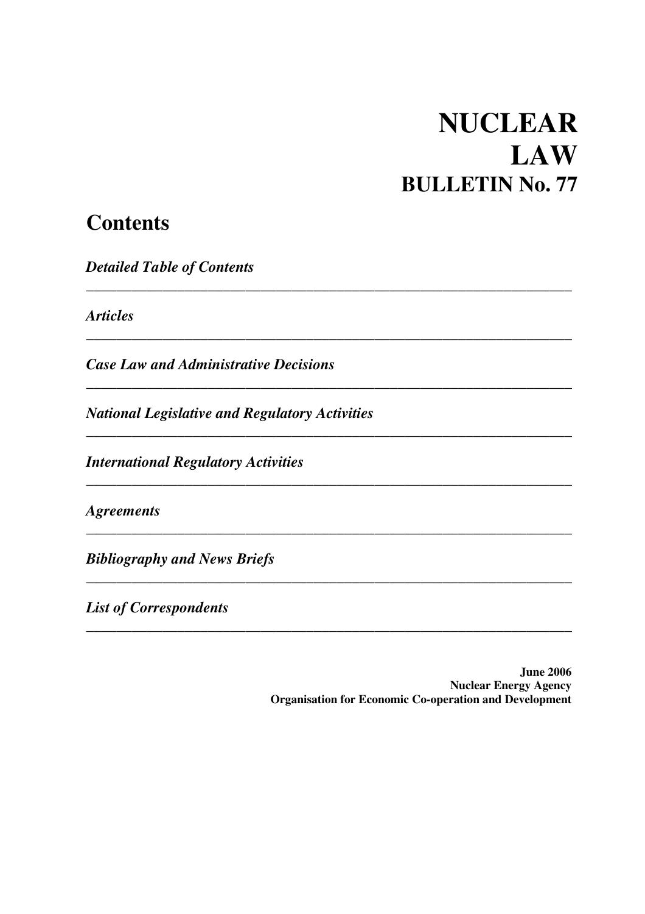# NUCLEAR LAW BULLETIN No. 77

## Contents

*Detailed Table of Contents*

*Articles*

*Case Law and Administrative Decisions*

*National Legislative and Regulatory Activities*

*International Regulatory Activities*

*Agreements*

*Bibliography and News Briefs*

*List of Correspondents*

**June 2006**
**Nuclear Energy Agency**
**Organisation for Economic Co-operation and Development**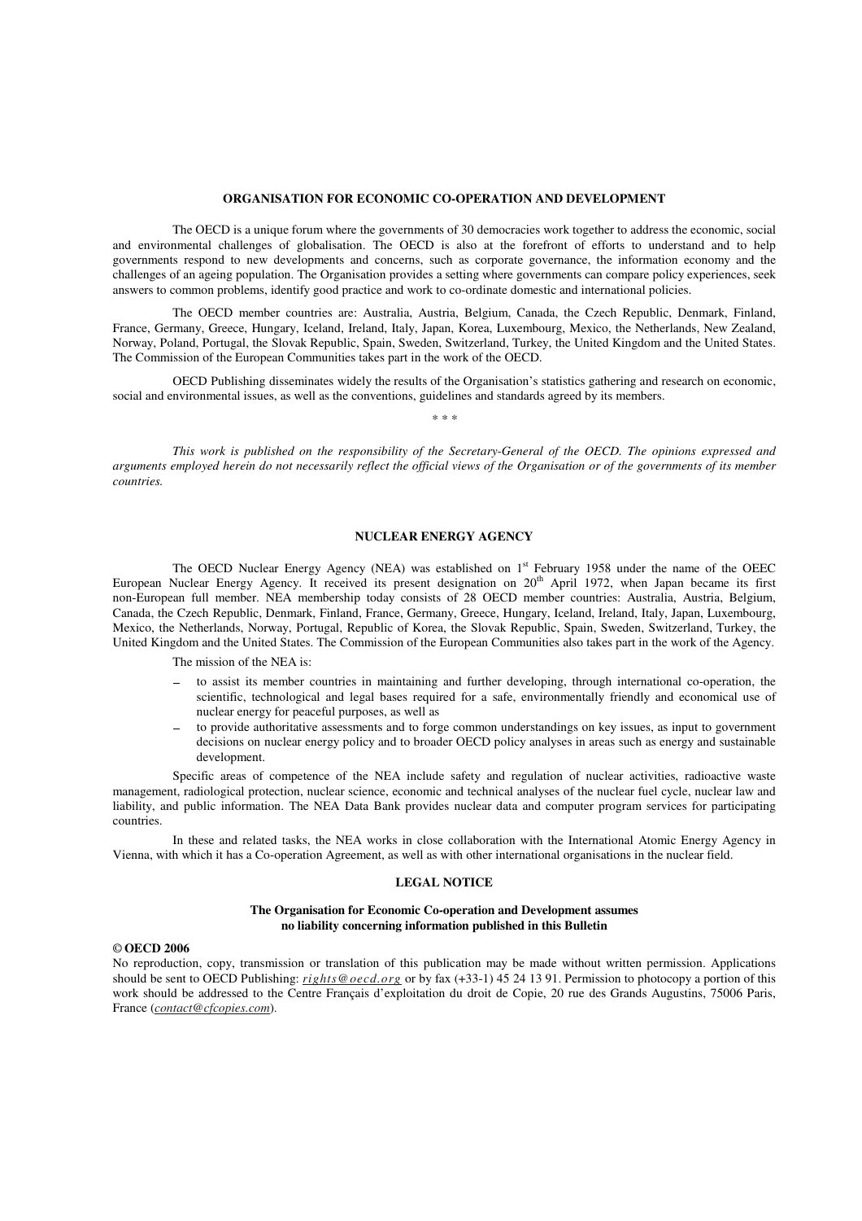## ORGANISATION FOR ECONOMIC CO-OPERATION AND DEVELOPMENT

The OECD is a unique forum where the governments of 30 democracies work together to address the economic, social and environmental challenges of globalisation. The OECD is also at the forefront of efforts to understand and to help governments respond to new developments and concerns, such as corporate governance, the information economy and the challenges of an ageing population. The Organisation provides a setting where governments can compare policy experiences, seek answers to common problems, identify good practice and work to co-ordinate domestic and international policies.

The OECD member countries are: Australia, Austria, Belgium, Canada, the Czech Republic, Denmark, Finland, France, Germany, Greece, Hungary, Iceland, Ireland, Italy, Japan, Korea, Luxembourg, Mexico, the Netherlands, New Zealand, Norway, Poland, Portugal, the Slovak Republic, Spain, Sweden, Switzerland, Turkey, the United Kingdom and the United States. The Commission of the European Communities takes part in the work of the OECD.

OECD Publishing disseminates widely the results of the Organisation's statistics gathering and research on economic, social and environmental issues, as well as the conventions, guidelines and standards agreed by its members.

\* \* \*

*This work is published on the responsibility of the Secretary-General of the OECD. The opinions expressed and arguments employed herein do not necessarily reflect the official views of the Organisation or of the governments of its member countries.*

## NUCLEAR ENERGY AGENCY

The OECD Nuclear Energy Agency (NEA) was established on 1st February 1958 under the name of the OEEC European Nuclear Energy Agency. It received its present designation on 20th April 1972, when Japan became its first non-European full member. NEA membership today consists of 28 OECD member countries: Australia, Austria, Belgium, Canada, the Czech Republic, Denmark, Finland, France, Germany, Greece, Hungary, Iceland, Ireland, Italy, Japan, Luxembourg, Mexico, the Netherlands, Norway, Portugal, Republic of Korea, the Slovak Republic, Spain, Sweden, Switzerland, Turkey, the United Kingdom and the United States. The Commission of the European Communities also takes part in the work of the Agency.

The mission of the NEA is:

- to assist its member countries in maintaining and further developing, through international co-operation, the scientific, technological and legal bases required for a safe, environmentally friendly and economical use of nuclear energy for peaceful purposes, as well as
- to provide authoritative assessments and to forge common understandings on key issues, as input to government decisions on nuclear energy policy and to broader OECD policy analyses in areas such as energy and sustainable development.

Specific areas of competence of the NEA include safety and regulation of nuclear activities, radioactive waste management, radiological protection, nuclear science, economic and technical analyses of the nuclear fuel cycle, nuclear law and liability, and public information. The NEA Data Bank provides nuclear data and computer program services for participating countries.

In these and related tasks, the NEA works in close collaboration with the International Atomic Energy Agency in Vienna, with which it has a Co-operation Agreement, as well as with other international organisations in the nuclear field.

## LEGAL NOTICE

**The Organisation for Economic Co-operation and Development assumes no liability concerning information published in this Bulletin**

**© OECD 2006**

No reproduction, copy, transmission or translation of this publication may be made without written permission. Applications should be sent to OECD Publishing: *rights@oecd.org* or by fax (+33-1) 45 24 13 91. Permission to photocopy a portion of this work should be addressed to the Centre Français d'exploitation du droit de Copie, 20 rue des Grands Augustins, 75006 Paris, France (*contact@cfcopies.com*).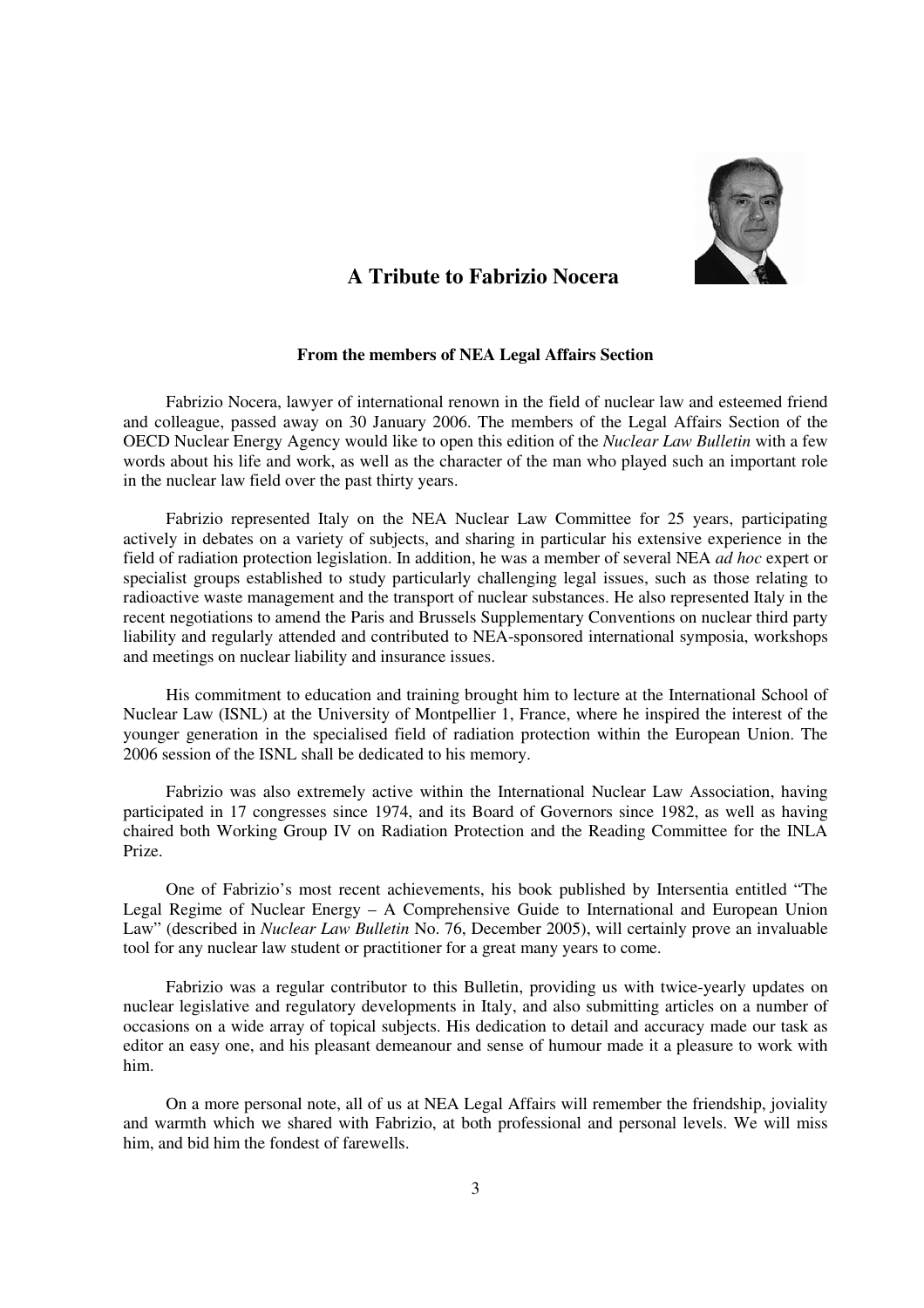# A Tribute to Fabrizio Nocera

### From the members of NEA Legal Affairs Section

Fabrizio Nocera, lawyer of international renown in the field of nuclear law and esteemed friend and colleague, passed away on 30 January 2006. The members of the Legal Affairs Section of the OECD Nuclear Energy Agency would like to open this edition of the *Nuclear Law Bulletin* with a few words about his life and work, as well as the character of the man who played such an important role in the nuclear law field over the past thirty years.

Fabrizio represented Italy on the NEA Nuclear Law Committee for 25 years, participating actively in debates on a variety of subjects, and sharing in particular his extensive experience in the field of radiation protection legislation. In addition, he was a member of several NEA *ad hoc* expert or specialist groups established to study particularly challenging legal issues, such as those relating to radioactive waste management and the transport of nuclear substances. He also represented Italy in the recent negotiations to amend the Paris and Brussels Supplementary Conventions on nuclear third party liability and regularly attended and contributed to NEA-sponsored international symposia, workshops and meetings on nuclear liability and insurance issues.

His commitment to education and training brought him to lecture at the International School of Nuclear Law (ISNL) at the University of Montpellier 1, France, where he inspired the interest of the younger generation in the specialised field of radiation protection within the European Union. The 2006 session of the ISNL shall be dedicated to his memory.

Fabrizio was also extremely active within the International Nuclear Law Association, having participated in 17 congresses since 1974, and its Board of Governors since 1982, as well as having chaired both Working Group IV on Radiation Protection and the Reading Committee for the INLA Prize.

One of Fabrizio's most recent achievements, his book published by Intersentia entitled "The Legal Regime of Nuclear Energy – A Comprehensive Guide to International and European Union Law" (described in *Nuclear Law Bulletin* No. 76, December 2005), will certainly prove an invaluable tool for any nuclear law student or practitioner for a great many years to come.

Fabrizio was a regular contributor to this Bulletin, providing us with twice-yearly updates on nuclear legislative and regulatory developments in Italy, and also submitting articles on a number of occasions on a wide array of topical subjects. His dedication to detail and accuracy made our task as editor an easy one, and his pleasant demeanour and sense of humour made it a pleasure to work with him.

On a more personal note, all of us at NEA Legal Affairs will remember the friendship, joviality and warmth which we shared with Fabrizio, at both professional and personal levels. We will miss him, and bid him the fondest of farewells.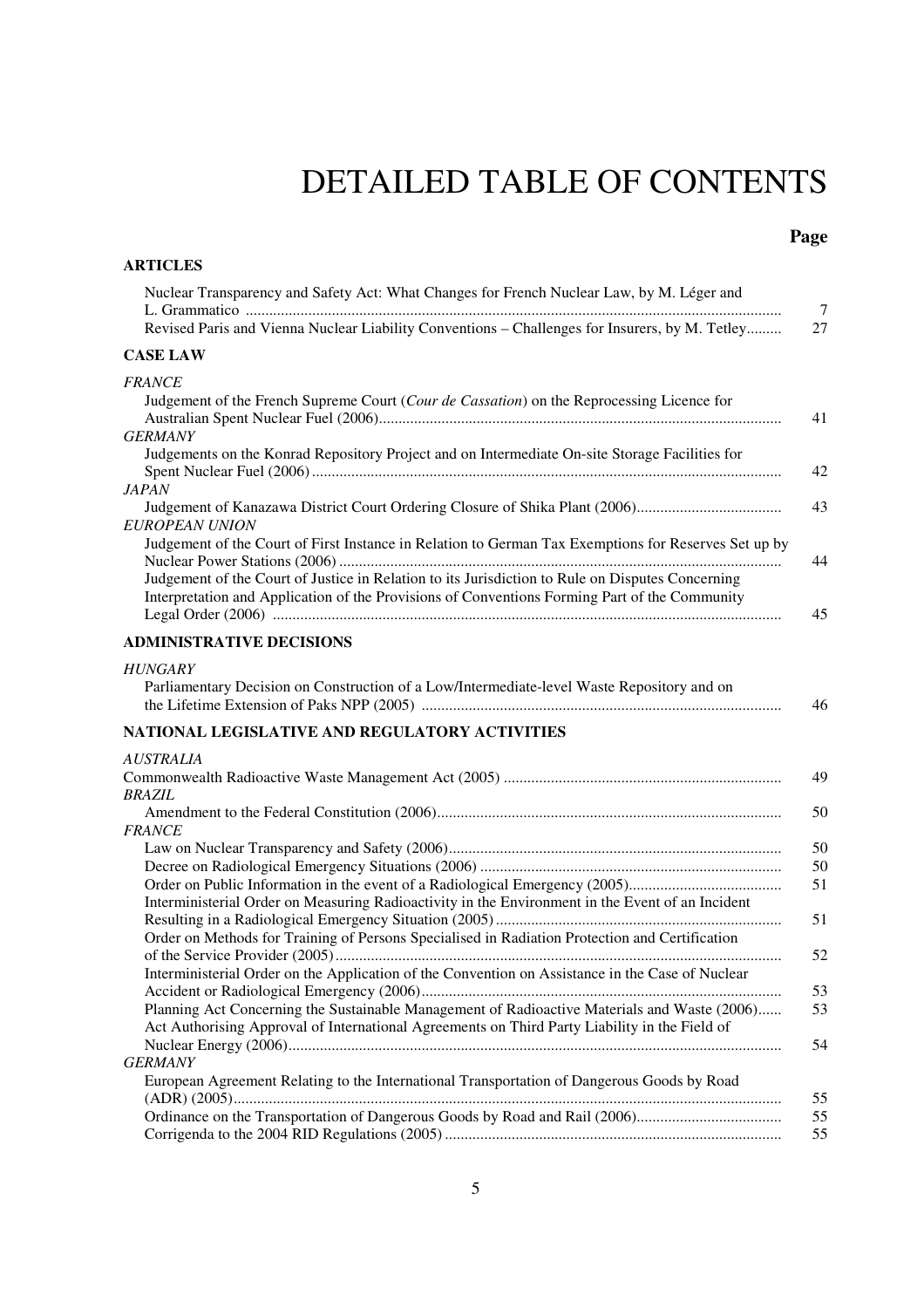# DETAILED TABLE OF CONTENTS

| | Page |
|---|---|
| **ARTICLES** | |
| Nuclear Transparency and Safety Act: What Changes for French Nuclear Law, by M. Léger and L. Grammatico | 7 |
| Revised Paris and Vienna Nuclear Liability Conventions – Challenges for Insurers, by M. Tetley | 27 |
| **CASE LAW** | |
| *FRANCE* | |
| Judgement of the French Supreme Court (*Cour de Cassation*) on the Reprocessing Licence for Australian Spent Nuclear Fuel (2006) | 41 |
| *GERMANY* | |
| Judgements on the Konrad Repository Project and on Intermediate On-site Storage Facilities for Spent Nuclear Fuel (2006) | 42 |
| *JAPAN* | |
| Judgement of Kanazawa District Court Ordering Closure of Shika Plant (2006) | 43 |
| *EUROPEAN UNION* | |
| Judgement of the Court of First Instance in Relation to German Tax Exemptions for Reserves Set up by Nuclear Power Stations (2006) | 44 |
| Judgement of the Court of Justice in Relation to its Jurisdiction to Rule on Disputes Concerning Interpretation and Application of the Provisions of Conventions Forming Part of the Community Legal Order (2006) | 45 |
| **ADMINISTRATIVE DECISIONS** | |
| *HUNGARY* | |
| Parliamentary Decision on Construction of a Low/Intermediate-level Waste Repository and on the Lifetime Extension of Paks NPP (2005) | 46 |
| **NATIONAL LEGISLATIVE AND REGULATORY ACTIVITIES** | |
| *AUSTRALIA* | |
| Commonwealth Radioactive Waste Management Act (2005) | 49 |
| *BRAZIL* | |
| Amendment to the Federal Constitution (2006) | 50 |
| *FRANCE* | |
| Law on Nuclear Transparency and Safety (2006) | 50 |
| Decree on Radiological Emergency Situations (2006) | 50 |
| Order on Public Information in the event of a Radiological Emergency (2005) | 51 |
| Interministerial Order on Measuring Radioactivity in the Environment in the Event of an Incident Resulting in a Radiological Emergency Situation (2005) | 51 |
| Order on Methods for Training of Persons Specialised in Radiation Protection and Certification of the Service Provider (2005) | 52 |
| Interministerial Order on the Application of the Convention on Assistance in the Case of Nuclear Accident or Radiological Emergency (2006) | 53 |
| Planning Act Concerning the Sustainable Management of Radioactive Materials and Waste (2006) | 53 |
| Act Authorising Approval of International Agreements on Third Party Liability in the Field of Nuclear Energy (2006) | 54 |
| *GERMANY* | |
| European Agreement Relating to the International Transportation of Dangerous Goods by Road (ADR) (2005) | 55 |
| Ordinance on the Transportation of Dangerous Goods by Road and Rail (2006) | 55 |
| Corrigenda to the 2004 RID Regulations (2005) | 55 |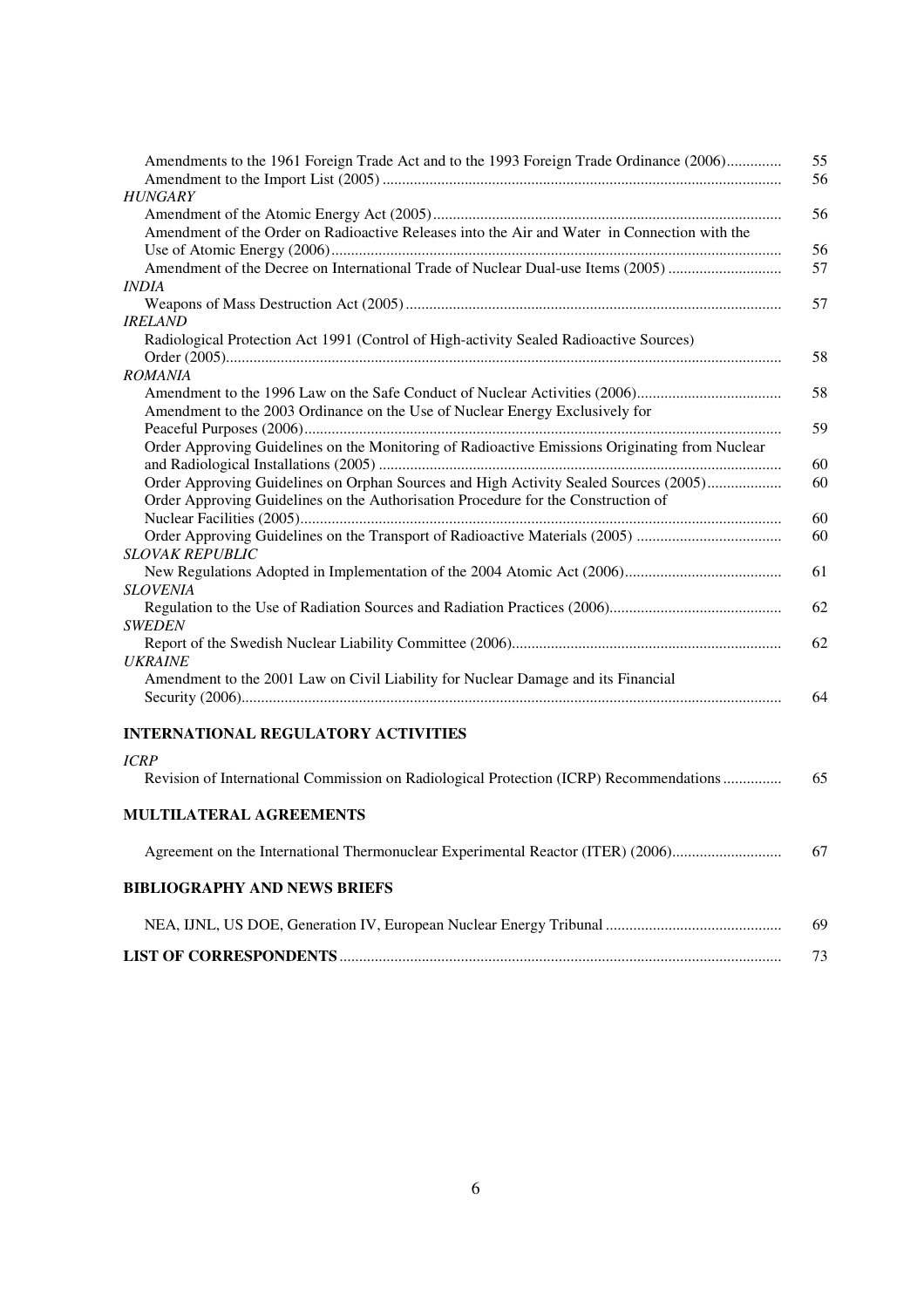| | |
|---|---|
| Amendments to the 1961 Foreign Trade Act and to the 1993 Foreign Trade Ordinance (2006) | 55 |
| Amendment to the Import List (2005) | 56 |
| *HUNGARY* | |
| Amendment of the Atomic Energy Act (2005) | 56 |
| Amendment of the Order on Radioactive Releases into the Air and Water in Connection with the Use of Atomic Energy (2006) | 56 |
| Amendment of the Decree on International Trade of Nuclear Dual-use Items (2005) | 57 |
| *INDIA* | |
| Weapons of Mass Destruction Act (2005) | 57 |
| *IRELAND* | |
| Radiological Protection Act 1991 (Control of High-activity Sealed Radioactive Sources) Order (2005) | 58 |
| *ROMANIA* | |
| Amendment to the 1996 Law on the Safe Conduct of Nuclear Activities (2006) | 58 |
| Amendment to the 2003 Ordinance on the Use of Nuclear Energy Exclusively for Peaceful Purposes (2006) | 59 |
| Order Approving Guidelines on the Monitoring of Radioactive Emissions Originating from Nuclear and Radiological Installations (2005) | 60 |
| Order Approving Guidelines on Orphan Sources and High Activity Sealed Sources (2005) | 60 |
| Order Approving Guidelines on the Authorisation Procedure for the Construction of Nuclear Facilities (2005) | 60 |
| Order Approving Guidelines on the Transport of Radioactive Materials (2005) | 60 |
| *SLOVAK REPUBLIC* | |
| New Regulations Adopted in Implementation of the 2004 Atomic Act (2006) | 61 |
| *SLOVENIA* | |
| Regulation to the Use of Radiation Sources and Radiation Practices (2006) | 62 |
| *SWEDEN* | |
| Report of the Swedish Nuclear Liability Committee (2006) | 62 |
| *UKRAINE* | |
| Amendment to the 2001 Law on Civil Liability for Nuclear Damage and its Financial Security (2006) | 64 |

**INTERNATIONAL REGULATORY ACTIVITIES**

| | |
|---|---|
| *ICRP* | |
| Revision of International Commission on Radiological Protection (ICRP) Recommendations | 65 |

**MULTILATERAL AGREEMENTS**

| | |
|---|---|
| Agreement on the International Thermonuclear Experimental Reactor (ITER) (2006) | 67 |

**BIBLIOGRAPHY AND NEWS BRIEFS**

| | |
|---|---|
| NEA, IJNL, US DOE, Generation IV, European Nuclear Energy Tribunal | 69 |

| | |
|---|---|
| **LIST OF CORRESPONDENTS** | 73 |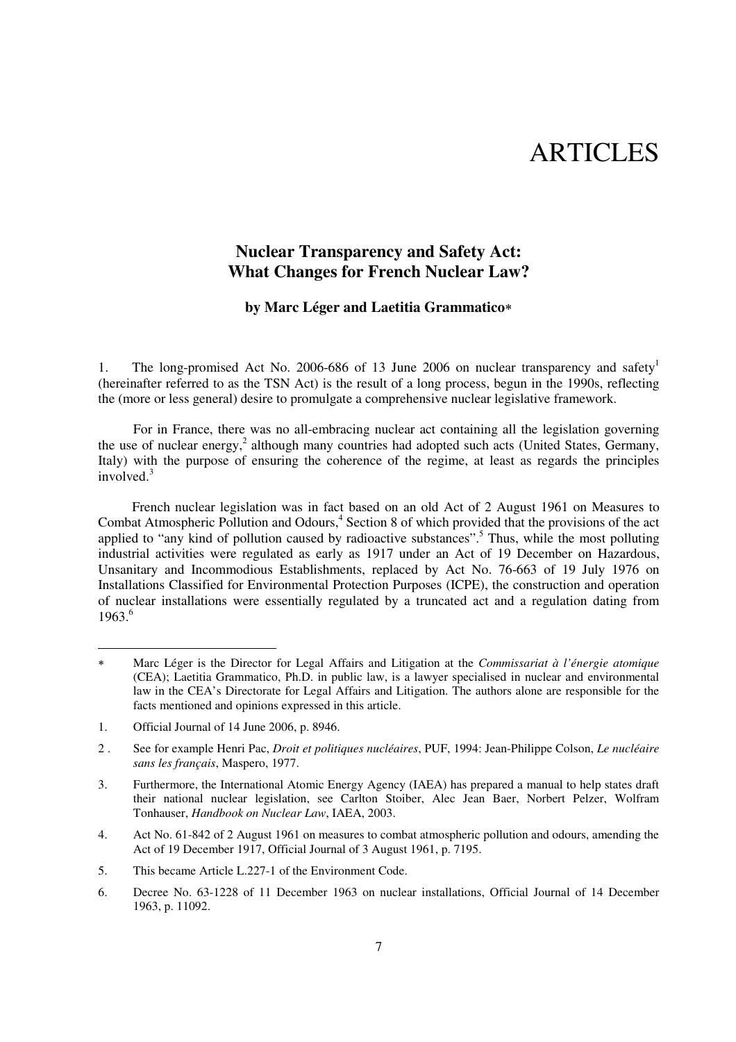# ARTICLES

## Nuclear Transparency and Safety Act: What Changes for French Nuclear Law?

**by Marc Léger and Laetitia Grammatico***

1. The long-promised Act No. 2006-686 of 13 June 2006 on nuclear transparency and safety[1] (hereinafter referred to as the TSN Act) is the result of a long process, begun in the 1990s, reflecting the (more or less general) desire to promulgate a comprehensive nuclear legislative framework.

For in France, there was no all-embracing nuclear act containing all the legislation governing the use of nuclear energy,[2] although many countries had adopted such acts (United States, Germany, Italy) with the purpose of ensuring the coherence of the regime, at least as regards the principles involved.[3]

French nuclear legislation was in fact based on an old Act of 2 August 1961 on Measures to Combat Atmospheric Pollution and Odours,[4] Section 8 of which provided that the provisions of the act applied to "any kind of pollution caused by radioactive substances".[5] Thus, while the most polluting industrial activities were regulated as early as 1917 under an Act of 19 December on Hazardous, Unsanitary and Incommodious Establishments, replaced by Act No. 76-663 of 19 July 1976 on Installations Classified for Environmental Protection Purposes (ICPE), the construction and operation of nuclear installations were essentially regulated by a truncated act and a regulation dating from 1963.[6]

---

\* Marc Léger is the Director for Legal Affairs and Litigation at the *Commissariat à l'énergie atomique* (CEA); Laetitia Grammatico, Ph.D. in public law, is a lawyer specialised in nuclear and environmental law in the CEA's Directorate for Legal Affairs and Litigation. The authors alone are responsible for the facts mentioned and opinions expressed in this article.

1. Official Journal of 14 June 2006, p. 8946.

2. See for example Henri Pac, *Droit et politiques nucléaires*, PUF, 1994: Jean-Philippe Colson, *Le nucléaire sans les français*, Maspero, 1977.

3. Furthermore, the International Atomic Energy Agency (IAEA) has prepared a manual to help states draft their national nuclear legislation, see Carlton Stoiber, Alec Jean Baer, Norbert Pelzer, Wolfram Tonhauser, *Handbook on Nuclear Law*, IAEA, 2003.

4. Act No. 61-842 of 2 August 1961 on measures to combat atmospheric pollution and odours, amending the Act of 19 December 1917, Official Journal of 3 August 1961, p. 7195.

5. This became Article L.227-1 of the Environment Code.

6. Decree No. 63-1228 of 11 December 1963 on nuclear installations, Official Journal of 14 December 1963, p. 11092.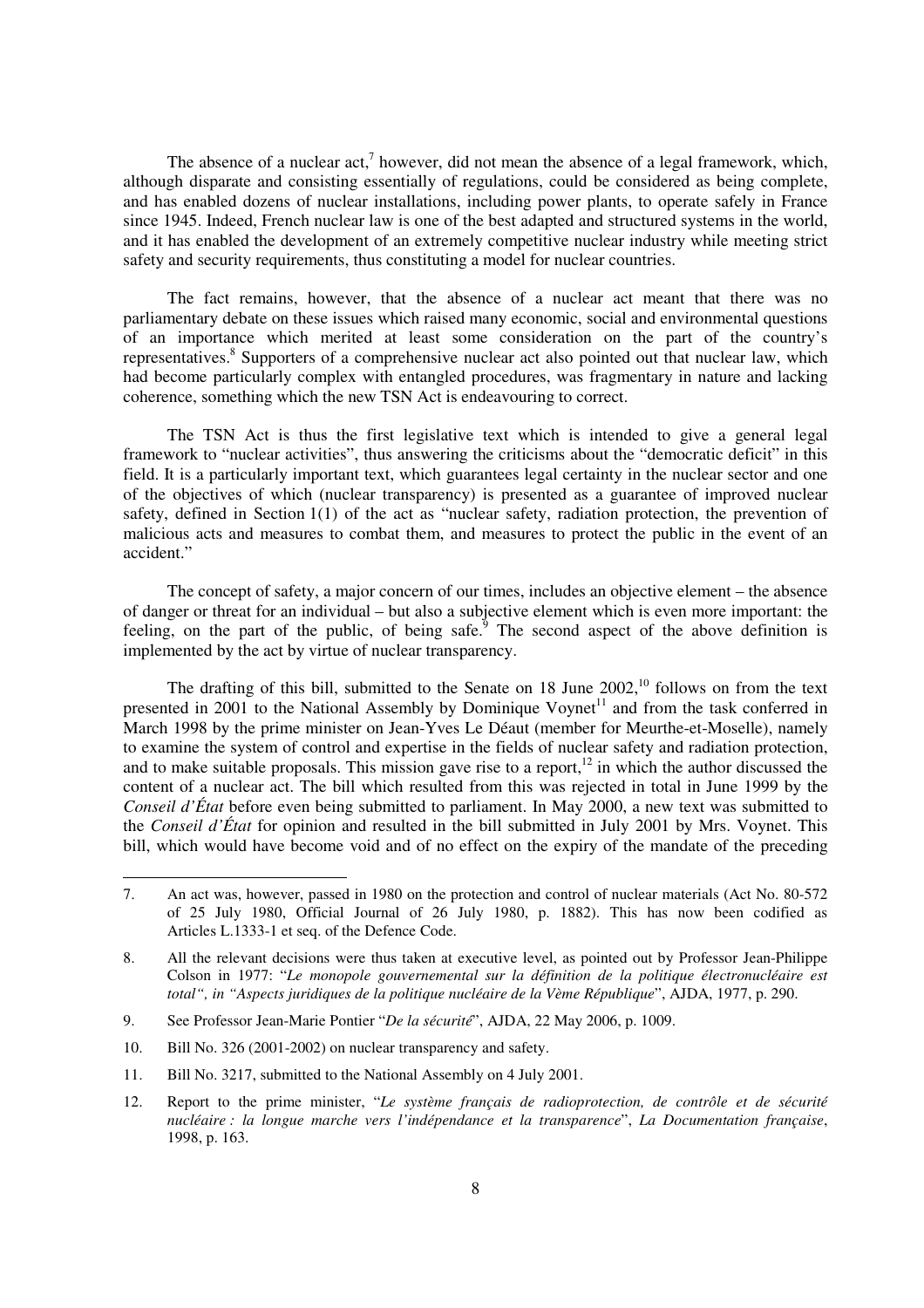The absence of a nuclear act,[7] however, did not mean the absence of a legal framework, which, although disparate and consisting essentially of regulations, could be considered as being complete, and has enabled dozens of nuclear installations, including power plants, to operate safely in France since 1945. Indeed, French nuclear law is one of the best adapted and structured systems in the world, and it has enabled the development of an extremely competitive nuclear industry while meeting strict safety and security requirements, thus constituting a model for nuclear countries.

The fact remains, however, that the absence of a nuclear act meant that there was no parliamentary debate on these issues which raised many economic, social and environmental questions of an importance which merited at least some consideration on the part of the country's representatives.[8] Supporters of a comprehensive nuclear act also pointed out that nuclear law, which had become particularly complex with entangled procedures, was fragmentary in nature and lacking coherence, something which the new TSN Act is endeavouring to correct.

The TSN Act is thus the first legislative text which is intended to give a general legal framework to "nuclear activities", thus answering the criticisms about the "democratic deficit" in this field. It is a particularly important text, which guarantees legal certainty in the nuclear sector and one of the objectives of which (nuclear transparency) is presented as a guarantee of improved nuclear safety, defined in Section 1(1) of the act as "nuclear safety, radiation protection, the prevention of malicious acts and measures to combat them, and measures to protect the public in the event of an accident."

The concept of safety, a major concern of our times, includes an objective element – the absence of danger or threat for an individual – but also a subjective element which is even more important: the feeling, on the part of the public, of being safe.[9] The second aspect of the above definition is implemented by the act by virtue of nuclear transparency.

The drafting of this bill, submitted to the Senate on 18 June 2002,[10] follows on from the text presented in 2001 to the National Assembly by Dominique Voynet[11] and from the task conferred in March 1998 by the prime minister on Jean-Yves Le Déaut (member for Meurthe-et-Moselle), namely to examine the system of control and expertise in the fields of nuclear safety and radiation protection, and to make suitable proposals. This mission gave rise to a report,[12] in which the author discussed the content of a nuclear act. The bill which resulted from this was rejected in total in June 1999 by the *Conseil d'État* before even being submitted to parliament. In May 2000, a new text was submitted to the *Conseil d'État* for opinion and resulted in the bill submitted in July 2001 by Mrs. Voynet. This bill, which would have become void and of no effect on the expiry of the mandate of the preceding

---

7. An act was, however, passed in 1980 on the protection and control of nuclear materials (Act No. 80-572 of 25 July 1980, Official Journal of 26 July 1980, p. 1882). This has now been codified as Articles L.1333-1 et seq. of the Defence Code.

8. All the relevant decisions were thus taken at executive level, as pointed out by Professor Jean-Philippe Colson in 1977: "*Le monopole gouvernemental sur la définition de la politique électronucléaire est total", in "Aspects juridiques de la politique nucléaire de la Vème République*", AJDA, 1977, p. 290.

9. See Professor Jean-Marie Pontier "*De la sécurité*", AJDA, 22 May 2006, p. 1009.

10. Bill No. 326 (2001-2002) on nuclear transparency and safety.

11. Bill No. 3217, submitted to the National Assembly on 4 July 2001.

12. Report to the prime minister, "*Le système français de radioprotection, de contrôle et de sécurité nucléaire : la longue marche vers l'indépendance et la transparence*", *La Documentation française*, 1998, p. 163.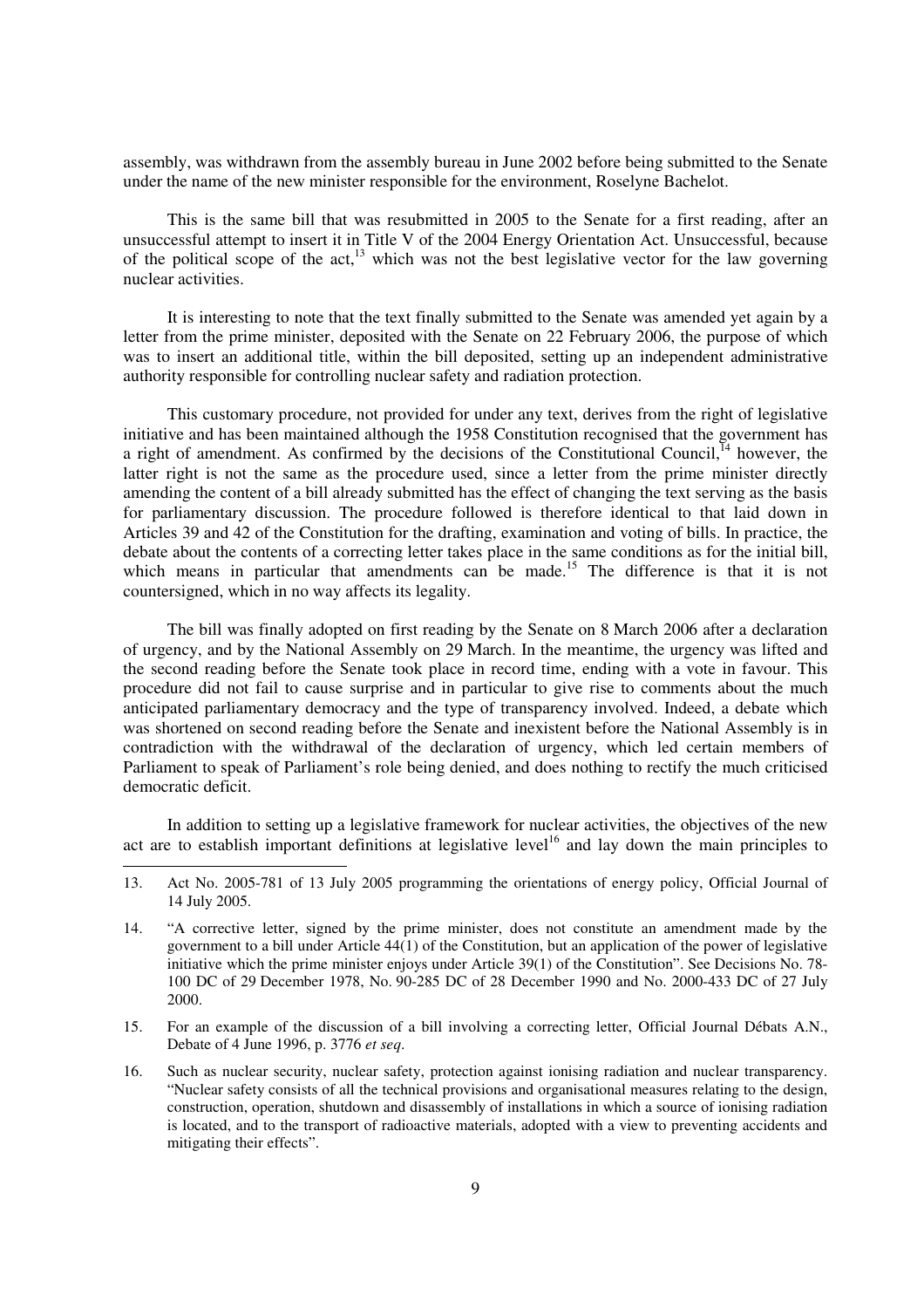assembly, was withdrawn from the assembly bureau in June 2002 before being submitted to the Senate under the name of the new minister responsible for the environment, Roselyne Bachelot.

This is the same bill that was resubmitted in 2005 to the Senate for a first reading, after an unsuccessful attempt to insert it in Title V of the 2004 Energy Orientation Act. Unsuccessful, because of the political scope of the act,[13] which was not the best legislative vector for the law governing nuclear activities.

It is interesting to note that the text finally submitted to the Senate was amended yet again by a letter from the prime minister, deposited with the Senate on 22 February 2006, the purpose of which was to insert an additional title, within the bill deposited, setting up an independent administrative authority responsible for controlling nuclear safety and radiation protection.

This customary procedure, not provided for under any text, derives from the right of legislative initiative and has been maintained although the 1958 Constitution recognised that the government has a right of amendment. As confirmed by the decisions of the Constitutional Council,[14] however, the latter right is not the same as the procedure used, since a letter from the prime minister directly amending the content of a bill already submitted has the effect of changing the text serving as the basis for parliamentary discussion. The procedure followed is therefore identical to that laid down in Articles 39 and 42 of the Constitution for the drafting, examination and voting of bills. In practice, the debate about the contents of a correcting letter takes place in the same conditions as for the initial bill, which means in particular that amendments can be made.[15] The difference is that it is not countersigned, which in no way affects its legality.

The bill was finally adopted on first reading by the Senate on 8 March 2006 after a declaration of urgency, and by the National Assembly on 29 March. In the meantime, the urgency was lifted and the second reading before the Senate took place in record time, ending with a vote in favour. This procedure did not fail to cause surprise and in particular to give rise to comments about the much anticipated parliamentary democracy and the type of transparency involved. Indeed, a debate which was shortened on second reading before the Senate and inexistent before the National Assembly is in contradiction with the withdrawal of the declaration of urgency, which led certain members of Parliament to speak of Parliament's role being denied, and does nothing to rectify the much criticised democratic deficit.

In addition to setting up a legislative framework for nuclear activities, the objectives of the new act are to establish important definitions at legislative level[16] and lay down the main principles to

---

13. Act No. 2005-781 of 13 July 2005 programming the orientations of energy policy, Official Journal of 14 July 2005.

14. "A corrective letter, signed by the prime minister, does not constitute an amendment made by the government to a bill under Article 44(1) of the Constitution, but an application of the power of legislative initiative which the prime minister enjoys under Article 39(1) of the Constitution". See Decisions No. 78-100 DC of 29 December 1978, No. 90-285 DC of 28 December 1990 and No. 2000-433 DC of 27 July 2000.

15. For an example of the discussion of a bill involving a correcting letter, Official Journal Débats A.N., Debate of 4 June 1996, p. 3776 *et seq*.

16. Such as nuclear security, nuclear safety, protection against ionising radiation and nuclear transparency. "Nuclear safety consists of all the technical provisions and organisational measures relating to the design, construction, operation, shutdown and disassembly of installations in which a source of ionising radiation is located, and to the transport of radioactive materials, adopted with a view to preventing accidents and mitigating their effects".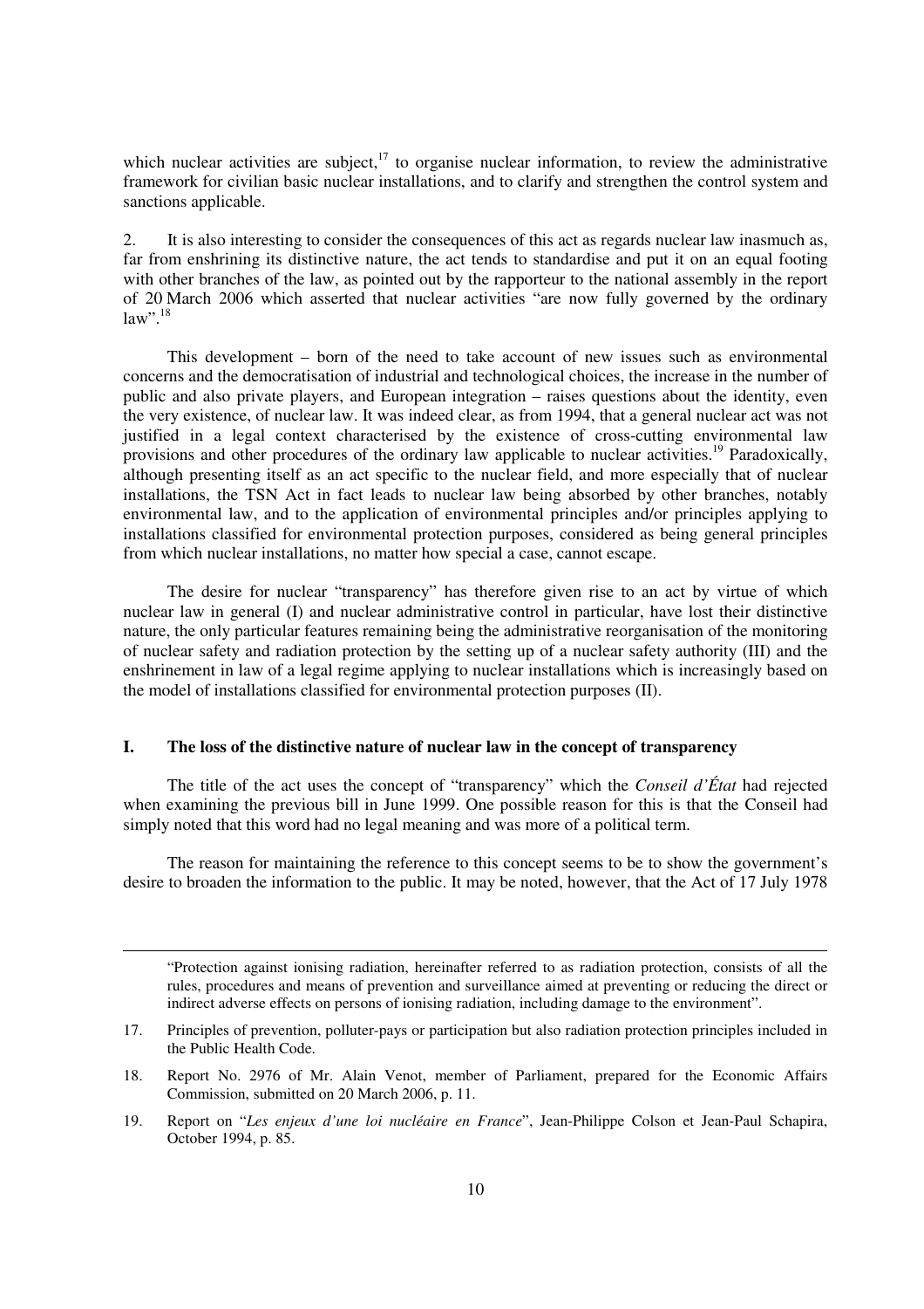which nuclear activities are subject,[17] to organise nuclear information, to review the administrative framework for civilian basic nuclear installations, and to clarify and strengthen the control system and sanctions applicable.

2. It is also interesting to consider the consequences of this act as regards nuclear law inasmuch as, far from enshrining its distinctive nature, the act tends to standardise and put it on an equal footing with other branches of the law, as pointed out by the rapporteur to the national assembly in the report of 20 March 2006 which asserted that nuclear activities "are now fully governed by the ordinary law".[18]

This development – born of the need to take account of new issues such as environmental concerns and the democratisation of industrial and technological choices, the increase in the number of public and also private players, and European integration – raises questions about the identity, even the very existence, of nuclear law. It was indeed clear, as from 1994, that a general nuclear act was not justified in a legal context characterised by the existence of cross-cutting environmental law provisions and other procedures of the ordinary law applicable to nuclear activities.[19] Paradoxically, although presenting itself as an act specific to the nuclear field, and more especially that of nuclear installations, the TSN Act in fact leads to nuclear law being absorbed by other branches, notably environmental law, and to the application of environmental principles and/or principles applying to installations classified for environmental protection purposes, considered as being general principles from which nuclear installations, no matter how special a case, cannot escape.

The desire for nuclear "transparency" has therefore given rise to an act by virtue of which nuclear law in general (I) and nuclear administrative control in particular, have lost their distinctive nature, the only particular features remaining being the administrative reorganisation of the monitoring of nuclear safety and radiation protection by the setting up of a nuclear safety authority (III) and the enshrinement in law of a legal regime applying to nuclear installations which is increasingly based on the model of installations classified for environmental protection purposes (II).

## I. The loss of the distinctive nature of nuclear law in the concept of transparency

The title of the act uses the concept of "transparency" which the *Conseil d'État* had rejected when examining the previous bill in June 1999. One possible reason for this is that the Conseil had simply noted that this word had no legal meaning and was more of a political term.

The reason for maintaining the reference to this concept seems to be to show the government's desire to broaden the information to the public. It may be noted, however, that the Act of 17 July 1978

---

"Protection against ionising radiation, hereinafter referred to as radiation protection, consists of all the rules, procedures and means of prevention and surveillance aimed at preventing or reducing the direct or indirect adverse effects on persons of ionising radiation, including damage to the environment".

17. Principles of prevention, polluter-pays or participation but also radiation protection principles included in the Public Health Code.

18. Report No. 2976 of Mr. Alain Venot, member of Parliament, prepared for the Economic Affairs Commission, submitted on 20 March 2006, p. 11.

19. Report on "*Les enjeux d'une loi nucléaire en France*", Jean-Philippe Colson et Jean-Paul Schapira, October 1994, p. 85.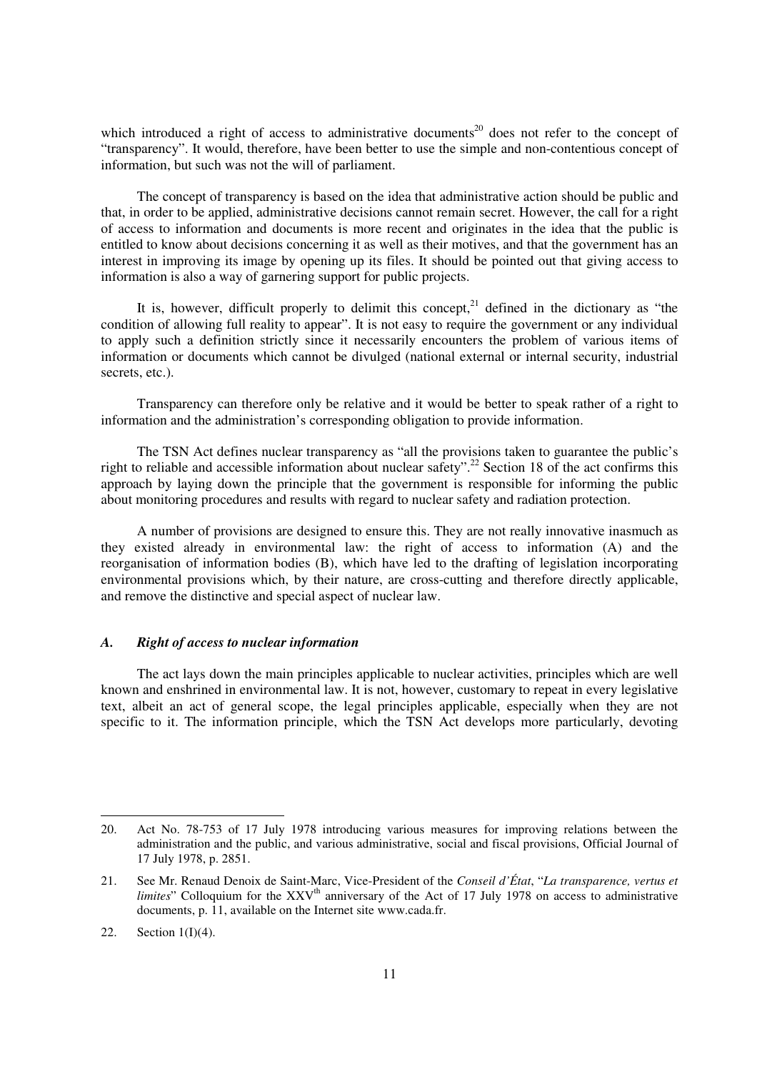which introduced a right of access to administrative documents[20] does not refer to the concept of "transparency". It would, therefore, have been better to use the simple and non-contentious concept of information, but such was not the will of parliament.

The concept of transparency is based on the idea that administrative action should be public and that, in order to be applied, administrative decisions cannot remain secret. However, the call for a right of access to information and documents is more recent and originates in the idea that the public is entitled to know about decisions concerning it as well as their motives, and that the government has an interest in improving its image by opening up its files. It should be pointed out that giving access to information is also a way of garnering support for public projects.

It is, however, difficult properly to delimit this concept,[21] defined in the dictionary as "the condition of allowing full reality to appear". It is not easy to require the government or any individual to apply such a definition strictly since it necessarily encounters the problem of various items of information or documents which cannot be divulged (national external or internal security, industrial secrets, etc.).

Transparency can therefore only be relative and it would be better to speak rather of a right to information and the administration's corresponding obligation to provide information.

The TSN Act defines nuclear transparency as "all the provisions taken to guarantee the public's right to reliable and accessible information about nuclear safety".[22] Section 18 of the act confirms this approach by laying down the principle that the government is responsible for informing the public about monitoring procedures and results with regard to nuclear safety and radiation protection.

A number of provisions are designed to ensure this. They are not really innovative inasmuch as they existed already in environmental law: the right of access to information (A) and the reorganisation of information bodies (B), which have led to the drafting of legislation incorporating environmental provisions which, by their nature, are cross-cutting and therefore directly applicable, and remove the distinctive and special aspect of nuclear law.

### *A. Right of access to nuclear information*

The act lays down the main principles applicable to nuclear activities, principles which are well known and enshrined in environmental law. It is not, however, customary to repeat in every legislative text, albeit an act of general scope, the legal principles applicable, especially when they are not specific to it. The information principle, which the TSN Act develops more particularly, devoting

---

20. Act No. 78-753 of 17 July 1978 introducing various measures for improving relations between the administration and the public, and various administrative, social and fiscal provisions, Official Journal of 17 July 1978, p. 2851.

21. See Mr. Renaud Denoix de Saint-Marc, Vice-President of the *Conseil d'État*, "*La transparence, vertus et limites*" Colloquium for the XXV[th] anniversary of the Act of 17 July 1978 on access to administrative documents, p. 11, available on the Internet site www.cada.fr.

22. Section 1(I)(4).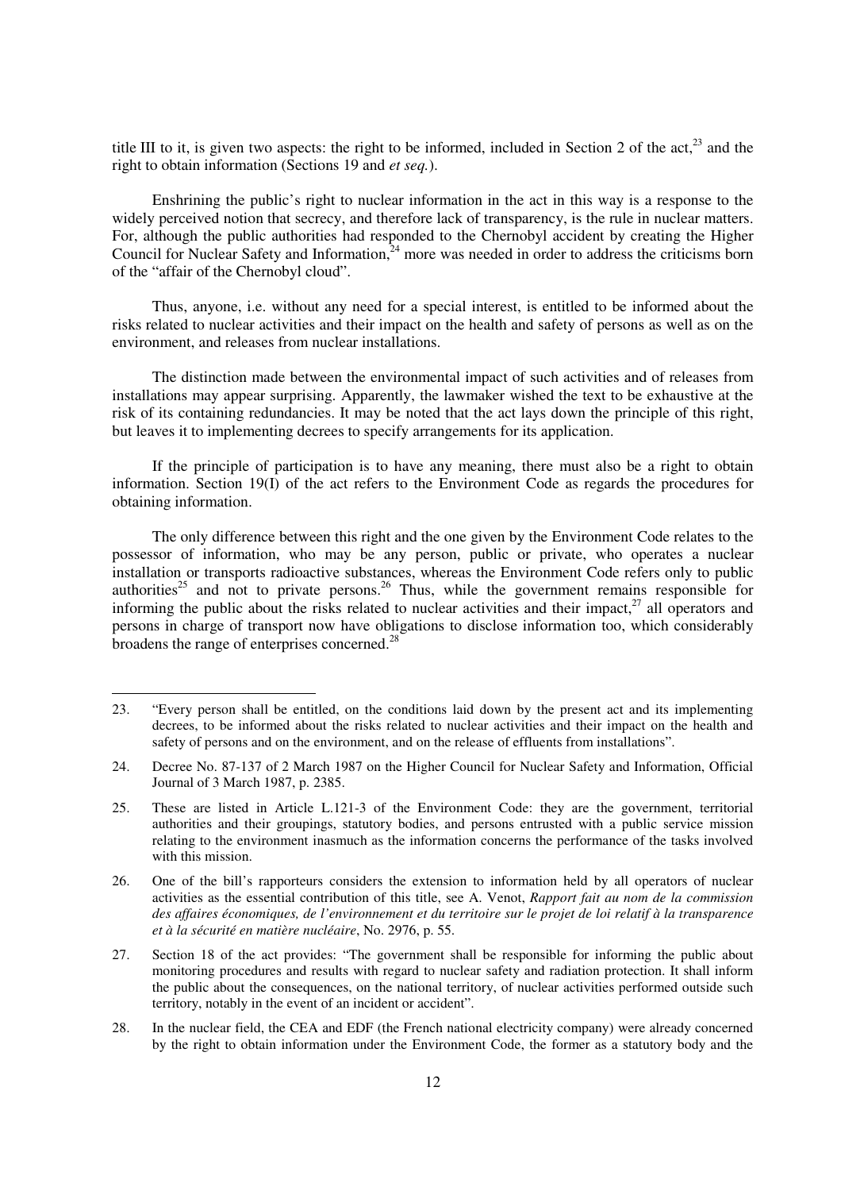title III to it, is given two aspects: the right to be informed, included in Section 2 of the act,[23] and the right to obtain information (Sections 19 and *et seq.*).

Enshrining the public's right to nuclear information in the act in this way is a response to the widely perceived notion that secrecy, and therefore lack of transparency, is the rule in nuclear matters. For, although the public authorities had responded to the Chernobyl accident by creating the Higher Council for Nuclear Safety and Information,[24] more was needed in order to address the criticisms born of the "affair of the Chernobyl cloud".

Thus, anyone, i.e. without any need for a special interest, is entitled to be informed about the risks related to nuclear activities and their impact on the health and safety of persons as well as on the environment, and releases from nuclear installations.

The distinction made between the environmental impact of such activities and of releases from installations may appear surprising. Apparently, the lawmaker wished the text to be exhaustive at the risk of its containing redundancies. It may be noted that the act lays down the principle of this right, but leaves it to implementing decrees to specify arrangements for its application.

If the principle of participation is to have any meaning, there must also be a right to obtain information. Section 19(I) of the act refers to the Environment Code as regards the procedures for obtaining information.

The only difference between this right and the one given by the Environment Code relates to the possessor of information, who may be any person, public or private, who operates a nuclear installation or transports radioactive substances, whereas the Environment Code refers only to public authorities[25] and not to private persons.[26] Thus, while the government remains responsible for informing the public about the risks related to nuclear activities and their impact,[27] all operators and persons in charge of transport now have obligations to disclose information too, which considerably broadens the range of enterprises concerned.[28]

---

23. "Every person shall be entitled, on the conditions laid down by the present act and its implementing decrees, to be informed about the risks related to nuclear activities and their impact on the health and safety of persons and on the environment, and on the release of effluents from installations".

24. Decree No. 87-137 of 2 March 1987 on the Higher Council for Nuclear Safety and Information, Official Journal of 3 March 1987, p. 2385.

25. These are listed in Article L.121-3 of the Environment Code: they are the government, territorial authorities and their groupings, statutory bodies, and persons entrusted with a public service mission relating to the environment inasmuch as the information concerns the performance of the tasks involved with this mission.

26. One of the bill's rapporteurs considers the extension to information held by all operators of nuclear activities as the essential contribution of this title, see A. Venot, *Rapport fait au nom de la commission des affaires économiques, de l'environnement et du territoire sur le projet de loi relatif à la transparence et à la sécurité en matière nucléaire*, No. 2976, p. 55.

27. Section 18 of the act provides: "The government shall be responsible for informing the public about monitoring procedures and results with regard to nuclear safety and radiation protection. It shall inform the public about the consequences, on the national territory, of nuclear activities performed outside such territory, notably in the event of an incident or accident".

28. In the nuclear field, the CEA and EDF (the French national electricity company) were already concerned by the right to obtain information under the Environment Code, the former as a statutory body and the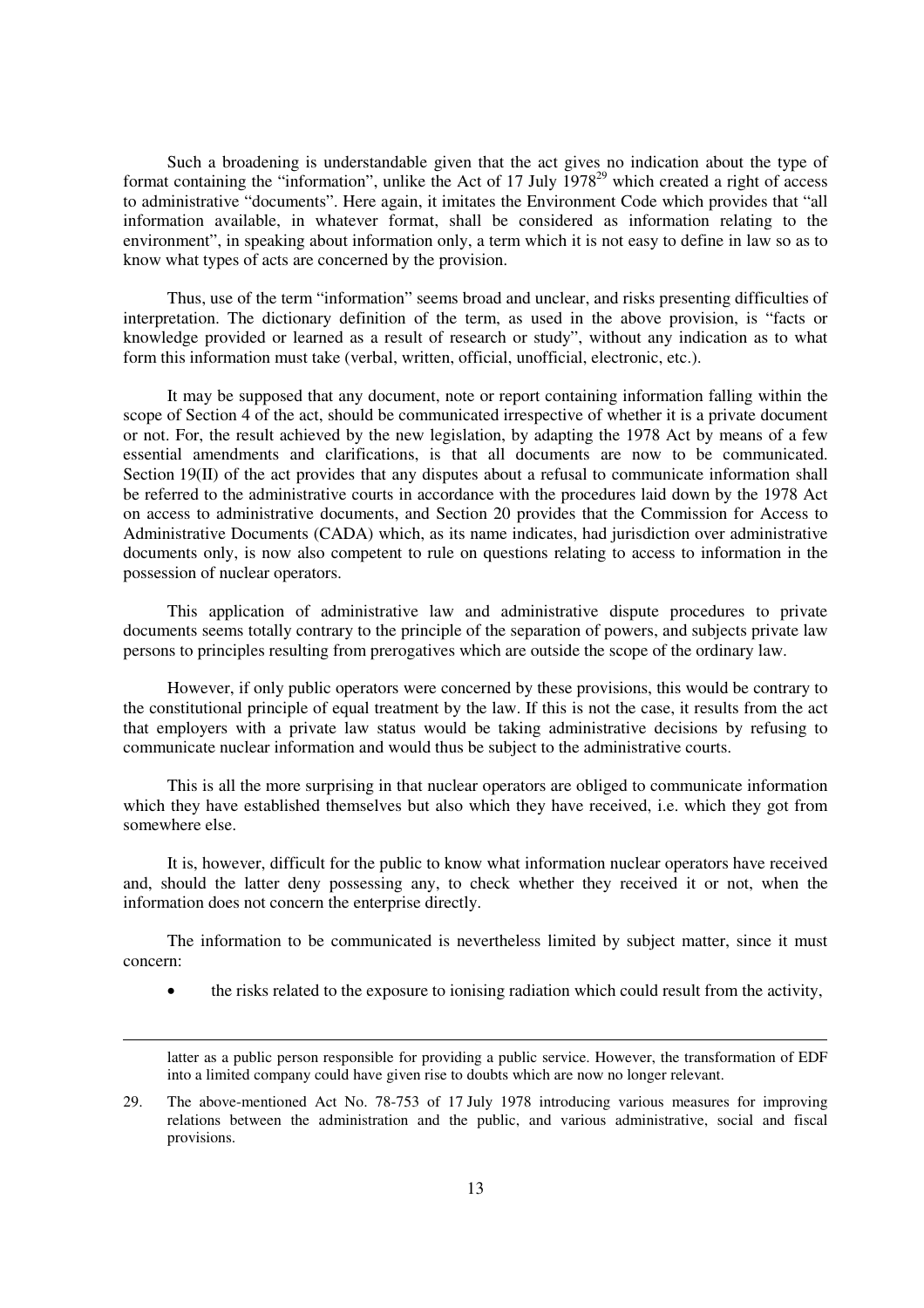Such a broadening is understandable given that the act gives no indication about the type of format containing the "information", unlike the Act of 17 July 1978[29] which created a right of access to administrative "documents". Here again, it imitates the Environment Code which provides that "all information available, in whatever format, shall be considered as information relating to the environment", in speaking about information only, a term which it is not easy to define in law so as to know what types of acts are concerned by the provision.

Thus, use of the term "information" seems broad and unclear, and risks presenting difficulties of interpretation. The dictionary definition of the term, as used in the above provision, is "facts or knowledge provided or learned as a result of research or study", without any indication as to what form this information must take (verbal, written, official, unofficial, electronic, etc.).

It may be supposed that any document, note or report containing information falling within the scope of Section 4 of the act, should be communicated irrespective of whether it is a private document or not. For, the result achieved by the new legislation, by adapting the 1978 Act by means of a few essential amendments and clarifications, is that all documents are now to be communicated. Section 19(II) of the act provides that any disputes about a refusal to communicate information shall be referred to the administrative courts in accordance with the procedures laid down by the 1978 Act on access to administrative documents, and Section 20 provides that the Commission for Access to Administrative Documents (CADA) which, as its name indicates, had jurisdiction over administrative documents only, is now also competent to rule on questions relating to access to information in the possession of nuclear operators.

This application of administrative law and administrative dispute procedures to private documents seems totally contrary to the principle of the separation of powers, and subjects private law persons to principles resulting from prerogatives which are outside the scope of the ordinary law.

However, if only public operators were concerned by these provisions, this would be contrary to the constitutional principle of equal treatment by the law. If this is not the case, it results from the act that employers with a private law status would be taking administrative decisions by refusing to communicate nuclear information and would thus be subject to the administrative courts.

This is all the more surprising in that nuclear operators are obliged to communicate information which they have established themselves but also which they have received, i.e. which they got from somewhere else.

It is, however, difficult for the public to know what information nuclear operators have received and, should the latter deny possessing any, to check whether they received it or not, when the information does not concern the enterprise directly.

The information to be communicated is nevertheless limited by subject matter, since it must concern:

- the risks related to the exposure to ionising radiation which could result from the activity,

---

latter as a public person responsible for providing a public service. However, the transformation of EDF into a limited company could have given rise to doubts which are now no longer relevant.

29. The above-mentioned Act No. 78-753 of 17 July 1978 introducing various measures for improving relations between the administration and the public, and various administrative, social and fiscal provisions.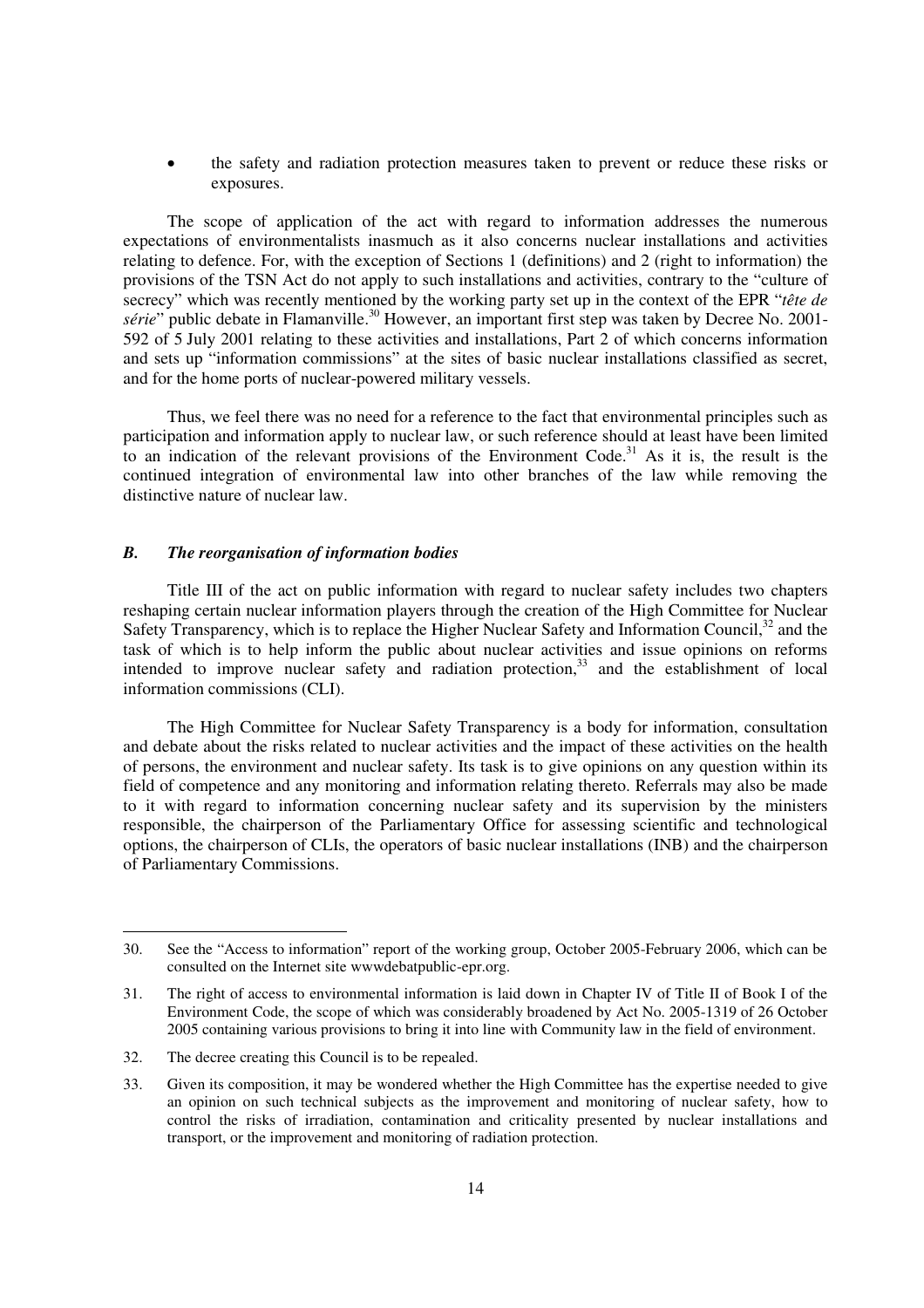- the safety and radiation protection measures taken to prevent or reduce these risks or exposures.

The scope of application of the act with regard to information addresses the numerous expectations of environmentalists inasmuch as it also concerns nuclear installations and activities relating to defence. For, with the exception of Sections 1 (definitions) and 2 (right to information) the provisions of the TSN Act do not apply to such installations and activities, contrary to the "culture of secrecy" which was recently mentioned by the working party set up in the context of the EPR "*tête de série*" public debate in Flamanville.[30] However, an important first step was taken by Decree No. 2001-592 of 5 July 2001 relating to these activities and installations, Part 2 of which concerns information and sets up "information commissions" at the sites of basic nuclear installations classified as secret, and for the home ports of nuclear-powered military vessels.

Thus, we feel there was no need for a reference to the fact that environmental principles such as participation and information apply to nuclear law, or such reference should at least have been limited to an indication of the relevant provisions of the Environment Code.[31] As it is, the result is the continued integration of environmental law into other branches of the law while removing the distinctive nature of nuclear law.

### *B. The reorganisation of information bodies*

Title III of the act on public information with regard to nuclear safety includes two chapters reshaping certain nuclear information players through the creation of the High Committee for Nuclear Safety Transparency, which is to replace the Higher Nuclear Safety and Information Council,[32] and the task of which is to help inform the public about nuclear activities and issue opinions on reforms intended to improve nuclear safety and radiation protection,[33] and the establishment of local information commissions (CLI).

The High Committee for Nuclear Safety Transparency is a body for information, consultation and debate about the risks related to nuclear activities and the impact of these activities on the health of persons, the environment and nuclear safety. Its task is to give opinions on any question within its field of competence and any monitoring and information relating thereto. Referrals may also be made to it with regard to information concerning nuclear safety and its supervision by the ministers responsible, the chairperson of the Parliamentary Office for assessing scientific and technological options, the chairperson of CLIs, the operators of basic nuclear installations (INB) and the chairperson of Parliamentary Commissions.

---

30. See the "Access to information" report of the working group, October 2005-February 2006, which can be consulted on the Internet site wwwdebatpublic-epr.org.

31. The right of access to environmental information is laid down in Chapter IV of Title II of Book I of the Environment Code, the scope of which was considerably broadened by Act No. 2005-1319 of 26 October 2005 containing various provisions to bring it into line with Community law in the field of environment.

32. The decree creating this Council is to be repealed.

33. Given its composition, it may be wondered whether the High Committee has the expertise needed to give an opinion on such technical subjects as the improvement and monitoring of nuclear safety, how to control the risks of irradiation, contamination and criticality presented by nuclear installations and transport, or the improvement and monitoring of radiation protection.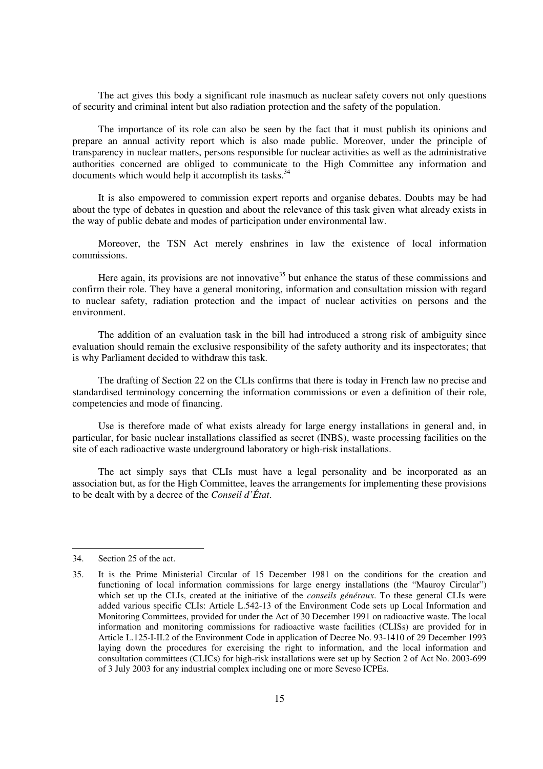The act gives this body a significant role inasmuch as nuclear safety covers not only questions of security and criminal intent but also radiation protection and the safety of the population.

The importance of its role can also be seen by the fact that it must publish its opinions and prepare an annual activity report which is also made public. Moreover, under the principle of transparency in nuclear matters, persons responsible for nuclear activities as well as the administrative authorities concerned are obliged to communicate to the High Committee any information and documents which would help it accomplish its tasks.[34]

It is also empowered to commission expert reports and organise debates. Doubts may be had about the type of debates in question and about the relevance of this task given what already exists in the way of public debate and modes of participation under environmental law.

Moreover, the TSN Act merely enshrines in law the existence of local information commissions.

Here again, its provisions are not innovative[35] but enhance the status of these commissions and confirm their role. They have a general monitoring, information and consultation mission with regard to nuclear safety, radiation protection and the impact of nuclear activities on persons and the environment.

The addition of an evaluation task in the bill had introduced a strong risk of ambiguity since evaluation should remain the exclusive responsibility of the safety authority and its inspectorates; that is why Parliament decided to withdraw this task.

The drafting of Section 22 on the CLIs confirms that there is today in French law no precise and standardised terminology concerning the information commissions or even a definition of their role, competencies and mode of financing.

Use is therefore made of what exists already for large energy installations in general and, in particular, for basic nuclear installations classified as secret (INBS), waste processing facilities on the site of each radioactive waste underground laboratory or high-risk installations.

The act simply says that CLIs must have a legal personality and be incorporated as an association but, as for the High Committee, leaves the arrangements for implementing these provisions to be dealt with by a decree of the *Conseil d'État*.

---

34. Section 25 of the act.

35. It is the Prime Ministerial Circular of 15 December 1981 on the conditions for the creation and functioning of local information commissions for large energy installations (the "Mauroy Circular") which set up the CLIs, created at the initiative of the *conseils généraux*. To these general CLIs were added various specific CLIs: Article L.542-13 of the Environment Code sets up Local Information and Monitoring Committees, provided for under the Act of 30 December 1991 on radioactive waste. The local information and monitoring commissions for radioactive waste facilities (CLISs) are provided for in Article L.125-I-II.2 of the Environment Code in application of Decree No. 93-1410 of 29 December 1993 laying down the procedures for exercising the right to information, and the local information and consultation committees (CLICs) for high-risk installations were set up by Section 2 of Act No. 2003-699 of 3 July 2003 for any industrial complex including one or more Seveso ICPEs.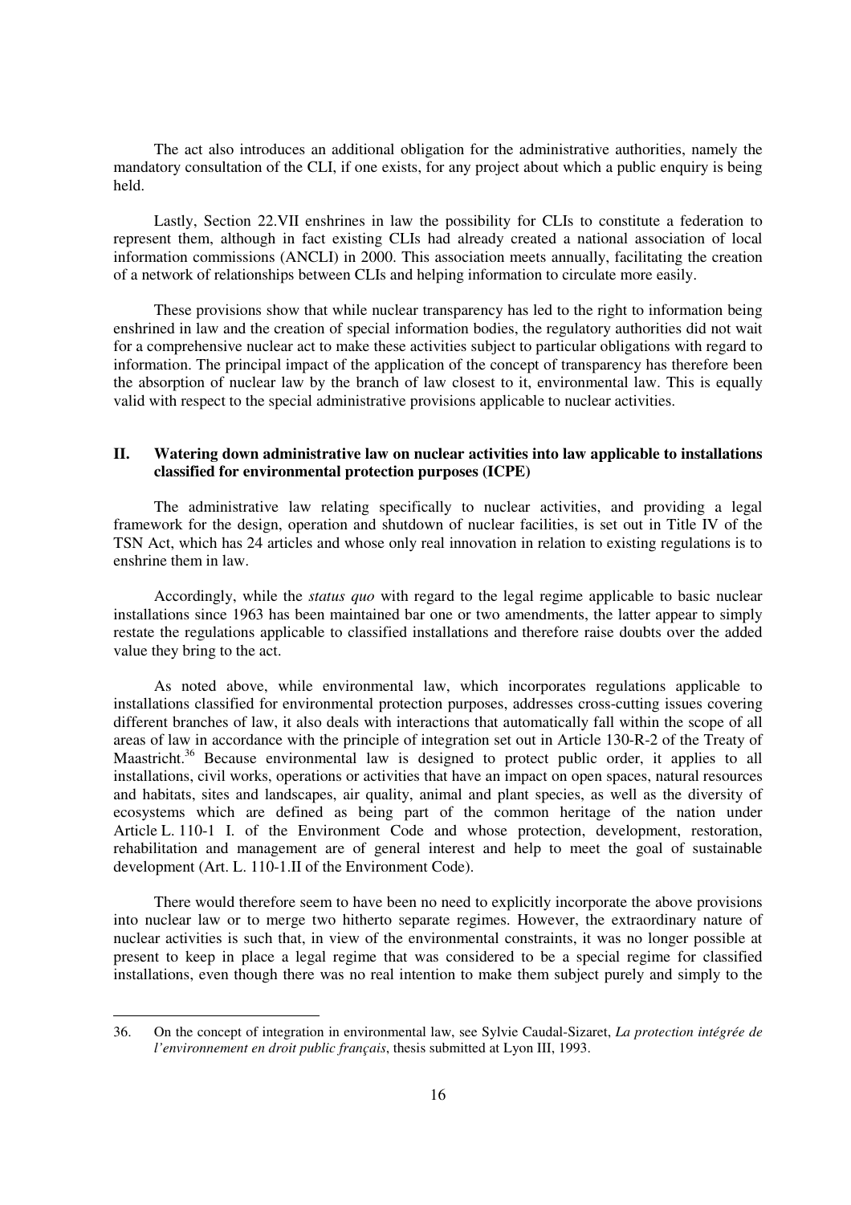The act also introduces an additional obligation for the administrative authorities, namely the mandatory consultation of the CLI, if one exists, for any project about which a public enquiry is being held.

Lastly, Section 22.VII enshrines in law the possibility for CLIs to constitute a federation to represent them, although in fact existing CLIs had already created a national association of local information commissions (ANCLI) in 2000. This association meets annually, facilitating the creation of a network of relationships between CLIs and helping information to circulate more easily.

These provisions show that while nuclear transparency has led to the right to information being enshrined in law and the creation of special information bodies, the regulatory authorities did not wait for a comprehensive nuclear act to make these activities subject to particular obligations with regard to information. The principal impact of the application of the concept of transparency has therefore been the absorption of nuclear law by the branch of law closest to it, environmental law. This is equally valid with respect to the special administrative provisions applicable to nuclear activities.

## II. Watering down administrative law on nuclear activities into law applicable to installations classified for environmental protection purposes (ICPE)

The administrative law relating specifically to nuclear activities, and providing a legal framework for the design, operation and shutdown of nuclear facilities, is set out in Title IV of the TSN Act, which has 24 articles and whose only real innovation in relation to existing regulations is to enshrine them in law.

Accordingly, while the *status quo* with regard to the legal regime applicable to basic nuclear installations since 1963 has been maintained bar one or two amendments, the latter appear to simply restate the regulations applicable to classified installations and therefore raise doubts over the added value they bring to the act.

As noted above, while environmental law, which incorporates regulations applicable to installations classified for environmental protection purposes, addresses cross-cutting issues covering different branches of law, it also deals with interactions that automatically fall within the scope of all areas of law in accordance with the principle of integration set out in Article 130-R-2 of the Treaty of Maastricht.[36] Because environmental law is designed to protect public order, it applies to all installations, civil works, operations or activities that have an impact on open spaces, natural resources and habitats, sites and landscapes, air quality, animal and plant species, as well as the diversity of ecosystems which are defined as being part of the common heritage of the nation under Article L. 110-1 I. of the Environment Code and whose protection, development, restoration, rehabilitation and management are of general interest and help to meet the goal of sustainable development (Art. L. 110-1.II of the Environment Code).

There would therefore seem to have been no need to explicitly incorporate the above provisions into nuclear law or to merge two hitherto separate regimes. However, the extraordinary nature of nuclear activities is such that, in view of the environmental constraints, it was no longer possible at present to keep in place a legal regime that was considered to be a special regime for classified installations, even though there was no real intention to make them subject purely and simply to the

---

36. On the concept of integration in environmental law, see Sylvie Caudal-Sizaret, *La protection intégrée de l'environnement en droit public français*, thesis submitted at Lyon III, 1993.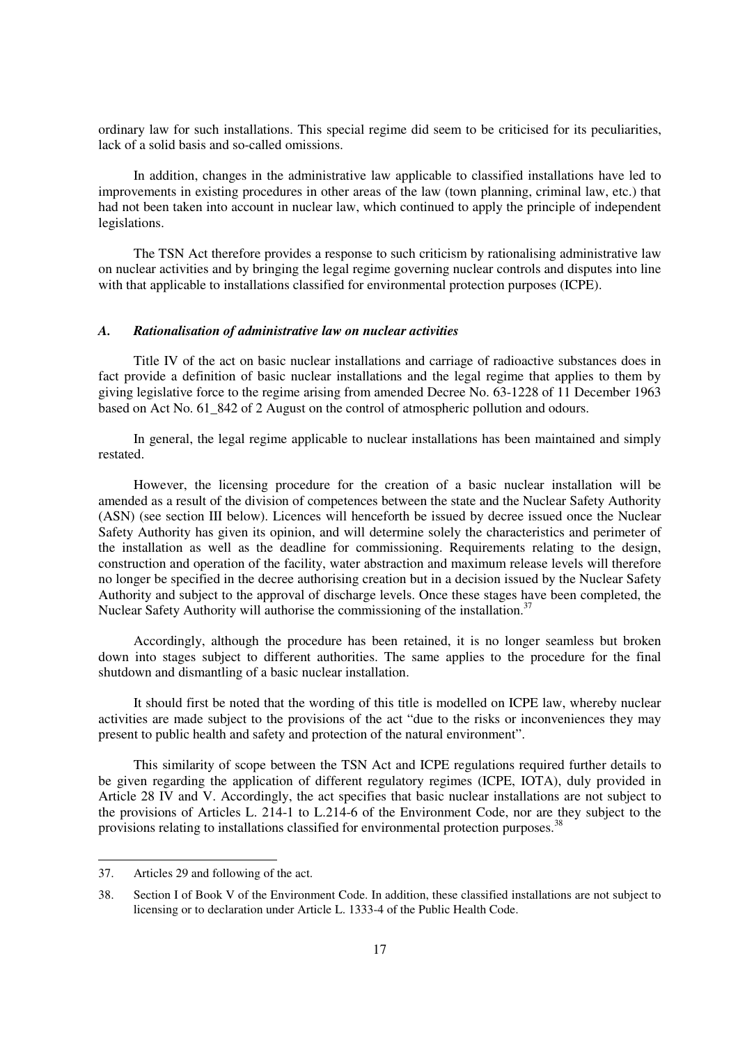ordinary law for such installations. This special regime did seem to be criticised for its peculiarities, lack of a solid basis and so-called omissions.

In addition, changes in the administrative law applicable to classified installations have led to improvements in existing procedures in other areas of the law (town planning, criminal law, etc.) that had not been taken into account in nuclear law, which continued to apply the principle of independent legislations.

The TSN Act therefore provides a response to such criticism by rationalising administrative law on nuclear activities and by bringing the legal regime governing nuclear controls and disputes into line with that applicable to installations classified for environmental protection purposes (ICPE).

### *A. Rationalisation of administrative law on nuclear activities*

Title IV of the act on basic nuclear installations and carriage of radioactive substances does in fact provide a definition of basic nuclear installations and the legal regime that applies to them by giving legislative force to the regime arising from amended Decree No. 63-1228 of 11 December 1963 based on Act No. 61_842 of 2 August on the control of atmospheric pollution and odours.

In general, the legal regime applicable to nuclear installations has been maintained and simply restated.

However, the licensing procedure for the creation of a basic nuclear installation will be amended as a result of the division of competences between the state and the Nuclear Safety Authority (ASN) (see section III below). Licences will henceforth be issued by decree issued once the Nuclear Safety Authority has given its opinion, and will determine solely the characteristics and perimeter of the installation as well as the deadline for commissioning. Requirements relating to the design, construction and operation of the facility, water abstraction and maximum release levels will therefore no longer be specified in the decree authorising creation but in a decision issued by the Nuclear Safety Authority and subject to the approval of discharge levels. Once these stages have been completed, the Nuclear Safety Authority will authorise the commissioning of the installation.[37]

Accordingly, although the procedure has been retained, it is no longer seamless but broken down into stages subject to different authorities. The same applies to the procedure for the final shutdown and dismantling of a basic nuclear installation.

It should first be noted that the wording of this title is modelled on ICPE law, whereby nuclear activities are made subject to the provisions of the act "due to the risks or inconveniences they may present to public health and safety and protection of the natural environment".

This similarity of scope between the TSN Act and ICPE regulations required further details to be given regarding the application of different regulatory regimes (ICPE, IOTA), duly provided in Article 28 IV and V. Accordingly, the act specifies that basic nuclear installations are not subject to the provisions of Articles L. 214-1 to L.214-6 of the Environment Code, nor are they subject to the provisions relating to installations classified for environmental protection purposes.[38]

---

37. Articles 29 and following of the act.

38. Section I of Book V of the Environment Code. In addition, these classified installations are not subject to licensing or to declaration under Article L. 1333-4 of the Public Health Code.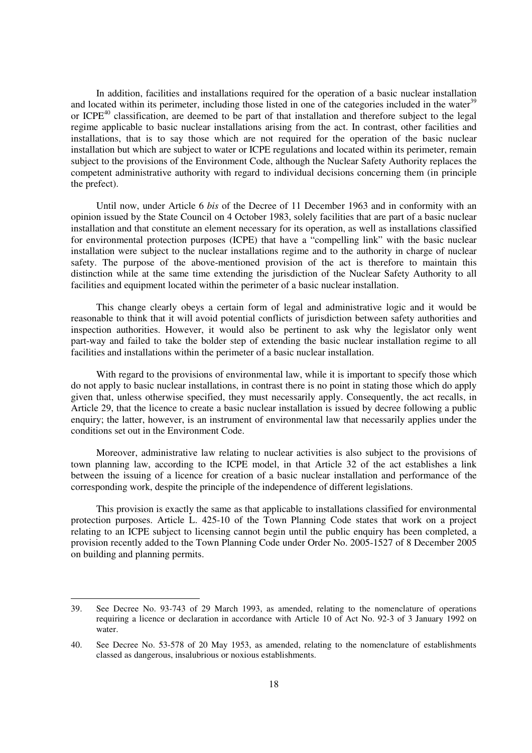In addition, facilities and installations required for the operation of a basic nuclear installation and located within its perimeter, including those listed in one of the categories included in the water[39] or ICPE[40] classification, are deemed to be part of that installation and therefore subject to the legal regime applicable to basic nuclear installations arising from the act. In contrast, other facilities and installations, that is to say those which are not required for the operation of the basic nuclear installation but which are subject to water or ICPE regulations and located within its perimeter, remain subject to the provisions of the Environment Code, although the Nuclear Safety Authority replaces the competent administrative authority with regard to individual decisions concerning them (in principle the prefect).

Until now, under Article 6 *bis* of the Decree of 11 December 1963 and in conformity with an opinion issued by the State Council on 4 October 1983, solely facilities that are part of a basic nuclear installation and that constitute an element necessary for its operation, as well as installations classified for environmental protection purposes (ICPE) that have a "compelling link" with the basic nuclear installation were subject to the nuclear installations regime and to the authority in charge of nuclear safety. The purpose of the above-mentioned provision of the act is therefore to maintain this distinction while at the same time extending the jurisdiction of the Nuclear Safety Authority to all facilities and equipment located within the perimeter of a basic nuclear installation.

This change clearly obeys a certain form of legal and administrative logic and it would be reasonable to think that it will avoid potential conflicts of jurisdiction between safety authorities and inspection authorities. However, it would also be pertinent to ask why the legislator only went part-way and failed to take the bolder step of extending the basic nuclear installation regime to all facilities and installations within the perimeter of a basic nuclear installation.

With regard to the provisions of environmental law, while it is important to specify those which do not apply to basic nuclear installations, in contrast there is no point in stating those which do apply given that, unless otherwise specified, they must necessarily apply. Consequently, the act recalls, in Article 29, that the licence to create a basic nuclear installation is issued by decree following a public enquiry; the latter, however, is an instrument of environmental law that necessarily applies under the conditions set out in the Environment Code.

Moreover, administrative law relating to nuclear activities is also subject to the provisions of town planning law, according to the ICPE model, in that Article 32 of the act establishes a link between the issuing of a licence for creation of a basic nuclear installation and performance of the corresponding work, despite the principle of the independence of different legislations.

This provision is exactly the same as that applicable to installations classified for environmental protection purposes. Article L. 425-10 of the Town Planning Code states that work on a project relating to an ICPE subject to licensing cannot begin until the public enquiry has been completed, a provision recently added to the Town Planning Code under Order No. 2005-1527 of 8 December 2005 on building and planning permits.

---

39. See Decree No. 93-743 of 29 March 1993, as amended, relating to the nomenclature of operations requiring a licence or declaration in accordance with Article 10 of Act No. 92-3 of 3 January 1992 on water.

40. See Decree No. 53-578 of 20 May 1953, as amended, relating to the nomenclature of establishments classed as dangerous, insalubrious or noxious establishments.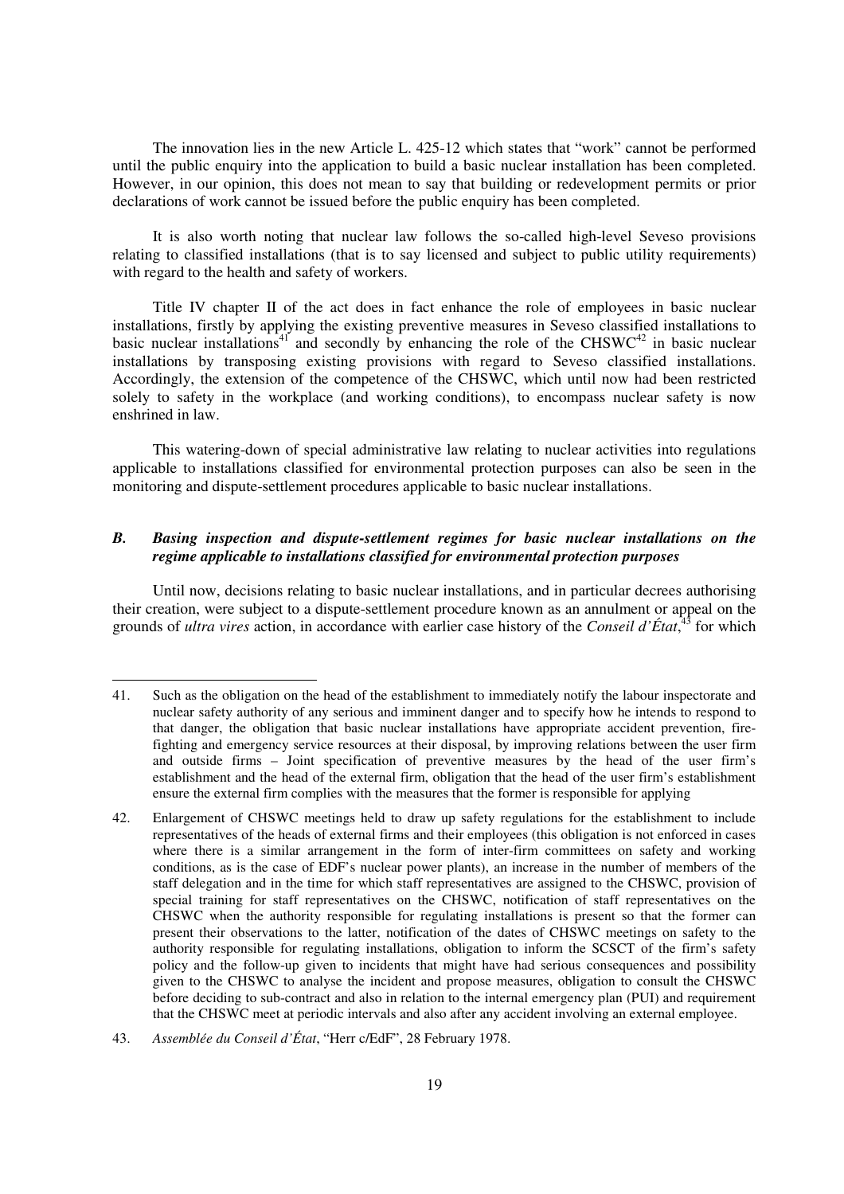The innovation lies in the new Article L. 425-12 which states that "work" cannot be performed until the public enquiry into the application to build a basic nuclear installation has been completed. However, in our opinion, this does not mean to say that building or redevelopment permits or prior declarations of work cannot be issued before the public enquiry has been completed.

It is also worth noting that nuclear law follows the so-called high-level Seveso provisions relating to classified installations (that is to say licensed and subject to public utility requirements) with regard to the health and safety of workers.

Title IV chapter II of the act does in fact enhance the role of employees in basic nuclear installations, firstly by applying the existing preventive measures in Seveso classified installations to basic nuclear installations[41] and secondly by enhancing the role of the CHSWC[42] in basic nuclear installations by transposing existing provisions with regard to Seveso classified installations. Accordingly, the extension of the competence of the CHSWC, which until now had been restricted solely to safety in the workplace (and working conditions), to encompass nuclear safety is now enshrined in law.

This watering-down of special administrative law relating to nuclear activities into regulations applicable to installations classified for environmental protection purposes can also be seen in the monitoring and dispute-settlement procedures applicable to basic nuclear installations.

### *B. Basing inspection and dispute-settlement regimes for basic nuclear installations on the regime applicable to installations classified for environmental protection purposes*

Until now, decisions relating to basic nuclear installations, and in particular decrees authorising their creation, were subject to a dispute-settlement procedure known as an annulment or appeal on the grounds of *ultra vires* action, in accordance with earlier case history of the *Conseil d'État*,[43] for which

---

41. Such as the obligation on the head of the establishment to immediately notify the labour inspectorate and nuclear safety authority of any serious and imminent danger and to specify how he intends to respond to that danger, the obligation that basic nuclear installations have appropriate accident prevention, fire-fighting and emergency service resources at their disposal, by improving relations between the user firm and outside firms – Joint specification of preventive measures by the head of the user firm's establishment and the head of the external firm, obligation that the head of the user firm's establishment ensure the external firm complies with the measures that the former is responsible for applying

42. Enlargement of CHSWC meetings held to draw up safety regulations for the establishment to include representatives of the heads of external firms and their employees (this obligation is not enforced in cases where there is a similar arrangement in the form of inter-firm committees on safety and working conditions, as is the case of EDF's nuclear power plants), an increase in the number of members of the staff delegation and in the time for which staff representatives are assigned to the CHSWC, provision of special training for staff representatives on the CHSWC, notification of staff representatives on the CHSWC when the authority responsible for regulating installations is present so that the former can present their observations to the latter, notification of the dates of CHSWC meetings on safety to the authority responsible for regulating installations, obligation to inform the SCSCT of the firm's safety policy and the follow-up given to incidents that might have had serious consequences and possibility given to the CHSWC to analyse the incident and propose measures, obligation to consult the CHSWC before deciding to sub-contract and also in relation to the internal emergency plan (PUI) and requirement that the CHSWC meet at periodic intervals and also after any accident involving an external employee.

43. *Assemblée du Conseil d'État*, "Herr c/EdF", 28 February 1978.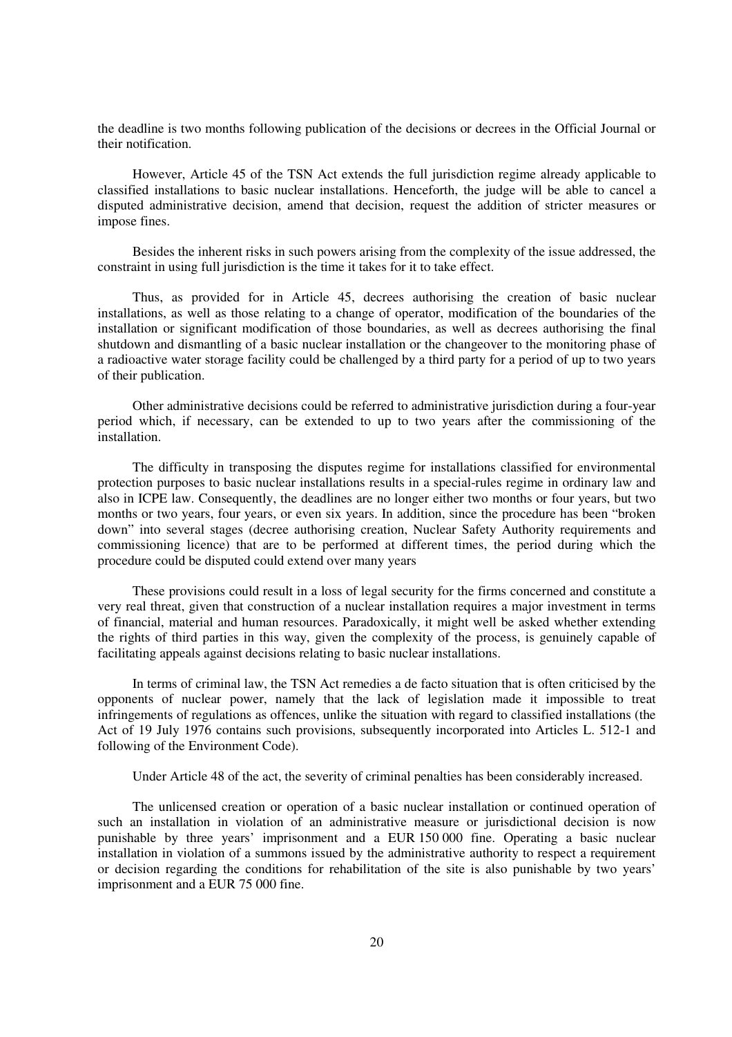the deadline is two months following publication of the decisions or decrees in the Official Journal or their notification.

However, Article 45 of the TSN Act extends the full jurisdiction regime already applicable to classified installations to basic nuclear installations. Henceforth, the judge will be able to cancel a disputed administrative decision, amend that decision, request the addition of stricter measures or impose fines.

Besides the inherent risks in such powers arising from the complexity of the issue addressed, the constraint in using full jurisdiction is the time it takes for it to take effect.

Thus, as provided for in Article 45, decrees authorising the creation of basic nuclear installations, as well as those relating to a change of operator, modification of the boundaries of the installation or significant modification of those boundaries, as well as decrees authorising the final shutdown and dismantling of a basic nuclear installation or the changeover to the monitoring phase of a radioactive water storage facility could be challenged by a third party for a period of up to two years of their publication.

Other administrative decisions could be referred to administrative jurisdiction during a four-year period which, if necessary, can be extended to up to two years after the commissioning of the installation.

The difficulty in transposing the disputes regime for installations classified for environmental protection purposes to basic nuclear installations results in a special-rules regime in ordinary law and also in ICPE law. Consequently, the deadlines are no longer either two months or four years, but two months or two years, four years, or even six years. In addition, since the procedure has been "broken down" into several stages (decree authorising creation, Nuclear Safety Authority requirements and commissioning licence) that are to be performed at different times, the period during which the procedure could be disputed could extend over many years

These provisions could result in a loss of legal security for the firms concerned and constitute a very real threat, given that construction of a nuclear installation requires a major investment in terms of financial, material and human resources. Paradoxically, it might well be asked whether extending the rights of third parties in this way, given the complexity of the process, is genuinely capable of facilitating appeals against decisions relating to basic nuclear installations.

In terms of criminal law, the TSN Act remedies a de facto situation that is often criticised by the opponents of nuclear power, namely that the lack of legislation made it impossible to treat infringements of regulations as offences, unlike the situation with regard to classified installations (the Act of 19 July 1976 contains such provisions, subsequently incorporated into Articles L. 512-1 and following of the Environment Code).

Under Article 48 of the act, the severity of criminal penalties has been considerably increased.

The unlicensed creation or operation of a basic nuclear installation or continued operation of such an installation in violation of an administrative measure or jurisdictional decision is now punishable by three years' imprisonment and a EUR 150 000 fine. Operating a basic nuclear installation in violation of a summons issued by the administrative authority to respect a requirement or decision regarding the conditions for rehabilitation of the site is also punishable by two years' imprisonment and a EUR 75 000 fine.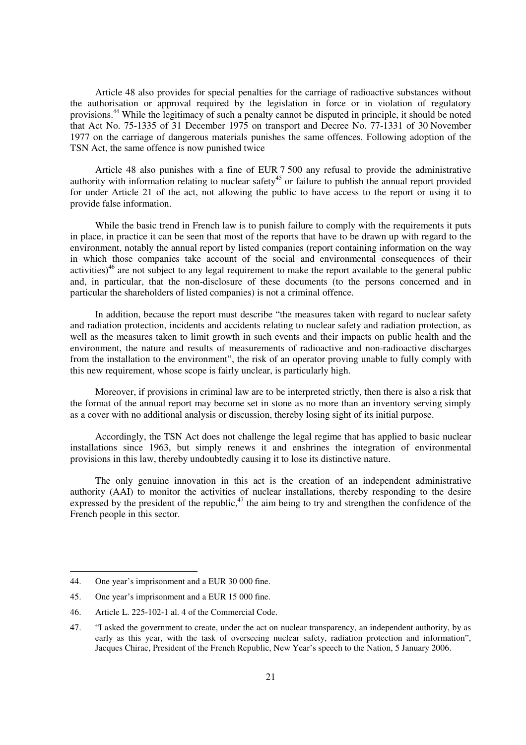Article 48 also provides for special penalties for the carriage of radioactive substances without the authorisation or approval required by the legislation in force or in violation of regulatory provisions.[44] While the legitimacy of such a penalty cannot be disputed in principle, it should be noted that Act No. 75-1335 of 31 December 1975 on transport and Decree No. 77-1331 of 30 November 1977 on the carriage of dangerous materials punishes the same offences. Following adoption of the TSN Act, the same offence is now punished twice

Article 48 also punishes with a fine of EUR 7 500 any refusal to provide the administrative authority with information relating to nuclear safety[45] or failure to publish the annual report provided for under Article 21 of the act, not allowing the public to have access to the report or using it to provide false information.

While the basic trend in French law is to punish failure to comply with the requirements it puts in place, in practice it can be seen that most of the reports that have to be drawn up with regard to the environment, notably the annual report by listed companies (report containing information on the way in which those companies take account of the social and environmental consequences of their activities)[46] are not subject to any legal requirement to make the report available to the general public and, in particular, that the non-disclosure of these documents (to the persons concerned and in particular the shareholders of listed companies) is not a criminal offence.

In addition, because the report must describe "the measures taken with regard to nuclear safety and radiation protection, incidents and accidents relating to nuclear safety and radiation protection, as well as the measures taken to limit growth in such events and their impacts on public health and the environment, the nature and results of measurements of radioactive and non-radioactive discharges from the installation to the environment", the risk of an operator proving unable to fully comply with this new requirement, whose scope is fairly unclear, is particularly high.

Moreover, if provisions in criminal law are to be interpreted strictly, then there is also a risk that the format of the annual report may become set in stone as no more than an inventory serving simply as a cover with no additional analysis or discussion, thereby losing sight of its initial purpose.

Accordingly, the TSN Act does not challenge the legal regime that has applied to basic nuclear installations since 1963, but simply renews it and enshrines the integration of environmental provisions in this law, thereby undoubtedly causing it to lose its distinctive nature.

The only genuine innovation in this act is the creation of an independent administrative authority (AAI) to monitor the activities of nuclear installations, thereby responding to the desire expressed by the president of the republic,[47] the aim being to try and strengthen the confidence of the French people in this sector.

---

44. One year's imprisonment and a EUR 30 000 fine.

45. One year's imprisonment and a EUR 15 000 fine.

46. Article L. 225-102-1 al. 4 of the Commercial Code.

47. "I asked the government to create, under the act on nuclear transparency, an independent authority, by as early as this year, with the task of overseeing nuclear safety, radiation protection and information", Jacques Chirac, President of the French Republic, New Year's speech to the Nation, 5 January 2006.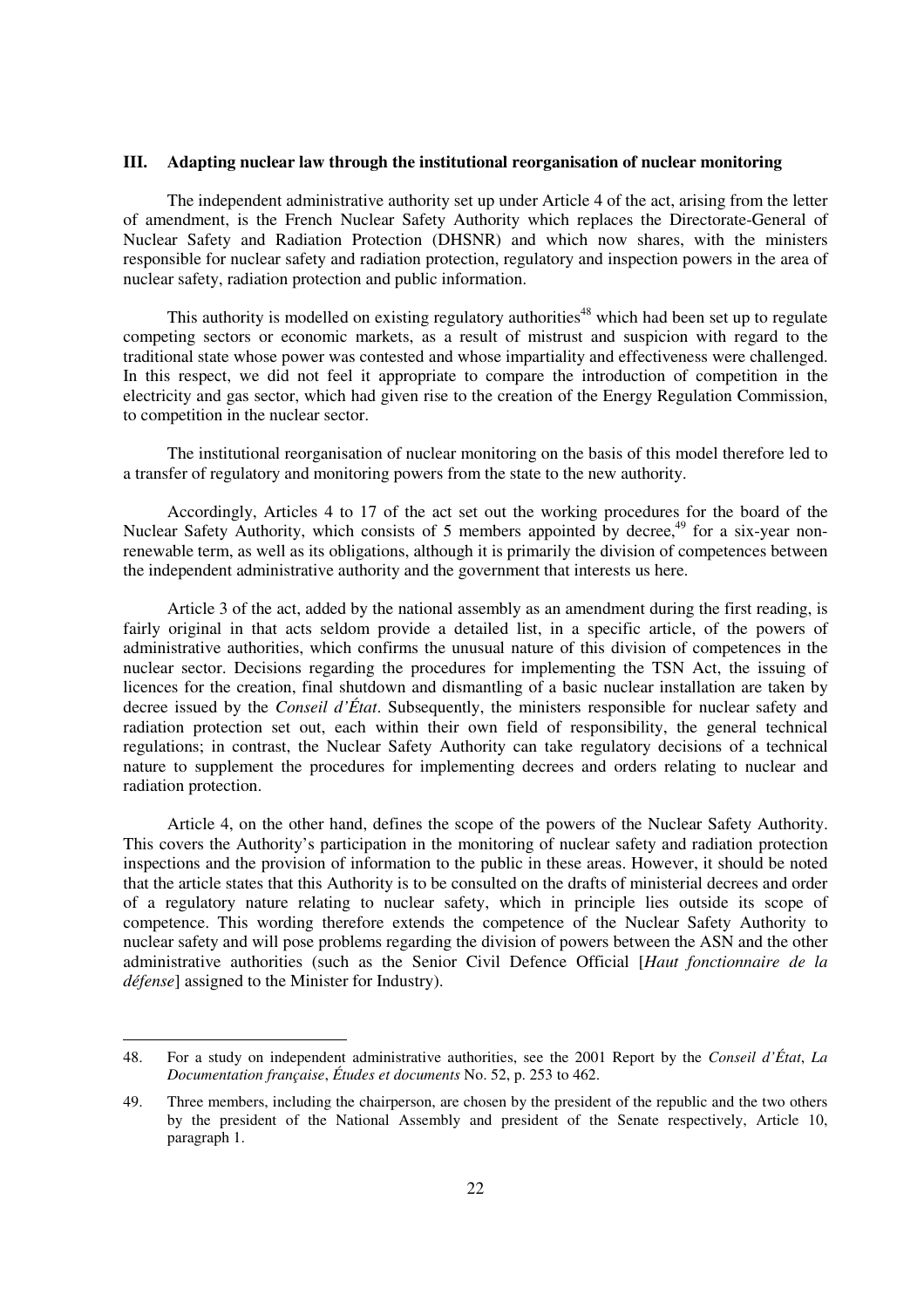## III. Adapting nuclear law through the institutional reorganisation of nuclear monitoring

The independent administrative authority set up under Article 4 of the act, arising from the letter of amendment, is the French Nuclear Safety Authority which replaces the Directorate-General of Nuclear Safety and Radiation Protection (DHSNR) and which now shares, with the ministers responsible for nuclear safety and radiation protection, regulatory and inspection powers in the area of nuclear safety, radiation protection and public information.

This authority is modelled on existing regulatory authorities[48] which had been set up to regulate competing sectors or economic markets, as a result of mistrust and suspicion with regard to the traditional state whose power was contested and whose impartiality and effectiveness were challenged. In this respect, we did not feel it appropriate to compare the introduction of competition in the electricity and gas sector, which had given rise to the creation of the Energy Regulation Commission, to competition in the nuclear sector.

The institutional reorganisation of nuclear monitoring on the basis of this model therefore led to a transfer of regulatory and monitoring powers from the state to the new authority.

Accordingly, Articles 4 to 17 of the act set out the working procedures for the board of the Nuclear Safety Authority, which consists of 5 members appointed by decree,[49] for a six-year non-renewable term, as well as its obligations, although it is primarily the division of competences between the independent administrative authority and the government that interests us here.

Article 3 of the act, added by the national assembly as an amendment during the first reading, is fairly original in that acts seldom provide a detailed list, in a specific article, of the powers of administrative authorities, which confirms the unusual nature of this division of competences in the nuclear sector. Decisions regarding the procedures for implementing the TSN Act, the issuing of licences for the creation, final shutdown and dismantling of a basic nuclear installation are taken by decree issued by the *Conseil d'État*. Subsequently, the ministers responsible for nuclear safety and radiation protection set out, each within their own field of responsibility, the general technical regulations; in contrast, the Nuclear Safety Authority can take regulatory decisions of a technical nature to supplement the procedures for implementing decrees and orders relating to nuclear and radiation protection.

Article 4, on the other hand, defines the scope of the powers of the Nuclear Safety Authority. This covers the Authority's participation in the monitoring of nuclear safety and radiation protection inspections and the provision of information to the public in these areas. However, it should be noted that the article states that this Authority is to be consulted on the drafts of ministerial decrees and order of a regulatory nature relating to nuclear safety, which in principle lies outside its scope of competence. This wording therefore extends the competence of the Nuclear Safety Authority to nuclear safety and will pose problems regarding the division of powers between the ASN and the other administrative authorities (such as the Senior Civil Defence Official [*Haut fonctionnaire de la défense*] assigned to the Minister for Industry).

---

48. For a study on independent administrative authorities, see the 2001 Report by the *Conseil d'État*, *La Documentation française*, *Études et documents* No. 52, p. 253 to 462.

49. Three members, including the chairperson, are chosen by the president of the republic and the two others by the president of the National Assembly and president of the Senate respectively, Article 10, paragraph 1.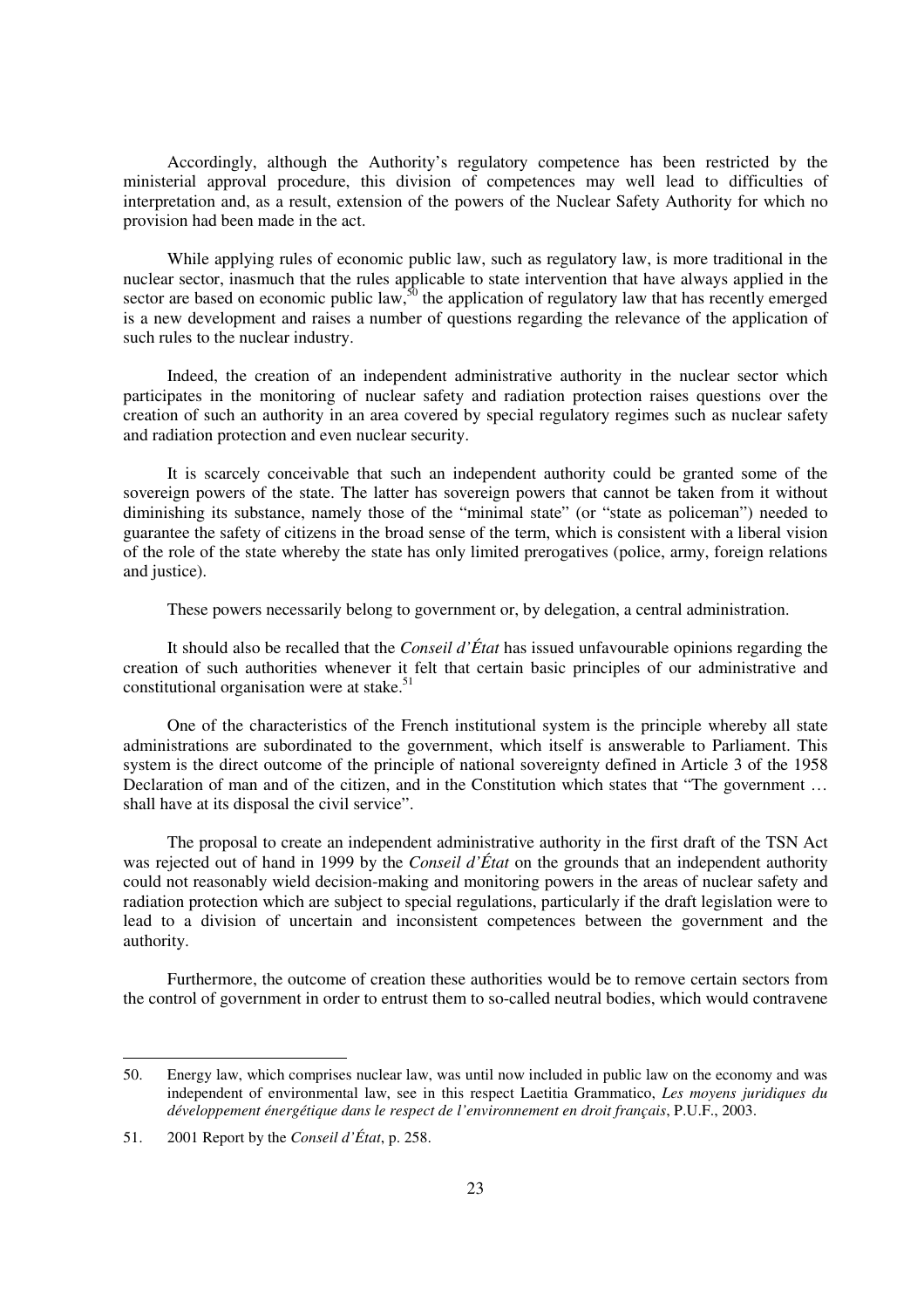Accordingly, although the Authority's regulatory competence has been restricted by the ministerial approval procedure, this division of competences may well lead to difficulties of interpretation and, as a result, extension of the powers of the Nuclear Safety Authority for which no provision had been made in the act.

While applying rules of economic public law, such as regulatory law, is more traditional in the nuclear sector, inasmuch that the rules applicable to state intervention that have always applied in the sector are based on economic public law,[50] the application of regulatory law that has recently emerged is a new development and raises a number of questions regarding the relevance of the application of such rules to the nuclear industry.

Indeed, the creation of an independent administrative authority in the nuclear sector which participates in the monitoring of nuclear safety and radiation protection raises questions over the creation of such an authority in an area covered by special regulatory regimes such as nuclear safety and radiation protection and even nuclear security.

It is scarcely conceivable that such an independent authority could be granted some of the sovereign powers of the state. The latter has sovereign powers that cannot be taken from it without diminishing its substance, namely those of the "minimal state" (or "state as policeman") needed to guarantee the safety of citizens in the broad sense of the term, which is consistent with a liberal vision of the role of the state whereby the state has only limited prerogatives (police, army, foreign relations and justice).

These powers necessarily belong to government or, by delegation, a central administration.

It should also be recalled that the *Conseil d'État* has issued unfavourable opinions regarding the creation of such authorities whenever it felt that certain basic principles of our administrative and constitutional organisation were at stake.[51]

One of the characteristics of the French institutional system is the principle whereby all state administrations are subordinated to the government, which itself is answerable to Parliament. This system is the direct outcome of the principle of national sovereignty defined in Article 3 of the 1958 Declaration of man and of the citizen, and in the Constitution which states that "The government … shall have at its disposal the civil service".

The proposal to create an independent administrative authority in the first draft of the TSN Act was rejected out of hand in 1999 by the *Conseil d'État* on the grounds that an independent authority could not reasonably wield decision-making and monitoring powers in the areas of nuclear safety and radiation protection which are subject to special regulations, particularly if the draft legislation were to lead to a division of uncertain and inconsistent competences between the government and the authority.

Furthermore, the outcome of creation these authorities would be to remove certain sectors from the control of government in order to entrust them to so-called neutral bodies, which would contravene

---

50. Energy law, which comprises nuclear law, was until now included in public law on the economy and was independent of environmental law, see in this respect Laetitia Grammatico, *Les moyens juridiques du développement énergétique dans le respect de l'environnement en droit français*, P.U.F., 2003.

51. 2001 Report by the *Conseil d'État*, p. 258.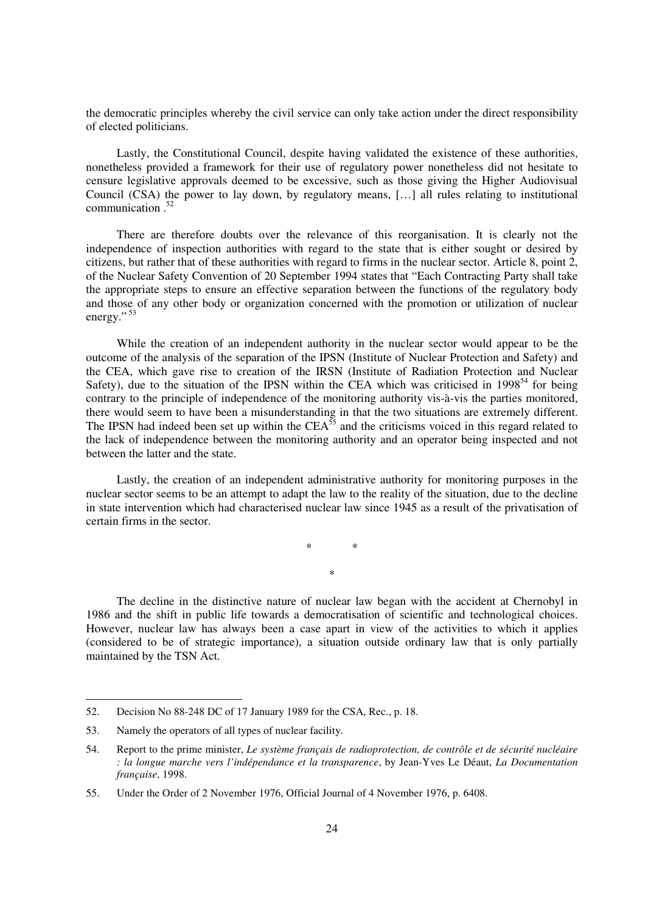the democratic principles whereby the civil service can only take action under the direct responsibility of elected politicians.

Lastly, the Constitutional Council, despite having validated the existence of these authorities, nonetheless provided a framework for their use of regulatory power nonetheless did not hesitate to censure legislative approvals deemed to be excessive, such as those giving the Higher Audiovisual Council (CSA) the power to lay down, by regulatory means, […] all rules relating to institutional communication .[52]

There are therefore doubts over the relevance of this reorganisation. It is clearly not the independence of inspection authorities with regard to the state that is either sought or desired by citizens, but rather that of these authorities with regard to firms in the nuclear sector. Article 8, point 2, of the Nuclear Safety Convention of 20 September 1994 states that "Each Contracting Party shall take the appropriate steps to ensure an effective separation between the functions of the regulatory body and those of any other body or organization concerned with the promotion or utilization of nuclear energy."[53]

While the creation of an independent authority in the nuclear sector would appear to be the outcome of the analysis of the separation of the IPSN (Institute of Nuclear Protection and Safety) and the CEA, which gave rise to creation of the IRSN (Institute of Radiation Protection and Nuclear Safety), due to the situation of the IPSN within the CEA which was criticised in 1998[54] for being contrary to the principle of independence of the monitoring authority vis-à-vis the parties monitored, there would seem to have been a misunderstanding in that the two situations are extremely different. The IPSN had indeed been set up within the CEA[55] and the criticisms voiced in this regard related to the lack of independence between the monitoring authority and an operator being inspected and not between the latter and the state.

Lastly, the creation of an independent administrative authority for monitoring purposes in the nuclear sector seems to be an attempt to adapt the law to the reality of the situation, due to the decline in state intervention which had characterised nuclear law since 1945 as a result of the privatisation of certain firms in the sector.

\* \*

\*

The decline in the distinctive nature of nuclear law began with the accident at Chernobyl in 1986 and the shift in public life towards a democratisation of scientific and technological choices. However, nuclear law has always been a case apart in view of the activities to which it applies (considered to be of strategic importance), a situation outside ordinary law that is only partially maintained by the TSN Act.

---

52. Decision No 88-248 DC of 17 January 1989 for the CSA, Rec., p. 18.

53. Namely the operators of all types of nuclear facility.

54. Report to the prime minister, *Le système français de radioprotection, de contrôle et de sécurité nucléaire : la longue marche vers l'indépendance et la transparence*, by Jean-Yves Le Déaut, *La Documentation française*, 1998.

55. Under the Order of 2 November 1976, Official Journal of 4 November 1976, p. 6408.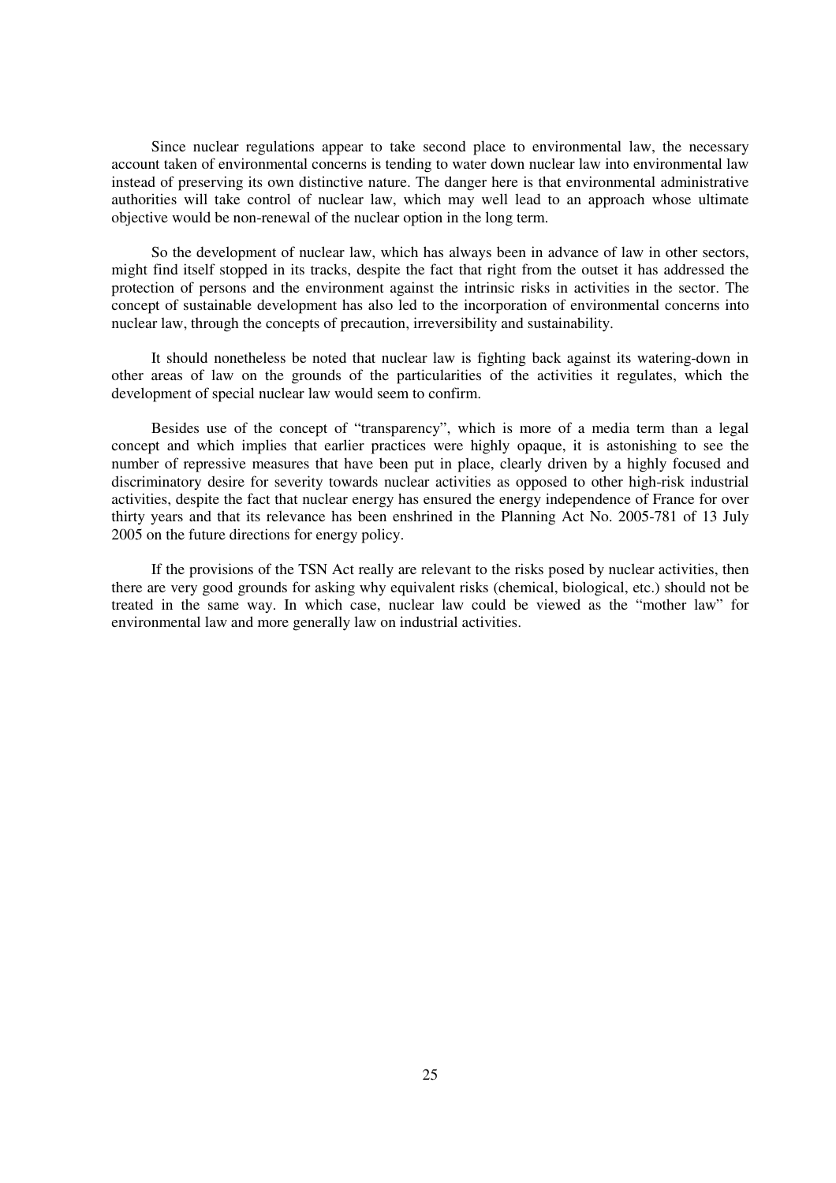Since nuclear regulations appear to take second place to environmental law, the necessary account taken of environmental concerns is tending to water down nuclear law into environmental law instead of preserving its own distinctive nature. The danger here is that environmental administrative authorities will take control of nuclear law, which may well lead to an approach whose ultimate objective would be non-renewal of the nuclear option in the long term.

So the development of nuclear law, which has always been in advance of law in other sectors, might find itself stopped in its tracks, despite the fact that right from the outset it has addressed the protection of persons and the environment against the intrinsic risks in activities in the sector. The concept of sustainable development has also led to the incorporation of environmental concerns into nuclear law, through the concepts of precaution, irreversibility and sustainability.

It should nonetheless be noted that nuclear law is fighting back against its watering-down in other areas of law on the grounds of the particularities of the activities it regulates, which the development of special nuclear law would seem to confirm.

Besides use of the concept of "transparency", which is more of a media term than a legal concept and which implies that earlier practices were highly opaque, it is astonishing to see the number of repressive measures that have been put in place, clearly driven by a highly focused and discriminatory desire for severity towards nuclear activities as opposed to other high-risk industrial activities, despite the fact that nuclear energy has ensured the energy independence of France for over thirty years and that its relevance has been enshrined in the Planning Act No. 2005-781 of 13 July 2005 on the future directions for energy policy.

If the provisions of the TSN Act really are relevant to the risks posed by nuclear activities, then there are very good grounds for asking why equivalent risks (chemical, biological, etc.) should not be treated in the same way. In which case, nuclear law could be viewed as the "mother law" for environmental law and more generally law on industrial activities.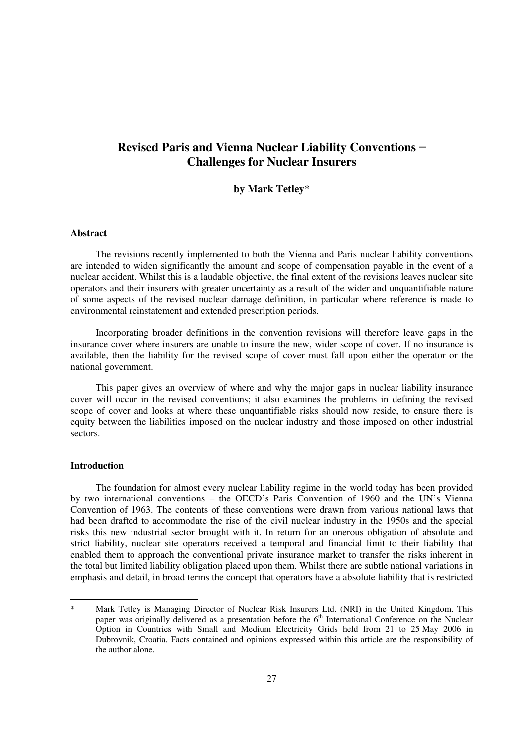# Revised Paris and Vienna Nuclear Liability Conventions – Challenges for Nuclear Insurers

**by Mark Tetley***

### Abstract

The revisions recently implemented to both the Vienna and Paris nuclear liability conventions are intended to widen significantly the amount and scope of compensation payable in the event of a nuclear accident. Whilst this is a laudable objective, the final extent of the revisions leaves nuclear site operators and their insurers with greater uncertainty as a result of the wider and unquantifiable nature of some aspects of the revised nuclear damage definition, in particular where reference is made to environmental reinstatement and extended prescription periods.

Incorporating broader definitions in the convention revisions will therefore leave gaps in the insurance cover where insurers are unable to insure the new, wider scope of cover. If no insurance is available, then the liability for the revised scope of cover must fall upon either the operator or the national government.

This paper gives an overview of where and why the major gaps in nuclear liability insurance cover will occur in the revised conventions; it also examines the problems in defining the revised scope of cover and looks at where these unquantifiable risks should now reside, to ensure there is equity between the liabilities imposed on the nuclear industry and those imposed on other industrial sectors.

### Introduction

The foundation for almost every nuclear liability regime in the world today has been provided by two international conventions – the OECD's Paris Convention of 1960 and the UN's Vienna Convention of 1963. The contents of these conventions were drawn from various national laws that had been drafted to accommodate the rise of the civil nuclear industry in the 1950s and the special risks this new industrial sector brought with it. In return for an onerous obligation of absolute and strict liability, nuclear site operators received a temporal and financial limit to their liability that enabled them to approach the conventional private insurance market to transfer the risks inherent in the total but limited liability obligation placed upon them. Whilst there are subtle national variations in emphasis and detail, in broad terms the concept that operators have a absolute liability that is restricted

---

\* Mark Tetley is Managing Director of Nuclear Risk Insurers Ltd. (NRI) in the United Kingdom. This paper was originally delivered as a presentation before the 6th International Conference on the Nuclear Option in Countries with Small and Medium Electricity Grids held from 21 to 25 May 2006 in Dubrovnik, Croatia. Facts contained and opinions expressed within this article are the responsibility of the author alone.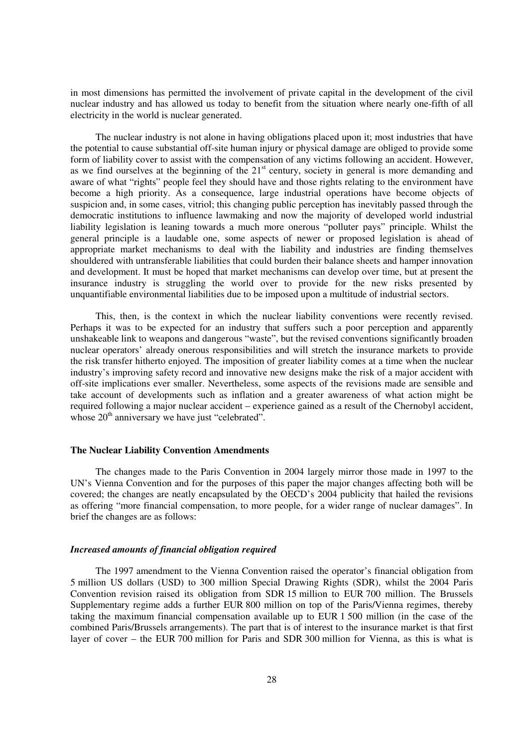in most dimensions has permitted the involvement of private capital in the development of the civil nuclear industry and has allowed us today to benefit from the situation where nearly one-fifth of all electricity in the world is nuclear generated.

The nuclear industry is not alone in having obligations placed upon it; most industries that have the potential to cause substantial off-site human injury or physical damage are obliged to provide some form of liability cover to assist with the compensation of any victims following an accident. However, as we find ourselves at the beginning of the 21st century, society in general is more demanding and aware of what "rights" people feel they should have and those rights relating to the environment have become a high priority. As a consequence, large industrial operations have become objects of suspicion and, in some cases, vitriol; this changing public perception has inevitably passed through the democratic institutions to influence lawmaking and now the majority of developed world industrial liability legislation is leaning towards a much more onerous "polluter pays" principle. Whilst the general principle is a laudable one, some aspects of newer or proposed legislation is ahead of appropriate market mechanisms to deal with the liability and industries are finding themselves shouldered with untransferable liabilities that could burden their balance sheets and hamper innovation and development. It must be hoped that market mechanisms can develop over time, but at present the insurance industry is struggling the world over to provide for the new risks presented by unquantifiable environmental liabilities due to be imposed upon a multitude of industrial sectors.

This, then, is the context in which the nuclear liability conventions were recently revised. Perhaps it was to be expected for an industry that suffers such a poor perception and apparently unshakeable link to weapons and dangerous "waste", but the revised conventions significantly broaden nuclear operators' already onerous responsibilities and will stretch the insurance markets to provide the risk transfer hitherto enjoyed. The imposition of greater liability comes at a time when the nuclear industry's improving safety record and innovative new designs make the risk of a major accident with off-site implications ever smaller. Nevertheless, some aspects of the revisions made are sensible and take account of developments such as inflation and a greater awareness of what action might be required following a major nuclear accident – experience gained as a result of the Chernobyl accident, whose 20th anniversary we have just "celebrated".

**The Nuclear Liability Convention Amendments**

The changes made to the Paris Convention in 2004 largely mirror those made in 1997 to the UN's Vienna Convention and for the purposes of this paper the major changes affecting both will be covered; the changes are neatly encapsulated by the OECD's 2004 publicity that hailed the revisions as offering "more financial compensation, to more people, for a wider range of nuclear damages". In brief the changes are as follows:

***Increased amounts of financial obligation required***

The 1997 amendment to the Vienna Convention raised the operator's financial obligation from 5 million US dollars (USD) to 300 million Special Drawing Rights (SDR), whilst the 2004 Paris Convention revision raised its obligation from SDR 15 million to EUR 700 million. The Brussels Supplementary regime adds a further EUR 800 million on top of the Paris/Vienna regimes, thereby taking the maximum financial compensation available up to EUR 1 500 million (in the case of the combined Paris/Brussels arrangements). The part that is of interest to the insurance market is that first layer of cover – the EUR 700 million for Paris and SDR 300 million for Vienna, as this is what is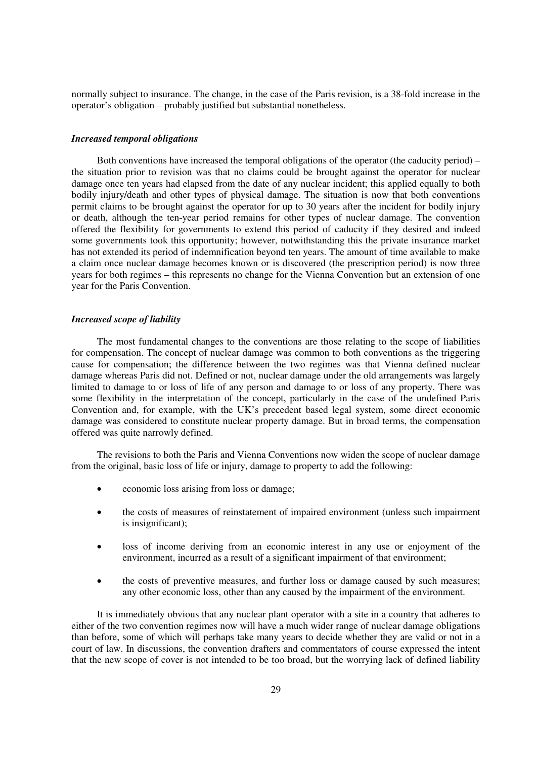normally subject to insurance. The change, in the case of the Paris revision, is a 38-fold increase in the operator's obligation – probably justified but substantial nonetheless.

### *Increased temporal obligations*

Both conventions have increased the temporal obligations of the operator (the caducity period) – the situation prior to revision was that no claims could be brought against the operator for nuclear damage once ten years had elapsed from the date of any nuclear incident; this applied equally to both bodily injury/death and other types of physical damage. The situation is now that both conventions permit claims to be brought against the operator for up to 30 years after the incident for bodily injury or death, although the ten-year period remains for other types of nuclear damage. The convention offered the flexibility for governments to extend this period of caducity if they desired and indeed some governments took this opportunity; however, notwithstanding this the private insurance market has not extended its period of indemnification beyond ten years. The amount of time available to make a claim once nuclear damage becomes known or is discovered (the prescription period) is now three years for both regimes – this represents no change for the Vienna Convention but an extension of one year for the Paris Convention.

### *Increased scope of liability*

The most fundamental changes to the conventions are those relating to the scope of liabilities for compensation. The concept of nuclear damage was common to both conventions as the triggering cause for compensation; the difference between the two regimes was that Vienna defined nuclear damage whereas Paris did not. Defined or not, nuclear damage under the old arrangements was largely limited to damage to or loss of life of any person and damage to or loss of any property. There was some flexibility in the interpretation of the concept, particularly in the case of the undefined Paris Convention and, for example, with the UK's precedent based legal system, some direct economic damage was considered to constitute nuclear property damage. But in broad terms, the compensation offered was quite narrowly defined.

The revisions to both the Paris and Vienna Conventions now widen the scope of nuclear damage from the original, basic loss of life or injury, damage to property to add the following:

- economic loss arising from loss or damage;
- the costs of measures of reinstatement of impaired environment (unless such impairment is insignificant);
- loss of income deriving from an economic interest in any use or enjoyment of the environment, incurred as a result of a significant impairment of that environment;
- the costs of preventive measures, and further loss or damage caused by such measures; any other economic loss, other than any caused by the impairment of the environment.

It is immediately obvious that any nuclear plant operator with a site in a country that adheres to either of the two convention regimes now will have a much wider range of nuclear damage obligations than before, some of which will perhaps take many years to decide whether they are valid or not in a court of law. In discussions, the convention drafters and commentators of course expressed the intent that the new scope of cover is not intended to be too broad, but the worrying lack of defined liability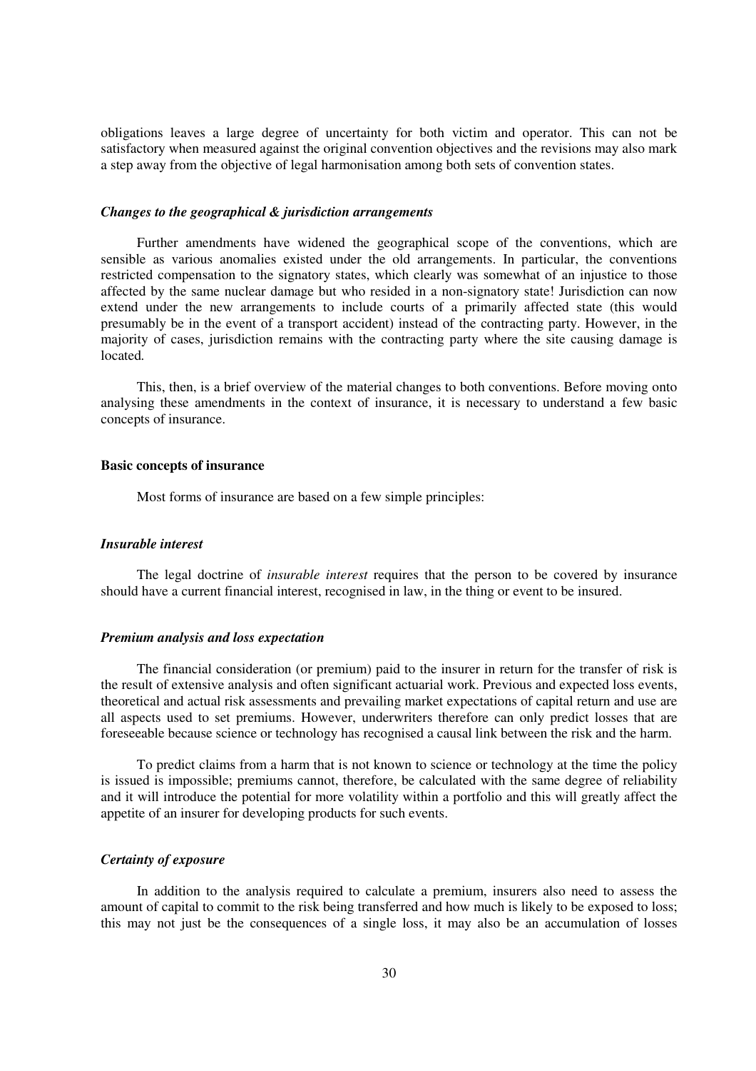obligations leaves a large degree of uncertainty for both victim and operator. This can not be satisfactory when measured against the original convention objectives and the revisions may also mark a step away from the objective of legal harmonisation among both sets of convention states.

#### *Changes to the geographical & jurisdiction arrangements*

Further amendments have widened the geographical scope of the conventions, which are sensible as various anomalies existed under the old arrangements. In particular, the conventions restricted compensation to the signatory states, which clearly was somewhat of an injustice to those affected by the same nuclear damage but who resided in a non-signatory state! Jurisdiction can now extend under the new arrangements to include courts of a primarily affected state (this would presumably be in the event of a transport accident) instead of the contracting party. However, in the majority of cases, jurisdiction remains with the contracting party where the site causing damage is located.

This, then, is a brief overview of the material changes to both conventions. Before moving onto analysing these amendments in the context of insurance, it is necessary to understand a few basic concepts of insurance.

### Basic concepts of insurance

Most forms of insurance are based on a few simple principles:

#### *Insurable interest*

The legal doctrine of *insurable interest* requires that the person to be covered by insurance should have a current financial interest, recognised in law, in the thing or event to be insured.

#### *Premium analysis and loss expectation*

The financial consideration (or premium) paid to the insurer in return for the transfer of risk is the result of extensive analysis and often significant actuarial work. Previous and expected loss events, theoretical and actual risk assessments and prevailing market expectations of capital return and use are all aspects used to set premiums. However, underwriters therefore can only predict losses that are foreseeable because science or technology has recognised a causal link between the risk and the harm.

To predict claims from a harm that is not known to science or technology at the time the policy is issued is impossible; premiums cannot, therefore, be calculated with the same degree of reliability and it will introduce the potential for more volatility within a portfolio and this will greatly affect the appetite of an insurer for developing products for such events.

#### *Certainty of exposure*

In addition to the analysis required to calculate a premium, insurers also need to assess the amount of capital to commit to the risk being transferred and how much is likely to be exposed to loss; this may not just be the consequences of a single loss, it may also be an accumulation of losses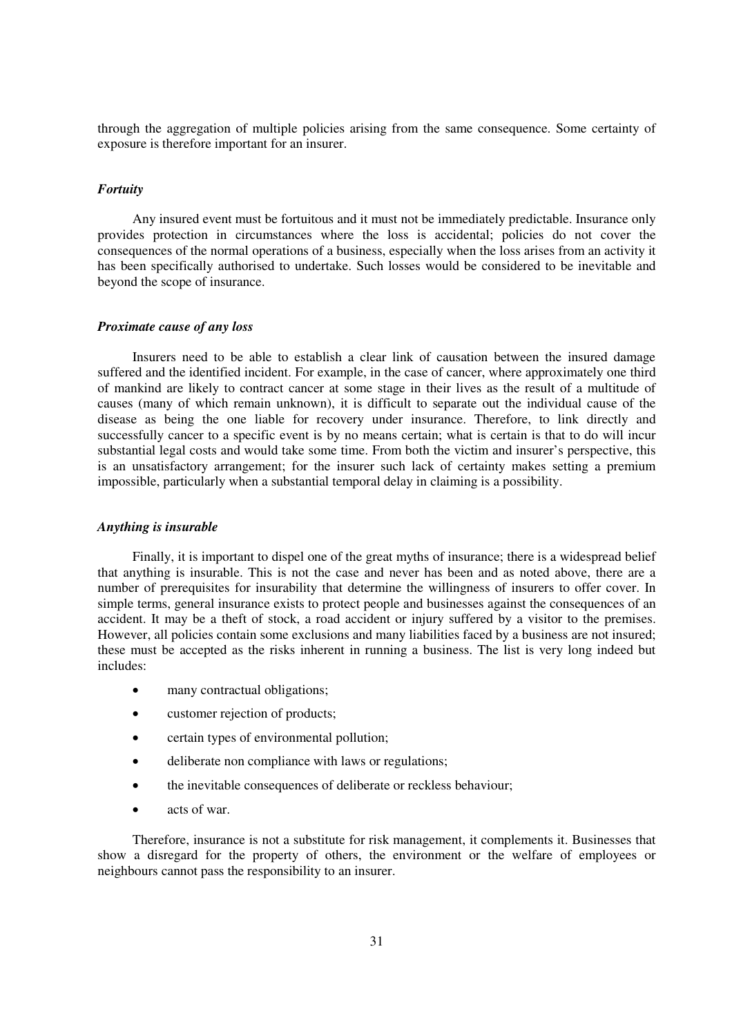through the aggregation of multiple policies arising from the same consequence. Some certainty of exposure is therefore important for an insurer.

### *Fortuity*

Any insured event must be fortuitous and it must not be immediately predictable. Insurance only provides protection in circumstances where the loss is accidental; policies do not cover the consequences of the normal operations of a business, especially when the loss arises from an activity it has been specifically authorised to undertake. Such losses would be considered to be inevitable and beyond the scope of insurance.

### *Proximate cause of any loss*

Insurers need to be able to establish a clear link of causation between the insured damage suffered and the identified incident. For example, in the case of cancer, where approximately one third of mankind are likely to contract cancer at some stage in their lives as the result of a multitude of causes (many of which remain unknown), it is difficult to separate out the individual cause of the disease as being the one liable for recovery under insurance. Therefore, to link directly and successfully cancer to a specific event is by no means certain; what is certain is that to do will incur substantial legal costs and would take some time. From both the victim and insurer's perspective, this is an unsatisfactory arrangement; for the insurer such lack of certainty makes setting a premium impossible, particularly when a substantial temporal delay in claiming is a possibility.

### *Anything is insurable*

Finally, it is important to dispel one of the great myths of insurance; there is a widespread belief that anything is insurable. This is not the case and never has been and as noted above, there are a number of prerequisites for insurability that determine the willingness of insurers to offer cover. In simple terms, general insurance exists to protect people and businesses against the consequences of an accident. It may be a theft of stock, a road accident or injury suffered by a visitor to the premises. However, all policies contain some exclusions and many liabilities faced by a business are not insured; these must be accepted as the risks inherent in running a business. The list is very long indeed but includes:

- many contractual obligations;
- customer rejection of products;
- certain types of environmental pollution;
- deliberate non compliance with laws or regulations;
- the inevitable consequences of deliberate or reckless behaviour;
- acts of war.

Therefore, insurance is not a substitute for risk management, it complements it. Businesses that show a disregard for the property of others, the environment or the welfare of employees or neighbours cannot pass the responsibility to an insurer.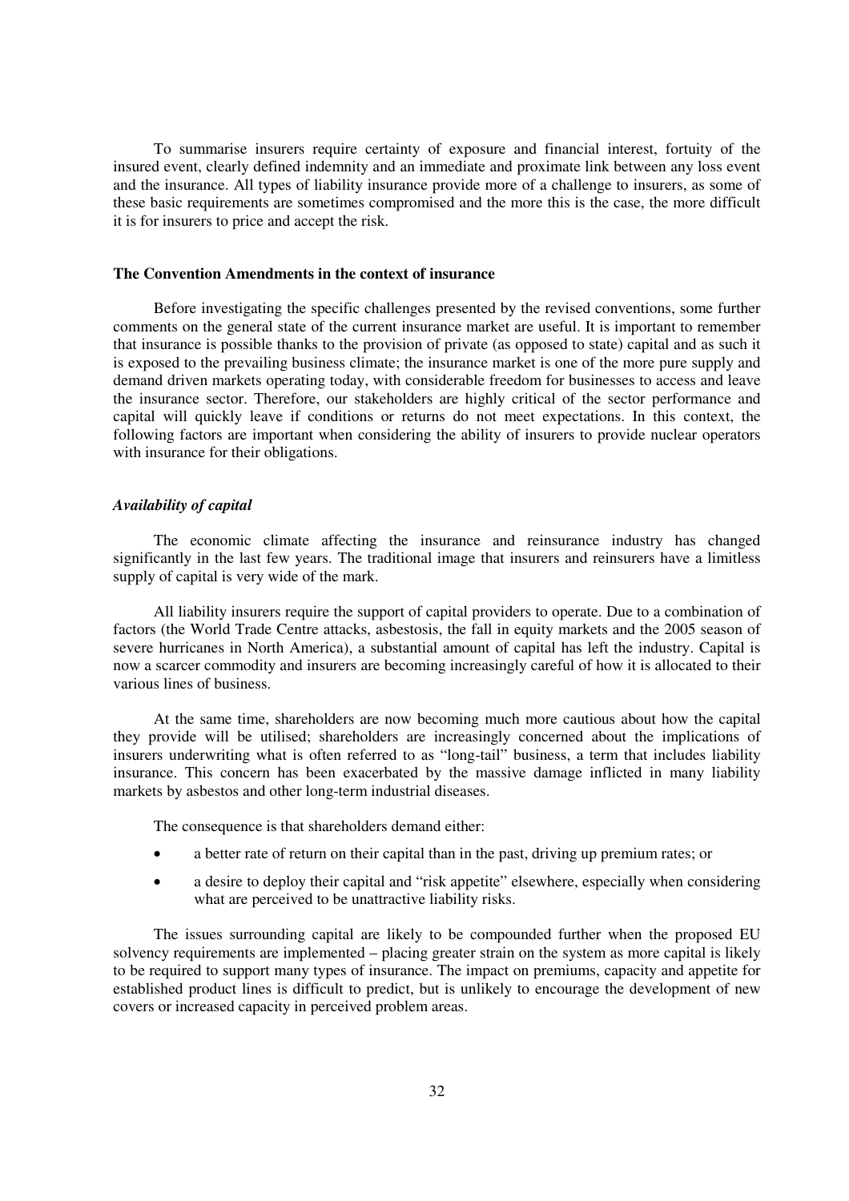To summarise insurers require certainty of exposure and financial interest, fortuity of the insured event, clearly defined indemnity and an immediate and proximate link between any loss event and the insurance. All types of liability insurance provide more of a challenge to insurers, as some of these basic requirements are sometimes compromised and the more this is the case, the more difficult it is for insurers to price and accept the risk.

### The Convention Amendments in the context of insurance

Before investigating the specific challenges presented by the revised conventions, some further comments on the general state of the current insurance market are useful. It is important to remember that insurance is possible thanks to the provision of private (as opposed to state) capital and as such it is exposed to the prevailing business climate; the insurance market is one of the more pure supply and demand driven markets operating today, with considerable freedom for businesses to access and leave the insurance sector. Therefore, our stakeholders are highly critical of the sector performance and capital will quickly leave if conditions or returns do not meet expectations. In this context, the following factors are important when considering the ability of insurers to provide nuclear operators with insurance for their obligations.

#### *Availability of capital*

The economic climate affecting the insurance and reinsurance industry has changed significantly in the last few years. The traditional image that insurers and reinsurers have a limitless supply of capital is very wide of the mark.

All liability insurers require the support of capital providers to operate. Due to a combination of factors (the World Trade Centre attacks, asbestosis, the fall in equity markets and the 2005 season of severe hurricanes in North America), a substantial amount of capital has left the industry. Capital is now a scarcer commodity and insurers are becoming increasingly careful of how it is allocated to their various lines of business.

At the same time, shareholders are now becoming much more cautious about how the capital they provide will be utilised; shareholders are increasingly concerned about the implications of insurers underwriting what is often referred to as "long-tail" business, a term that includes liability insurance. This concern has been exacerbated by the massive damage inflicted in many liability markets by asbestos and other long-term industrial diseases.

The consequence is that shareholders demand either:

- a better rate of return on their capital than in the past, driving up premium rates; or
- a desire to deploy their capital and "risk appetite" elsewhere, especially when considering what are perceived to be unattractive liability risks.

The issues surrounding capital are likely to be compounded further when the proposed EU solvency requirements are implemented – placing greater strain on the system as more capital is likely to be required to support many types of insurance. The impact on premiums, capacity and appetite for established product lines is difficult to predict, but is unlikely to encourage the development of new covers or increased capacity in perceived problem areas.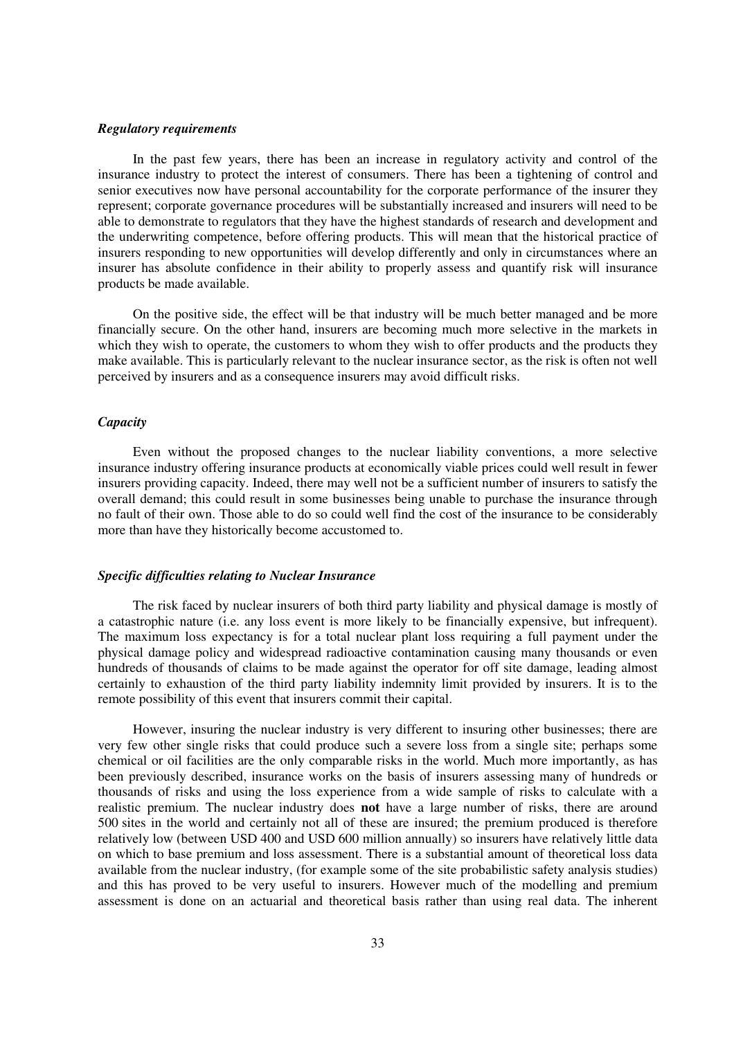### *Regulatory requirements*

In the past few years, there has been an increase in regulatory activity and control of the insurance industry to protect the interest of consumers. There has been a tightening of control and senior executives now have personal accountability for the corporate performance of the insurer they represent; corporate governance procedures will be substantially increased and insurers will need to be able to demonstrate to regulators that they have the highest standards of research and development and the underwriting competence, before offering products. This will mean that the historical practice of insurers responding to new opportunities will develop differently and only in circumstances where an insurer has absolute confidence in their ability to properly assess and quantify risk will insurance products be made available.

On the positive side, the effect will be that industry will be much better managed and be more financially secure. On the other hand, insurers are becoming much more selective in the markets in which they wish to operate, the customers to whom they wish to offer products and the products they make available. This is particularly relevant to the nuclear insurance sector, as the risk is often not well perceived by insurers and as a consequence insurers may avoid difficult risks.

### *Capacity*

Even without the proposed changes to the nuclear liability conventions, a more selective insurance industry offering insurance products at economically viable prices could well result in fewer insurers providing capacity. Indeed, there may well not be a sufficient number of insurers to satisfy the overall demand; this could result in some businesses being unable to purchase the insurance through no fault of their own. Those able to do so could well find the cost of the insurance to be considerably more than have they historically become accustomed to.

### *Specific difficulties relating to Nuclear Insurance*

The risk faced by nuclear insurers of both third party liability and physical damage is mostly of a catastrophic nature (i.e. any loss event is more likely to be financially expensive, but infrequent). The maximum loss expectancy is for a total nuclear plant loss requiring a full payment under the physical damage policy and widespread radioactive contamination causing many thousands or even hundreds of thousands of claims to be made against the operator for off site damage, leading almost certainly to exhaustion of the third party liability indemnity limit provided by insurers. It is to the remote possibility of this event that insurers commit their capital.

However, insuring the nuclear industry is very different to insuring other businesses; there are very few other single risks that could produce such a severe loss from a single site; perhaps some chemical or oil facilities are the only comparable risks in the world. Much more importantly, as has been previously described, insurance works on the basis of insurers assessing many of hundreds or thousands of risks and using the loss experience from a wide sample of risks to calculate with a realistic premium. The nuclear industry does **not** have a large number of risks, there are around 500 sites in the world and certainly not all of these are insured; the premium produced is therefore relatively low (between USD 400 and USD 600 million annually) so insurers have relatively little data on which to base premium and loss assessment. There is a substantial amount of theoretical loss data available from the nuclear industry, (for example some of the site probabilistic safety analysis studies) and this has proved to be very useful to insurers. However much of the modelling and premium assessment is done on an actuarial and theoretical basis rather than using real data. The inherent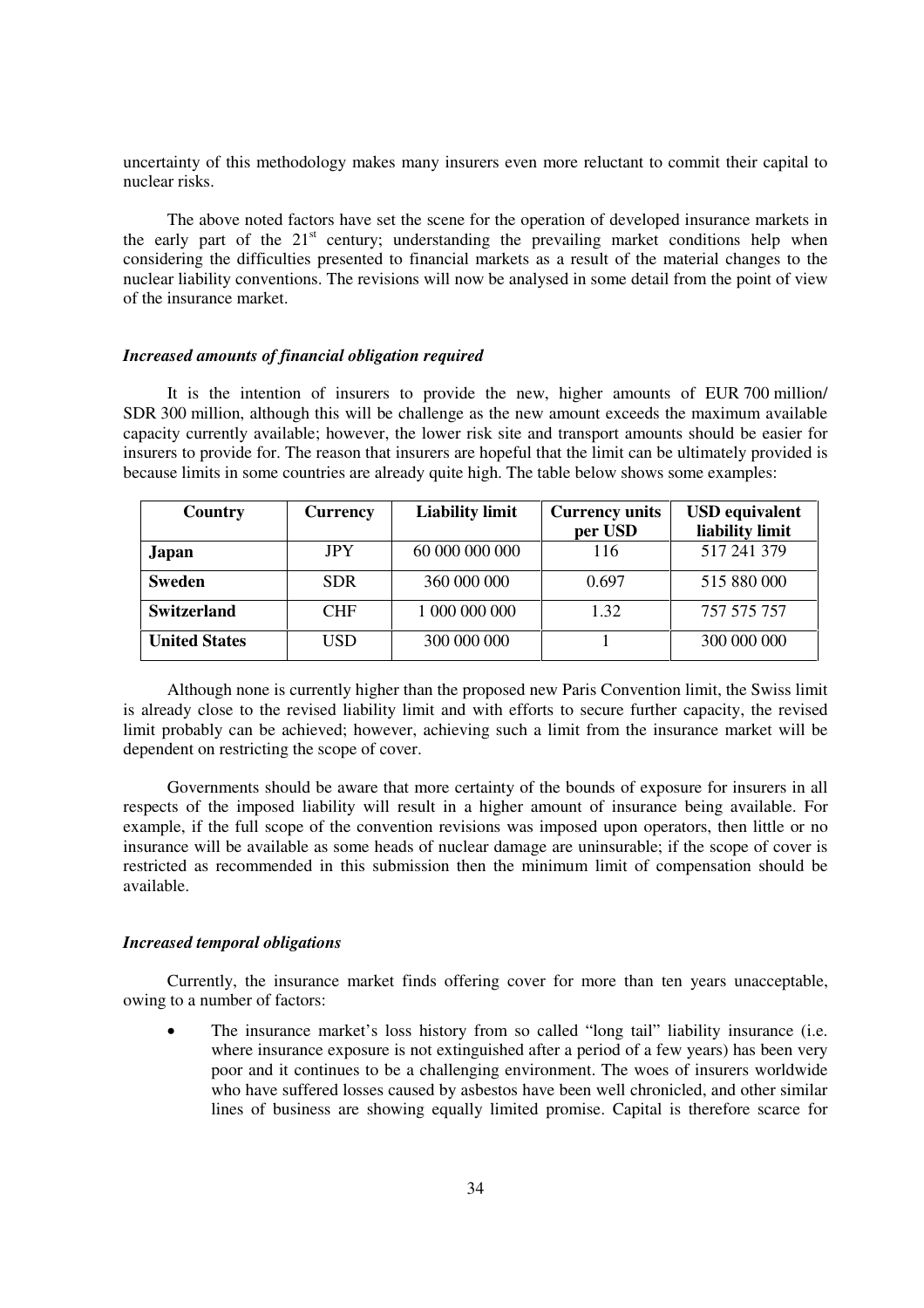uncertainty of this methodology makes many insurers even more reluctant to commit their capital to nuclear risks.

The above noted factors have set the scene for the operation of developed insurance markets in the early part of the 21st century; understanding the prevailing market conditions help when considering the difficulties presented to financial markets as a result of the material changes to the nuclear liability conventions. The revisions will now be analysed in some detail from the point of view of the insurance market.

### *Increased amounts of financial obligation required*

It is the intention of insurers to provide the new, higher amounts of EUR 700 million/ SDR 300 million, although this will be challenge as the new amount exceeds the maximum available capacity currently available; however, the lower risk site and transport amounts should be easier for insurers to provide for. The reason that insurers are hopeful that the limit can be ultimately provided is because limits in some countries are already quite high. The table below shows some examples:

| Country | Currency | Liability limit | Currency units per USD | USD equivalent liability limit |
|---|---|---|---|---|
| **Japan** | JPY | 60 000 000 000 | 116 | 517 241 379 |
| **Sweden** | SDR | 360 000 000 | 0.697 | 515 880 000 |
| **Switzerland** | CHF | 1 000 000 000 | 1.32 | 757 575 757 |
| **United States** | USD | 300 000 000 | 1 | 300 000 000 |

Although none is currently higher than the proposed new Paris Convention limit, the Swiss limit is already close to the revised liability limit and with efforts to secure further capacity, the revised limit probably can be achieved; however, achieving such a limit from the insurance market will be dependent on restricting the scope of cover.

Governments should be aware that more certainty of the bounds of exposure for insurers in all respects of the imposed liability will result in a higher amount of insurance being available. For example, if the full scope of the convention revisions was imposed upon operators, then little or no insurance will be available as some heads of nuclear damage are uninsurable; if the scope of cover is restricted as recommended in this submission then the minimum limit of compensation should be available.

### *Increased temporal obligations*

Currently, the insurance market finds offering cover for more than ten years unacceptable, owing to a number of factors:

- The insurance market's loss history from so called "long tail" liability insurance (i.e. where insurance exposure is not extinguished after a period of a few years) has been very poor and it continues to be a challenging environment. The woes of insurers worldwide who have suffered losses caused by asbestos have been well chronicled, and other similar lines of business are showing equally limited promise. Capital is therefore scarce for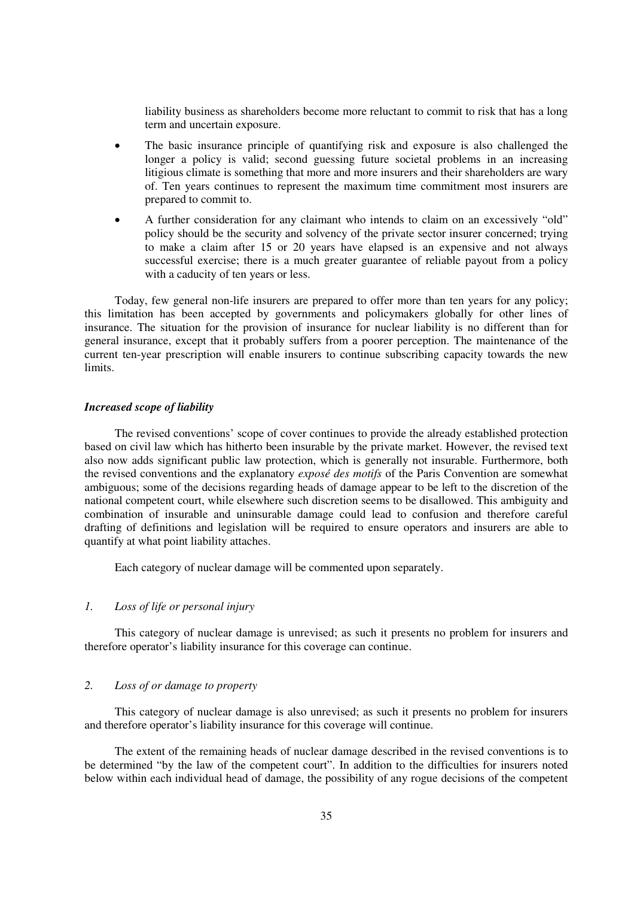liability business as shareholders become more reluctant to commit to risk that has a long term and uncertain exposure.

- The basic insurance principle of quantifying risk and exposure is also challenged the longer a policy is valid; second guessing future societal problems in an increasing litigious climate is something that more and more insurers and their shareholders are wary of. Ten years continues to represent the maximum time commitment most insurers are prepared to commit to.
- A further consideration for any claimant who intends to claim on an excessively "old" policy should be the security and solvency of the private sector insurer concerned; trying to make a claim after 15 or 20 years have elapsed is an expensive and not always successful exercise; there is a much greater guarantee of reliable payout from a policy with a caducity of ten years or less.

Today, few general non-life insurers are prepared to offer more than ten years for any policy; this limitation has been accepted by governments and policymakers globally for other lines of insurance. The situation for the provision of insurance for nuclear liability is no different than for general insurance, except that it probably suffers from a poorer perception. The maintenance of the current ten-year prescription will enable insurers to continue subscribing capacity towards the new limits.

***Increased scope of liability***

The revised conventions' scope of cover continues to provide the already established protection based on civil law which has hitherto been insurable by the private market. However, the revised text also now adds significant public law protection, which is generally not insurable. Furthermore, both the revised conventions and the explanatory *exposé des motifs* of the Paris Convention are somewhat ambiguous; some of the decisions regarding heads of damage appear to be left to the discretion of the national competent court, while elsewhere such discretion seems to be disallowed. This ambiguity and combination of insurable and uninsurable damage could lead to confusion and therefore careful drafting of definitions and legislation will be required to ensure operators and insurers are able to quantify at what point liability attaches.

Each category of nuclear damage will be commented upon separately.

*1. Loss of life or personal injury*

This category of nuclear damage is unrevised; as such it presents no problem for insurers and therefore operator's liability insurance for this coverage can continue.

*2. Loss of or damage to property*

This category of nuclear damage is also unrevised; as such it presents no problem for insurers and therefore operator's liability insurance for this coverage will continue.

The extent of the remaining heads of nuclear damage described in the revised conventions is to be determined "by the law of the competent court". In addition to the difficulties for insurers noted below within each individual head of damage, the possibility of any rogue decisions of the competent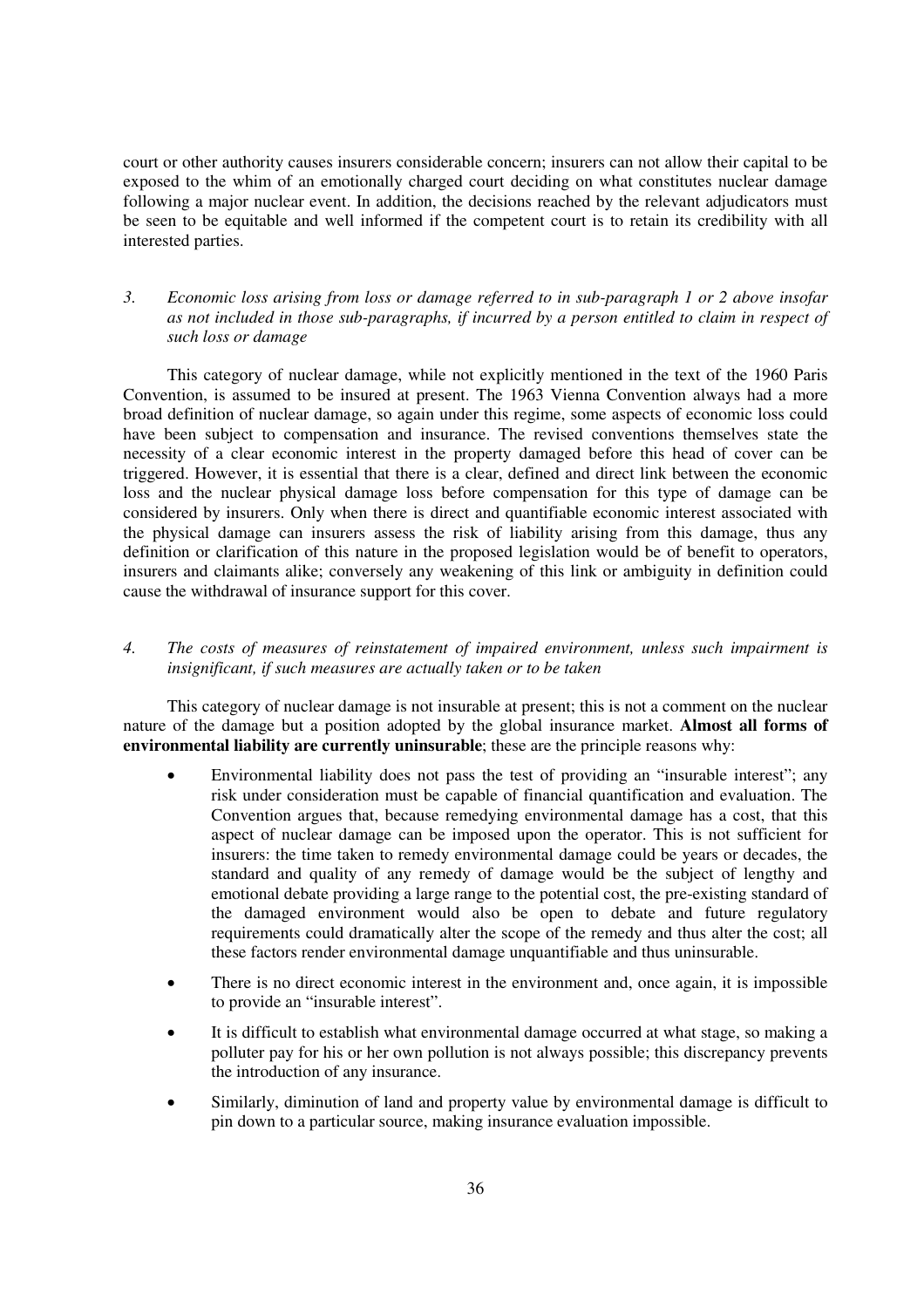court or other authority causes insurers considerable concern; insurers can not allow their capital to be exposed to the whim of an emotionally charged court deciding on what constitutes nuclear damage following a major nuclear event. In addition, the decisions reached by the relevant adjudicators must be seen to be equitable and well informed if the competent court is to retain its credibility with all interested parties.

*3. Economic loss arising from loss or damage referred to in sub-paragraph 1 or 2 above insofar as not included in those sub-paragraphs, if incurred by a person entitled to claim in respect of such loss or damage*

This category of nuclear damage, while not explicitly mentioned in the text of the 1960 Paris Convention, is assumed to be insured at present. The 1963 Vienna Convention always had a more broad definition of nuclear damage, so again under this regime, some aspects of economic loss could have been subject to compensation and insurance. The revised conventions themselves state the necessity of a clear economic interest in the property damaged before this head of cover can be triggered. However, it is essential that there is a clear, defined and direct link between the economic loss and the nuclear physical damage loss before compensation for this type of damage can be considered by insurers. Only when there is direct and quantifiable economic interest associated with the physical damage can insurers assess the risk of liability arising from this damage, thus any definition or clarification of this nature in the proposed legislation would be of benefit to operators, insurers and claimants alike; conversely any weakening of this link or ambiguity in definition could cause the withdrawal of insurance support for this cover.

*4. The costs of measures of reinstatement of impaired environment, unless such impairment is insignificant, if such measures are actually taken or to be taken*

This category of nuclear damage is not insurable at present; this is not a comment on the nuclear nature of the damage but a position adopted by the global insurance market. **Almost all forms of environmental liability are currently uninsurable**; these are the principle reasons why:

- Environmental liability does not pass the test of providing an "insurable interest"; any risk under consideration must be capable of financial quantification and evaluation. The Convention argues that, because remedying environmental damage has a cost, that this aspect of nuclear damage can be imposed upon the operator. This is not sufficient for insurers: the time taken to remedy environmental damage could be years or decades, the standard and quality of any remedy of damage would be the subject of lengthy and emotional debate providing a large range to the potential cost, the pre-existing standard of the damaged environment would also be open to debate and future regulatory requirements could dramatically alter the scope of the remedy and thus alter the cost; all these factors render environmental damage unquantifiable and thus uninsurable.
- There is no direct economic interest in the environment and, once again, it is impossible to provide an "insurable interest".
- It is difficult to establish what environmental damage occurred at what stage, so making a polluter pay for his or her own pollution is not always possible; this discrepancy prevents the introduction of any insurance.
- Similarly, diminution of land and property value by environmental damage is difficult to pin down to a particular source, making insurance evaluation impossible.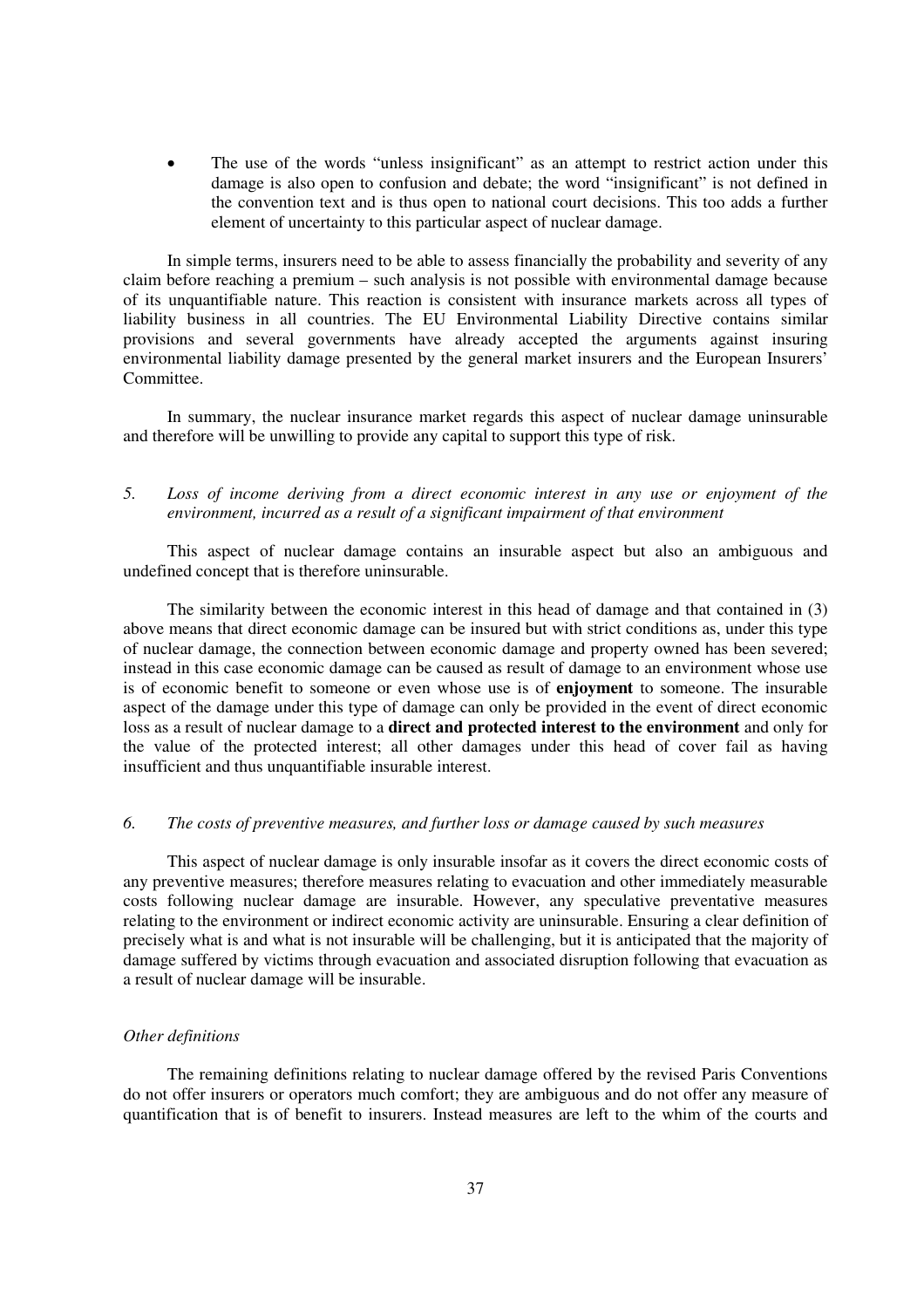- The use of the words "unless insignificant" as an attempt to restrict action under this damage is also open to confusion and debate; the word "insignificant" is not defined in the convention text and is thus open to national court decisions. This too adds a further element of uncertainty to this particular aspect of nuclear damage.

In simple terms, insurers need to be able to assess financially the probability and severity of any claim before reaching a premium – such analysis is not possible with environmental damage because of its unquantifiable nature. This reaction is consistent with insurance markets across all types of liability business in all countries. The EU Environmental Liability Directive contains similar provisions and several governments have already accepted the arguments against insuring environmental liability damage presented by the general market insurers and the European Insurers' Committee.

In summary, the nuclear insurance market regards this aspect of nuclear damage uninsurable and therefore will be unwilling to provide any capital to support this type of risk.

*5. Loss of income deriving from a direct economic interest in any use or enjoyment of the environment, incurred as a result of a significant impairment of that environment*

This aspect of nuclear damage contains an insurable aspect but also an ambiguous and undefined concept that is therefore uninsurable.

The similarity between the economic interest in this head of damage and that contained in (3) above means that direct economic damage can be insured but with strict conditions as, under this type of nuclear damage, the connection between economic damage and property owned has been severed; instead in this case economic damage can be caused as result of damage to an environment whose use is of economic benefit to someone or even whose use is of **enjoyment** to someone. The insurable aspect of the damage under this type of damage can only be provided in the event of direct economic loss as a result of nuclear damage to a **direct and protected interest to the environment** and only for the value of the protected interest; all other damages under this head of cover fail as having insufficient and thus unquantifiable insurable interest.

*6. The costs of preventive measures, and further loss or damage caused by such measures*

This aspect of nuclear damage is only insurable insofar as it covers the direct economic costs of any preventive measures; therefore measures relating to evacuation and other immediately measurable costs following nuclear damage are insurable. However, any speculative preventative measures relating to the environment or indirect economic activity are uninsurable. Ensuring a clear definition of precisely what is and what is not insurable will be challenging, but it is anticipated that the majority of damage suffered by victims through evacuation and associated disruption following that evacuation as a result of nuclear damage will be insurable.

*Other definitions*

The remaining definitions relating to nuclear damage offered by the revised Paris Conventions do not offer insurers or operators much comfort; they are ambiguous and do not offer any measure of quantification that is of benefit to insurers. Instead measures are left to the whim of the courts and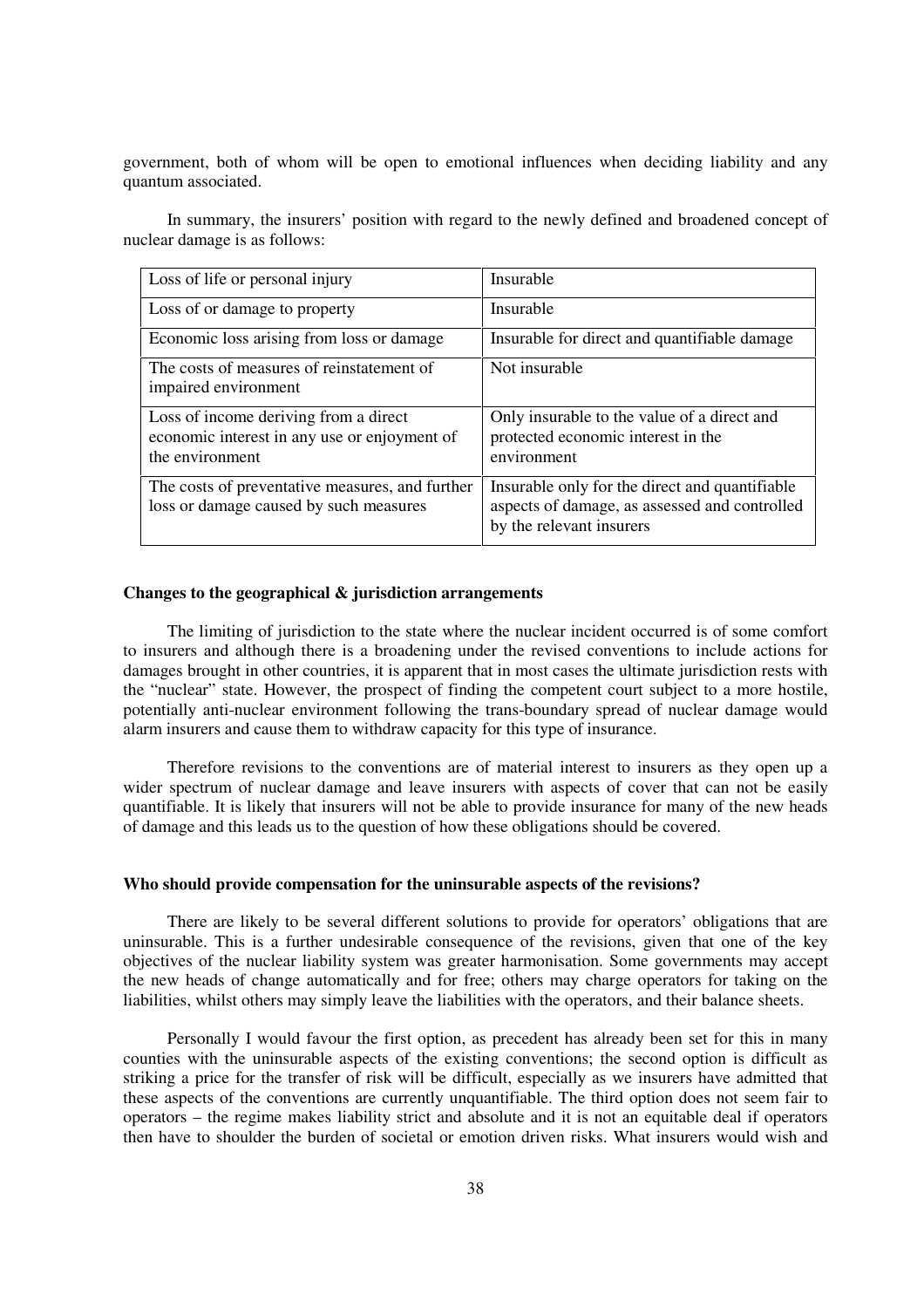government, both of whom will be open to emotional influences when deciding liability and any quantum associated.

In summary, the insurers' position with regard to the newly defined and broadened concept of nuclear damage is as follows:

| | |
|---|---|
| Loss of life or personal injury | Insurable |
| Loss of or damage to property | Insurable |
| Economic loss arising from loss or damage | Insurable for direct and quantifiable damage |
| The costs of measures of reinstatement of impaired environment | Not insurable |
| Loss of income deriving from a direct economic interest in any use or enjoyment of the environment | Only insurable to the value of a direct and protected economic interest in the environment |
| The costs of preventative measures, and further loss or damage caused by such measures | Insurable only for the direct and quantifiable aspects of damage, as assessed and controlled by the relevant insurers |

**Changes to the geographical & jurisdiction arrangements**

The limiting of jurisdiction to the state where the nuclear incident occurred is of some comfort to insurers and although there is a broadening under the revised conventions to include actions for damages brought in other countries, it is apparent that in most cases the ultimate jurisdiction rests with the "nuclear" state. However, the prospect of finding the competent court subject to a more hostile, potentially anti-nuclear environment following the trans-boundary spread of nuclear damage would alarm insurers and cause them to withdraw capacity for this type of insurance.

Therefore revisions to the conventions are of material interest to insurers as they open up a wider spectrum of nuclear damage and leave insurers with aspects of cover that can not be easily quantifiable. It is likely that insurers will not be able to provide insurance for many of the new heads of damage and this leads us to the question of how these obligations should be covered.

**Who should provide compensation for the uninsurable aspects of the revisions?**

There are likely to be several different solutions to provide for operators' obligations that are uninsurable. This is a further undesirable consequence of the revisions, given that one of the key objectives of the nuclear liability system was greater harmonisation. Some governments may accept the new heads of change automatically and for free; others may charge operators for taking on the liabilities, whilst others may simply leave the liabilities with the operators, and their balance sheets.

Personally I would favour the first option, as precedent has already been set for this in many counties with the uninsurable aspects of the existing conventions; the second option is difficult as striking a price for the transfer of risk will be difficult, especially as we insurers have admitted that these aspects of the conventions are currently unquantifiable. The third option does not seem fair to operators – the regime makes liability strict and absolute and it is not an equitable deal if operators then have to shoulder the burden of societal or emotion driven risks. What insurers would wish and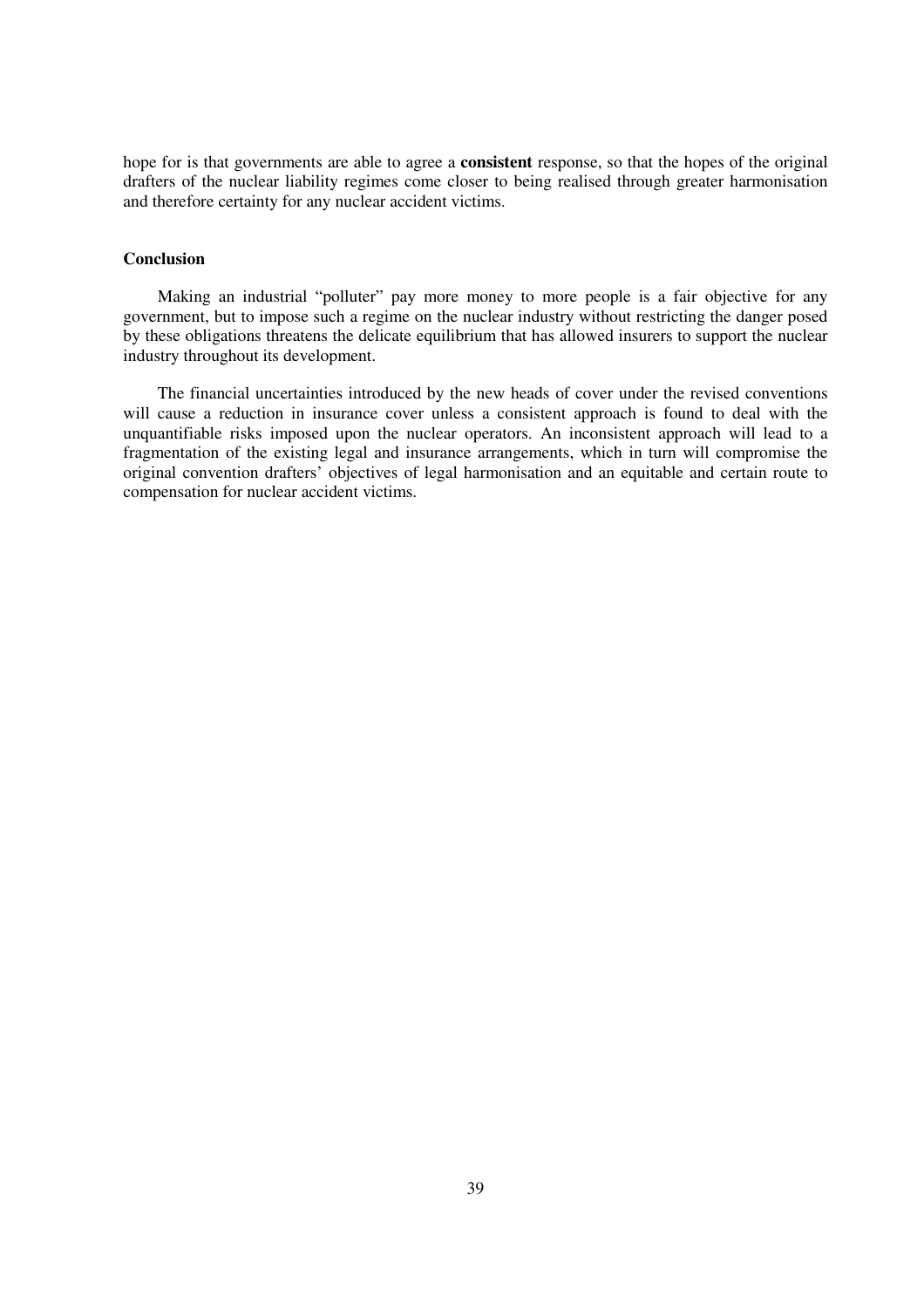hope for is that governments are able to agree a **consistent** response, so that the hopes of the original drafters of the nuclear liability regimes come closer to being realised through greater harmonisation and therefore certainty for any nuclear accident victims.

**Conclusion**

Making an industrial "polluter" pay more money to more people is a fair objective for any government, but to impose such a regime on the nuclear industry without restricting the danger posed by these obligations threatens the delicate equilibrium that has allowed insurers to support the nuclear industry throughout its development.

The financial uncertainties introduced by the new heads of cover under the revised conventions will cause a reduction in insurance cover unless a consistent approach is found to deal with the unquantifiable risks imposed upon the nuclear operators. An inconsistent approach will lead to a fragmentation of the existing legal and insurance arrangements, which in turn will compromise the original convention drafters' objectives of legal harmonisation and an equitable and certain route to compensation for nuclear accident victims.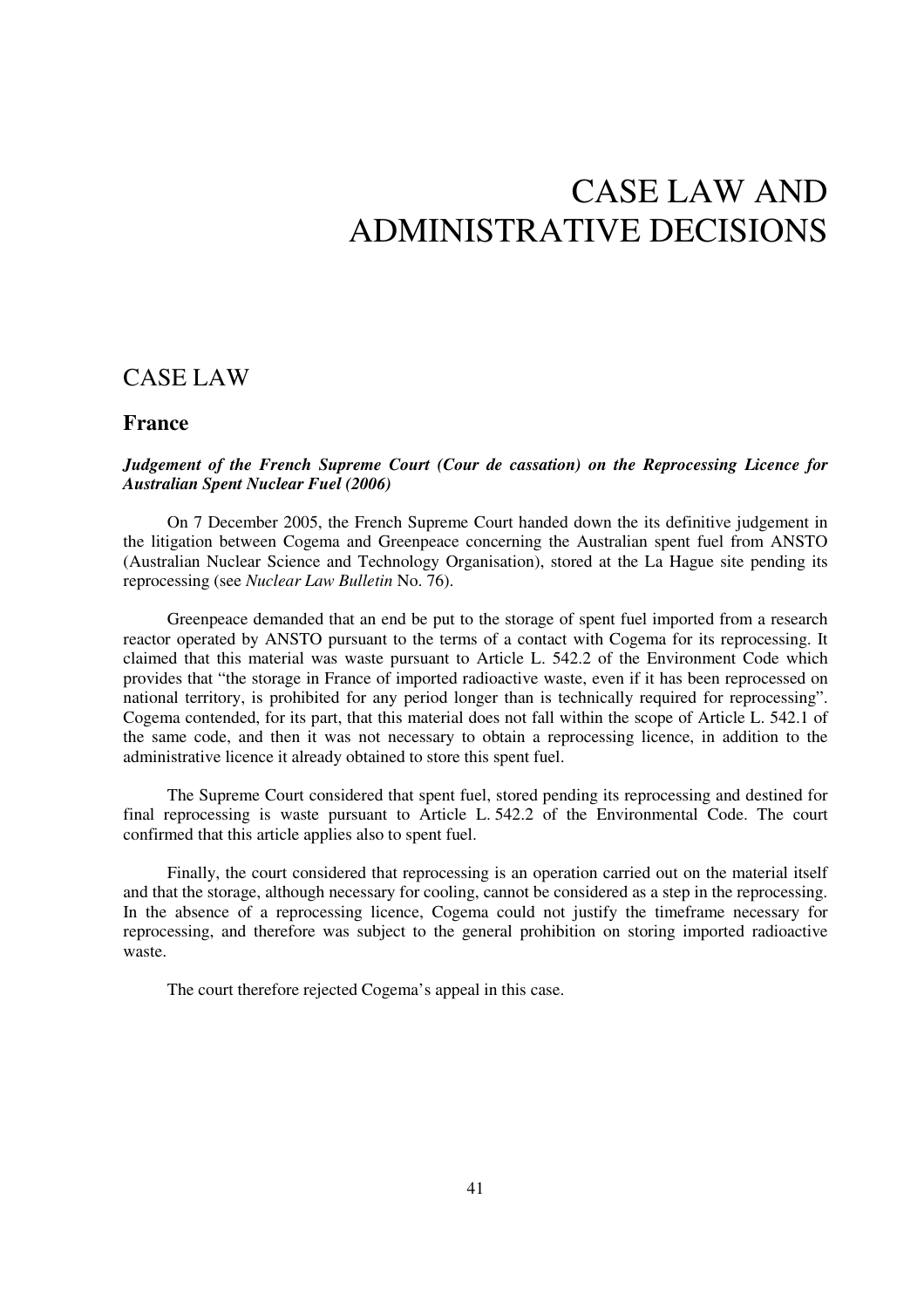# CASE LAW AND ADMINISTRATIVE DECISIONS

## CASE LAW

### France

***Judgement of the French Supreme Court (Cour de cassation) on the Reprocessing Licence for Australian Spent Nuclear Fuel (2006)***

On 7 December 2005, the French Supreme Court handed down the its definitive judgement in the litigation between Cogema and Greenpeace concerning the Australian spent fuel from ANSTO (Australian Nuclear Science and Technology Organisation), stored at the La Hague site pending its reprocessing (see *Nuclear Law Bulletin* No. 76).

Greenpeace demanded that an end be put to the storage of spent fuel imported from a research reactor operated by ANSTO pursuant to the terms of a contact with Cogema for its reprocessing. It claimed that this material was waste pursuant to Article L. 542.2 of the Environment Code which provides that "the storage in France of imported radioactive waste, even if it has been reprocessed on national territory, is prohibited for any period longer than is technically required for reprocessing". Cogema contended, for its part, that this material does not fall within the scope of Article L. 542.1 of the same code, and then it was not necessary to obtain a reprocessing licence, in addition to the administrative licence it already obtained to store this spent fuel.

The Supreme Court considered that spent fuel, stored pending its reprocessing and destined for final reprocessing is waste pursuant to Article L. 542.2 of the Environmental Code. The court confirmed that this article applies also to spent fuel.

Finally, the court considered that reprocessing is an operation carried out on the material itself and that the storage, although necessary for cooling, cannot be considered as a step in the reprocessing. In the absence of a reprocessing licence, Cogema could not justify the timeframe necessary for reprocessing, and therefore was subject to the general prohibition on storing imported radioactive waste.

The court therefore rejected Cogema's appeal in this case.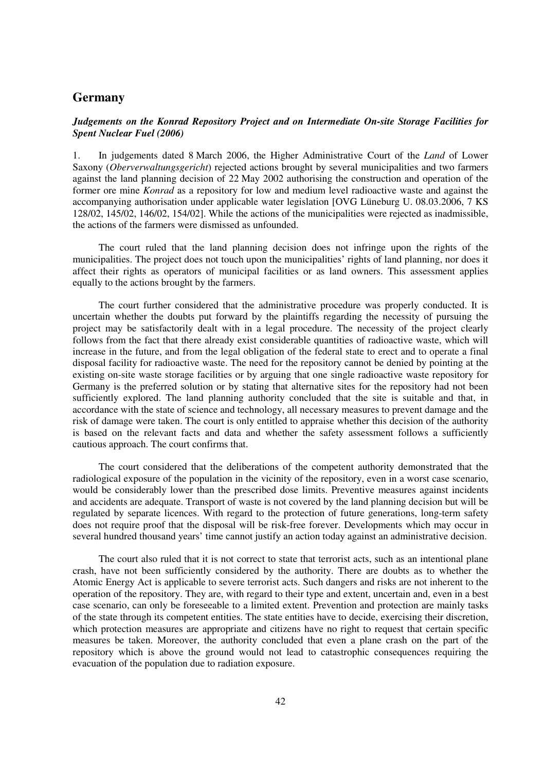## Germany

### *Judgements on the Konrad Repository Project and on Intermediate On-site Storage Facilities for Spent Nuclear Fuel (2006)*

1. In judgements dated 8 March 2006, the Higher Administrative Court of the *Land* of Lower Saxony (*Oberverwaltungsgericht*) rejected actions brought by several municipalities and two farmers against the land planning decision of 22 May 2002 authorising the construction and operation of the former ore mine *Konrad* as a repository for low and medium level radioactive waste and against the accompanying authorisation under applicable water legislation [OVG Lüneburg U. 08.03.2006, 7 KS 128/02, 145/02, 146/02, 154/02]. While the actions of the municipalities were rejected as inadmissible, the actions of the farmers were dismissed as unfounded.

The court ruled that the land planning decision does not infringe upon the rights of the municipalities. The project does not touch upon the municipalities' rights of land planning, nor does it affect their rights as operators of municipal facilities or as land owners. This assessment applies equally to the actions brought by the farmers.

The court further considered that the administrative procedure was properly conducted. It is uncertain whether the doubts put forward by the plaintiffs regarding the necessity of pursuing the project may be satisfactorily dealt with in a legal procedure. The necessity of the project clearly follows from the fact that there already exist considerable quantities of radioactive waste, which will increase in the future, and from the legal obligation of the federal state to erect and to operate a final disposal facility for radioactive waste. The need for the repository cannot be denied by pointing at the existing on-site waste storage facilities or by arguing that one single radioactive waste repository for Germany is the preferred solution or by stating that alternative sites for the repository had not been sufficiently explored. The land planning authority concluded that the site is suitable and that, in accordance with the state of science and technology, all necessary measures to prevent damage and the risk of damage were taken. The court is only entitled to appraise whether this decision of the authority is based on the relevant facts and data and whether the safety assessment follows a sufficiently cautious approach. The court confirms that.

The court considered that the deliberations of the competent authority demonstrated that the radiological exposure of the population in the vicinity of the repository, even in a worst case scenario, would be considerably lower than the prescribed dose limits. Preventive measures against incidents and accidents are adequate. Transport of waste is not covered by the land planning decision but will be regulated by separate licences. With regard to the protection of future generations, long-term safety does not require proof that the disposal will be risk-free forever. Developments which may occur in several hundred thousand years' time cannot justify an action today against an administrative decision.

The court also ruled that it is not correct to state that terrorist acts, such as an intentional plane crash, have not been sufficiently considered by the authority. There are doubts as to whether the Atomic Energy Act is applicable to severe terrorist acts. Such dangers and risks are not inherent to the operation of the repository. They are, with regard to their type and extent, uncertain and, even in a best case scenario, can only be foreseeable to a limited extent. Prevention and protection are mainly tasks of the state through its competent entities. The state entities have to decide, exercising their discretion, which protection measures are appropriate and citizens have no right to request that certain specific measures be taken. Moreover, the authority concluded that even a plane crash on the part of the repository which is above the ground would not lead to catastrophic consequences requiring the evacuation of the population due to radiation exposure.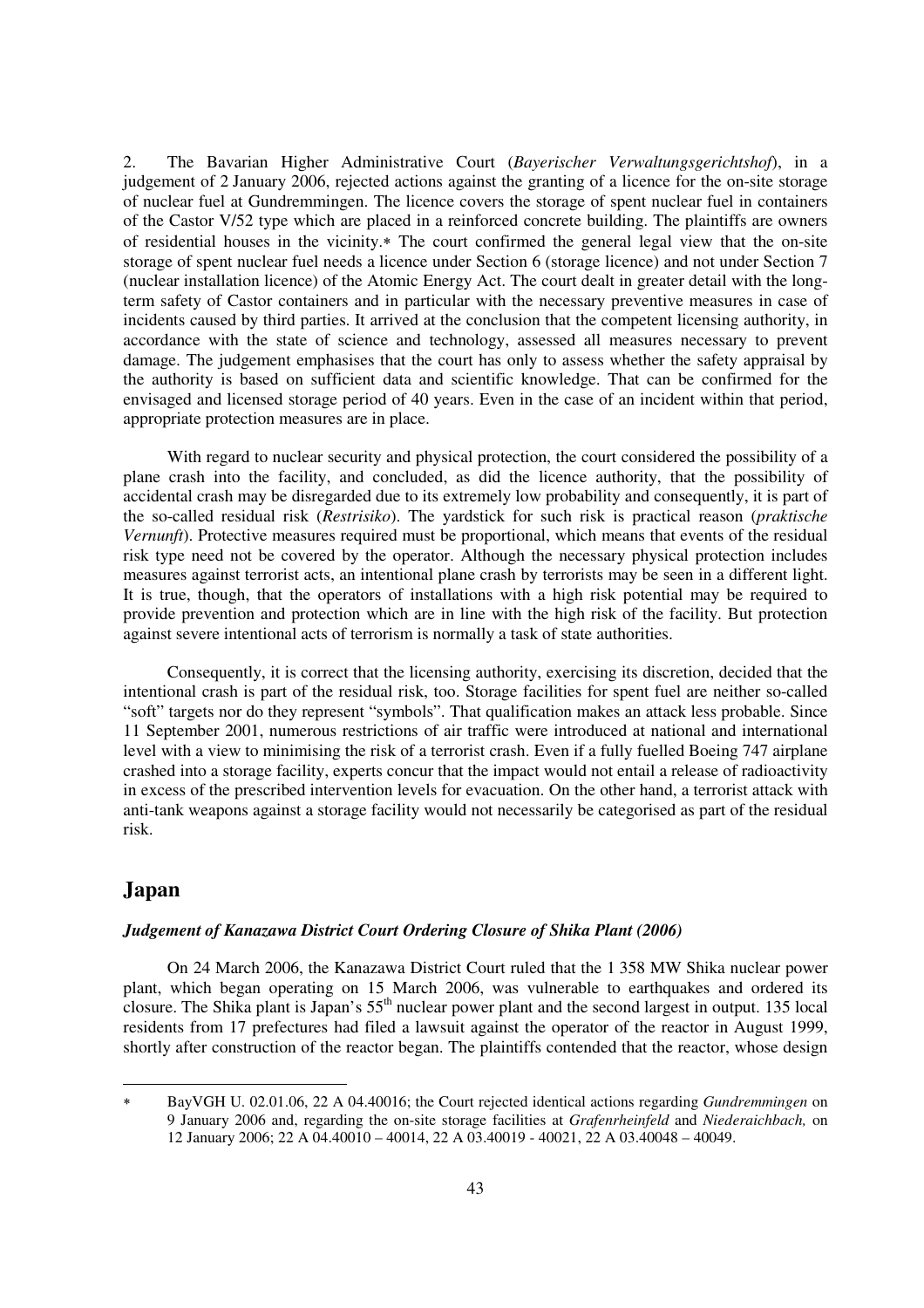2. The Bavarian Higher Administrative Court (*Bayerischer Verwaltungsgerichtshof*), in a judgement of 2 January 2006, rejected actions against the granting of a licence for the on-site storage of nuclear fuel at Gundremmingen. The licence covers the storage of spent nuclear fuel in containers of the Castor V/52 type which are placed in a reinforced concrete building. The plaintiffs are owners of residential houses in the vicinity.* The court confirmed the general legal view that the on-site storage of spent nuclear fuel needs a licence under Section 6 (storage licence) and not under Section 7 (nuclear installation licence) of the Atomic Energy Act. The court dealt in greater detail with the long-term safety of Castor containers and in particular with the necessary preventive measures in case of incidents caused by third parties. It arrived at the conclusion that the competent licensing authority, in accordance with the state of science and technology, assessed all measures necessary to prevent damage. The judgement emphasises that the court has only to assess whether the safety appraisal by the authority is based on sufficient data and scientific knowledge. That can be confirmed for the envisaged and licensed storage period of 40 years. Even in the case of an incident within that period, appropriate protection measures are in place.

With regard to nuclear security and physical protection, the court considered the possibility of a plane crash into the facility, and concluded, as did the licence authority, that the possibility of accidental crash may be disregarded due to its extremely low probability and consequently, it is part of the so-called residual risk (*Restrisiko*). The yardstick for such risk is practical reason (*praktische Vernunft*). Protective measures required must be proportional, which means that events of the residual risk type need not be covered by the operator. Although the necessary physical protection includes measures against terrorist acts, an intentional plane crash by terrorists may be seen in a different light. It is true, though, that the operators of installations with a high risk potential may be required to provide prevention and protection which are in line with the high risk of the facility. But protection against severe intentional acts of terrorism is normally a task of state authorities.

Consequently, it is correct that the licensing authority, exercising its discretion, decided that the intentional crash is part of the residual risk, too. Storage facilities for spent fuel are neither so-called "soft" targets nor do they represent "symbols". That qualification makes an attack less probable. Since 11 September 2001, numerous restrictions of air traffic were introduced at national and international level with a view to minimising the risk of a terrorist crash. Even if a fully fuelled Boeing 747 airplane crashed into a storage facility, experts concur that the impact would not entail a release of radioactivity in excess of the prescribed intervention levels for evacuation. On the other hand, a terrorist attack with anti-tank weapons against a storage facility would not necessarily be categorised as part of the residual risk.

## Japan

### *Judgement of Kanazawa District Court Ordering Closure of Shika Plant (2006)*

On 24 March 2006, the Kanazawa District Court ruled that the 1 358 MW Shika nuclear power plant, which began operating on 15 March 2006, was vulnerable to earthquakes and ordered its closure. The Shika plant is Japan's 55th nuclear power plant and the second largest in output. 135 local residents from 17 prefectures had filed a lawsuit against the operator of the reactor in August 1999, shortly after construction of the reactor began. The plaintiffs contended that the reactor, whose design

---

* BayVGH U. 02.01.06, 22 A 04.40016; the Court rejected identical actions regarding *Gundremmingen* on 9 January 2006 and, regarding the on-site storage facilities at *Grafenrheinfeld* and *Niederaichbach,* on 12 January 2006; 22 A 04.40010 – 40014, 22 A 03.40019 - 40021, 22 A 03.40048 – 40049.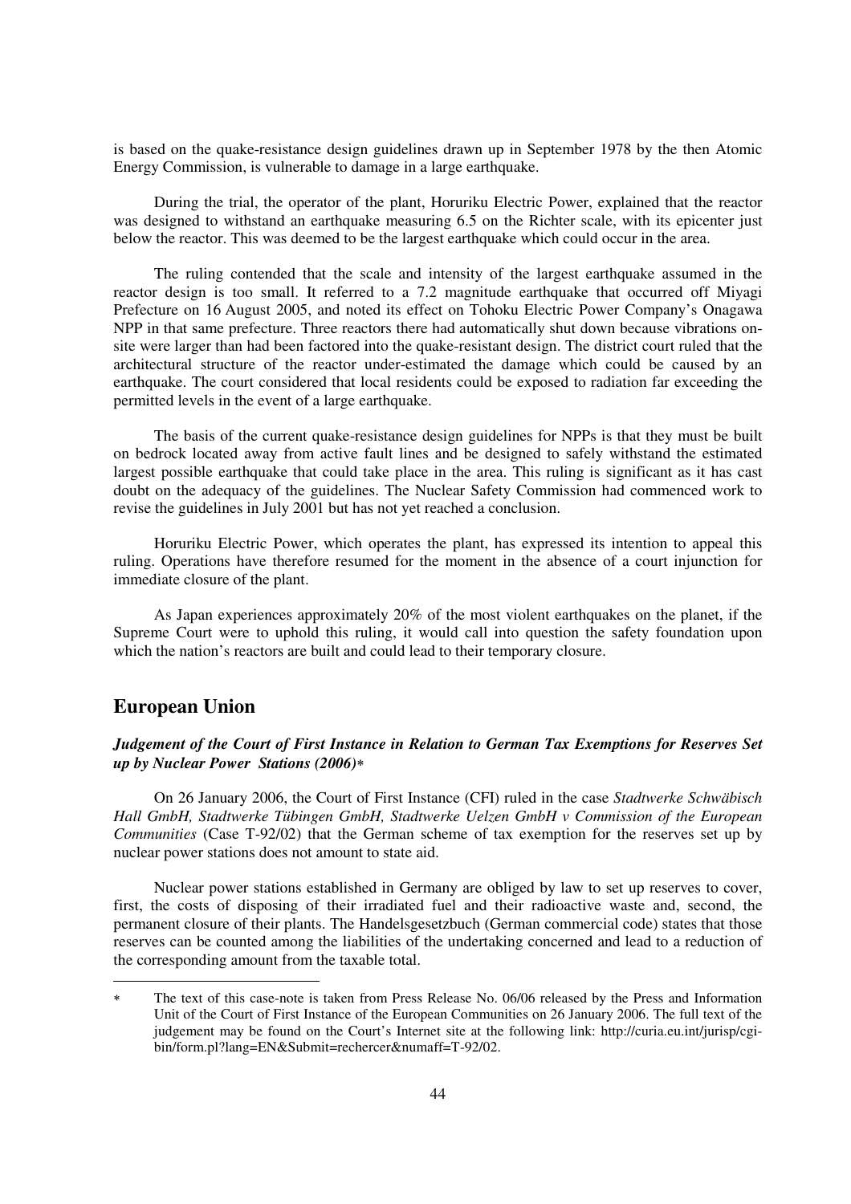is based on the quake-resistance design guidelines drawn up in September 1978 by the then Atomic Energy Commission, is vulnerable to damage in a large earthquake.

During the trial, the operator of the plant, Horuriku Electric Power, explained that the reactor was designed to withstand an earthquake measuring 6.5 on the Richter scale, with its epicenter just below the reactor. This was deemed to be the largest earthquake which could occur in the area.

The ruling contended that the scale and intensity of the largest earthquake assumed in the reactor design is too small. It referred to a 7.2 magnitude earthquake that occurred off Miyagi Prefecture on 16 August 2005, and noted its effect on Tohoku Electric Power Company's Onagawa NPP in that same prefecture. Three reactors there had automatically shut down because vibrations on-site were larger than had been factored into the quake-resistant design. The district court ruled that the architectural structure of the reactor under-estimated the damage which could be caused by an earthquake. The court considered that local residents could be exposed to radiation far exceeding the permitted levels in the event of a large earthquake.

The basis of the current quake-resistance design guidelines for NPPs is that they must be built on bedrock located away from active fault lines and be designed to safely withstand the estimated largest possible earthquake that could take place in the area. This ruling is significant as it has cast doubt on the adequacy of the guidelines. The Nuclear Safety Commission had commenced work to revise the guidelines in July 2001 but has not yet reached a conclusion.

Horuriku Electric Power, which operates the plant, has expressed its intention to appeal this ruling. Operations have therefore resumed for the moment in the absence of a court injunction for immediate closure of the plant.

As Japan experiences approximately 20% of the most violent earthquakes on the planet, if the Supreme Court were to uphold this ruling, it would call into question the safety foundation upon which the nation's reactors are built and could lead to their temporary closure.

## European Union

### *Judgement of the Court of First Instance in Relation to German Tax Exemptions for Reserves Set up by Nuclear Power Stations (2006)*[*]

On 26 January 2006, the Court of First Instance (CFI) ruled in the case *Stadtwerke Schwäbisch Hall GmbH, Stadtwerke Tübingen GmbH, Stadtwerke Uelzen GmbH v Commission of the European Communities* (Case T-92/02) that the German scheme of tax exemption for the reserves set up by nuclear power stations does not amount to state aid.

Nuclear power stations established in Germany are obliged by law to set up reserves to cover, first, the costs of disposing of their irradiated fuel and their radioactive waste and, second, the permanent closure of their plants. The Handelsgesetzbuch (German commercial code) states that those reserves can be counted among the liabilities of the undertaking concerned and lead to a reduction of the corresponding amount from the taxable total.

---

[*] The text of this case-note is taken from Press Release No. 06/06 released by the Press and Information Unit of the Court of First Instance of the European Communities on 26 January 2006. The full text of the judgement may be found on the Court's Internet site at the following link: http://curia.eu.int/jurisp/cgi-bin/form.pl?lang=EN&Submit=rechercer&numaff=T-92/02.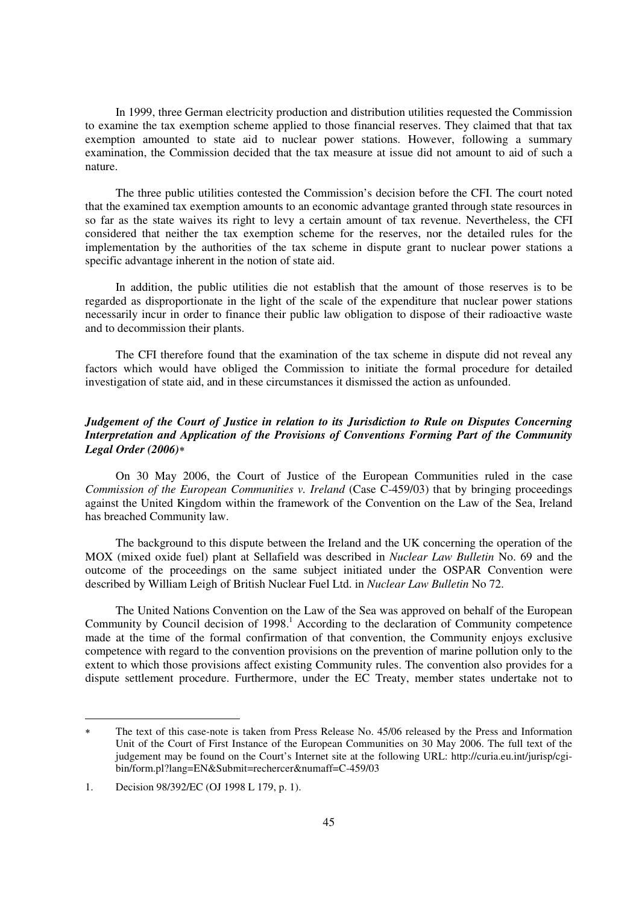In 1999, three German electricity production and distribution utilities requested the Commission to examine the tax exemption scheme applied to those financial reserves. They claimed that that tax exemption amounted to state aid to nuclear power stations. However, following a summary examination, the Commission decided that the tax measure at issue did not amount to aid of such a nature.

The three public utilities contested the Commission's decision before the CFI. The court noted that the examined tax exemption amounts to an economic advantage granted through state resources in so far as the state waives its right to levy a certain amount of tax revenue. Nevertheless, the CFI considered that neither the tax exemption scheme for the reserves, nor the detailed rules for the implementation by the authorities of the tax scheme in dispute grant to nuclear power stations a specific advantage inherent in the notion of state aid.

In addition, the public utilities die not establish that the amount of those reserves is to be regarded as disproportionate in the light of the scale of the expenditure that nuclear power stations necessarily incur in order to finance their public law obligation to dispose of their radioactive waste and to decommission their plants.

The CFI therefore found that the examination of the tax scheme in dispute did not reveal any factors which would have obliged the Commission to initiate the formal procedure for detailed investigation of state aid, and in these circumstances it dismissed the action as unfounded.

### *Judgement of the Court of Justice in relation to its Jurisdiction to Rule on Disputes Concerning Interpretation and Application of the Provisions of Conventions Forming Part of the Community Legal Order (2006)*[*]

On 30 May 2006, the Court of Justice of the European Communities ruled in the case *Commission of the European Communities v. Ireland* (Case C-459/03) that by bringing proceedings against the United Kingdom within the framework of the Convention on the Law of the Sea, Ireland has breached Community law.

The background to this dispute between the Ireland and the UK concerning the operation of the MOX (mixed oxide fuel) plant at Sellafield was described in *Nuclear Law Bulletin* No. 69 and the outcome of the proceedings on the same subject initiated under the OSPAR Convention were described by William Leigh of British Nuclear Fuel Ltd. in *Nuclear Law Bulletin* No 72.

The United Nations Convention on the Law of the Sea was approved on behalf of the European Community by Council decision of 1998.[1] According to the declaration of Community competence made at the time of the formal confirmation of that convention, the Community enjoys exclusive competence with regard to the convention provisions on the prevention of marine pollution only to the extent to which those provisions affect existing Community rules. The convention also provides for a dispute settlement procedure. Furthermore, under the EC Treaty, member states undertake not to

---

[*] The text of this case-note is taken from Press Release No. 45/06 released by the Press and Information Unit of the Court of First Instance of the European Communities on 30 May 2006. The full text of the judgement may be found on the Court's Internet site at the following URL: http://curia.eu.int/jurisp/cgi-bin/form.pl?lang=EN&Submit=rechercer&numaff=C-459/03

1. Decision 98/392/EC (OJ 1998 L 179, p. 1).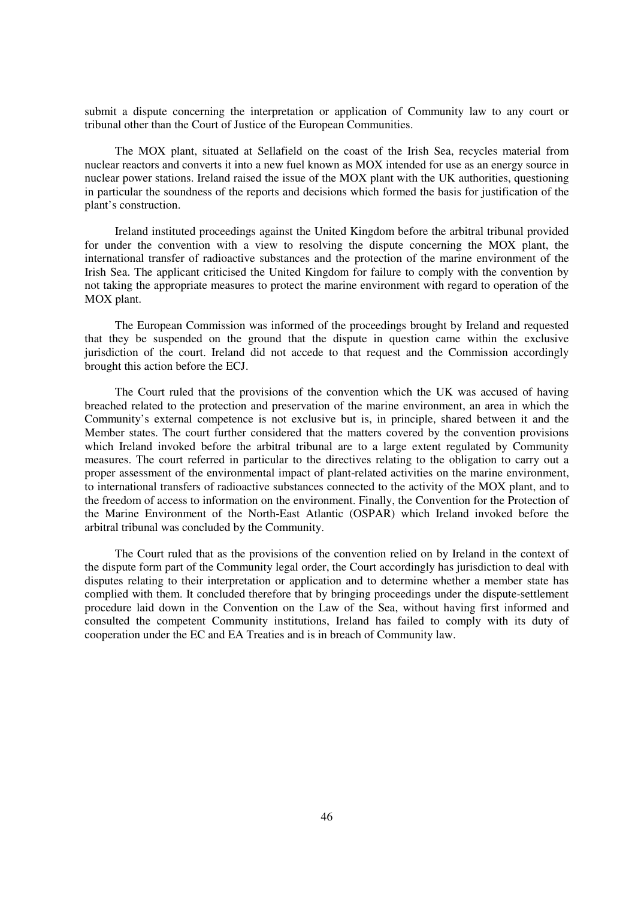submit a dispute concerning the interpretation or application of Community law to any court or tribunal other than the Court of Justice of the European Communities.

The MOX plant, situated at Sellafield on the coast of the Irish Sea, recycles material from nuclear reactors and converts it into a new fuel known as MOX intended for use as an energy source in nuclear power stations. Ireland raised the issue of the MOX plant with the UK authorities, questioning in particular the soundness of the reports and decisions which formed the basis for justification of the plant's construction.

Ireland instituted proceedings against the United Kingdom before the arbitral tribunal provided for under the convention with a view to resolving the dispute concerning the MOX plant, the international transfer of radioactive substances and the protection of the marine environment of the Irish Sea. The applicant criticised the United Kingdom for failure to comply with the convention by not taking the appropriate measures to protect the marine environment with regard to operation of the MOX plant.

The European Commission was informed of the proceedings brought by Ireland and requested that they be suspended on the ground that the dispute in question came within the exclusive jurisdiction of the court. Ireland did not accede to that request and the Commission accordingly brought this action before the ECJ.

The Court ruled that the provisions of the convention which the UK was accused of having breached related to the protection and preservation of the marine environment, an area in which the Community's external competence is not exclusive but is, in principle, shared between it and the Member states. The court further considered that the matters covered by the convention provisions which Ireland invoked before the arbitral tribunal are to a large extent regulated by Community measures. The court referred in particular to the directives relating to the obligation to carry out a proper assessment of the environmental impact of plant-related activities on the marine environment, to international transfers of radioactive substances connected to the activity of the MOX plant, and to the freedom of access to information on the environment. Finally, the Convention for the Protection of the Marine Environment of the North-East Atlantic (OSPAR) which Ireland invoked before the arbitral tribunal was concluded by the Community.

The Court ruled that as the provisions of the convention relied on by Ireland in the context of the dispute form part of the Community legal order, the Court accordingly has jurisdiction to deal with disputes relating to their interpretation or application and to determine whether a member state has complied with them. It concluded therefore that by bringing proceedings under the dispute-settlement procedure laid down in the Convention on the Law of the Sea, without having first informed and consulted the competent Community institutions, Ireland has failed to comply with its duty of cooperation under the EC and EA Treaties and is in breach of Community law.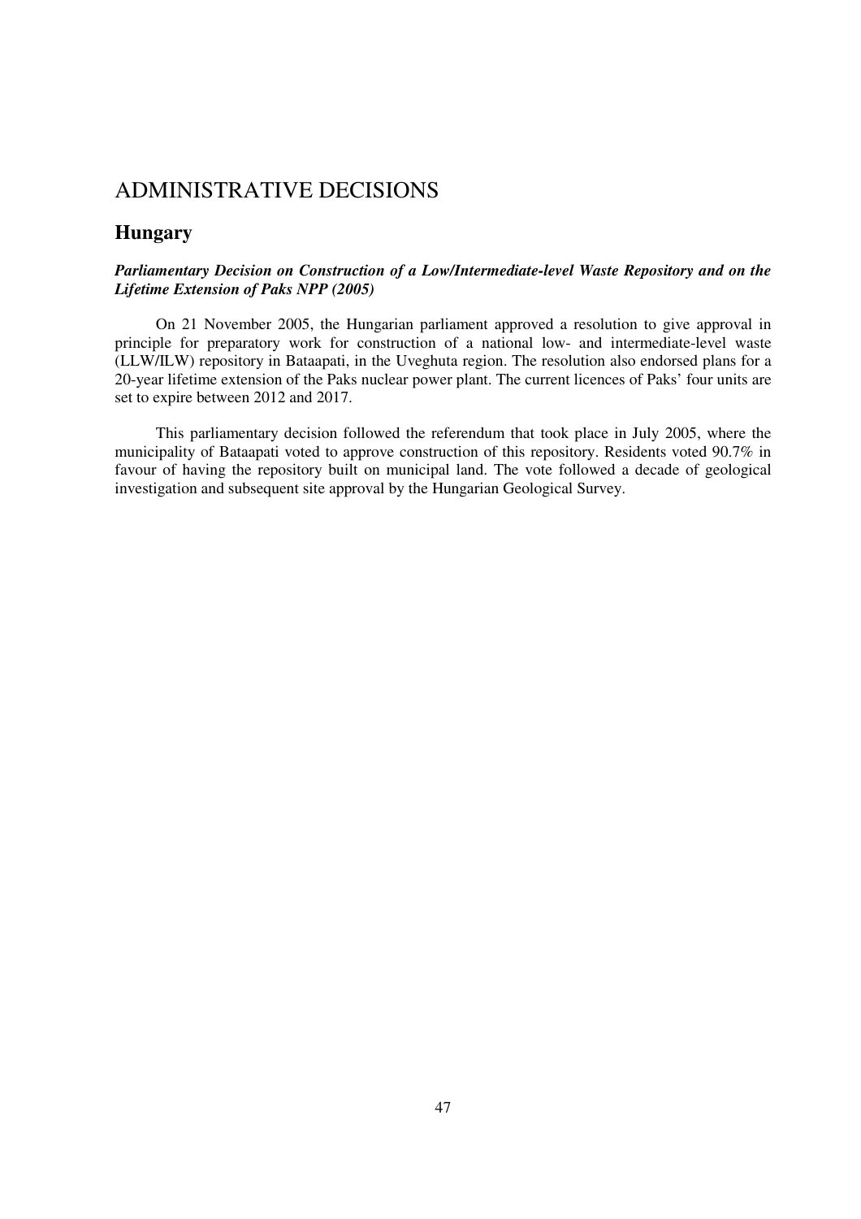# ADMINISTRATIVE DECISIONS

## Hungary

***Parliamentary Decision on Construction of a Low/Intermediate-level Waste Repository and on the Lifetime Extension of Paks NPP (2005)***

On 21 November 2005, the Hungarian parliament approved a resolution to give approval in principle for preparatory work for construction of a national low- and intermediate-level waste (LLW/ILW) repository in Bataapati, in the Uveghuta region. The resolution also endorsed plans for a 20-year lifetime extension of the Paks nuclear power plant. The current licences of Paks' four units are set to expire between 2012 and 2017.

This parliamentary decision followed the referendum that took place in July 2005, where the municipality of Bataapati voted to approve construction of this repository. Residents voted 90.7% in favour of having the repository built on municipal land. The vote followed a decade of geological investigation and subsequent site approval by the Hungarian Geological Survey.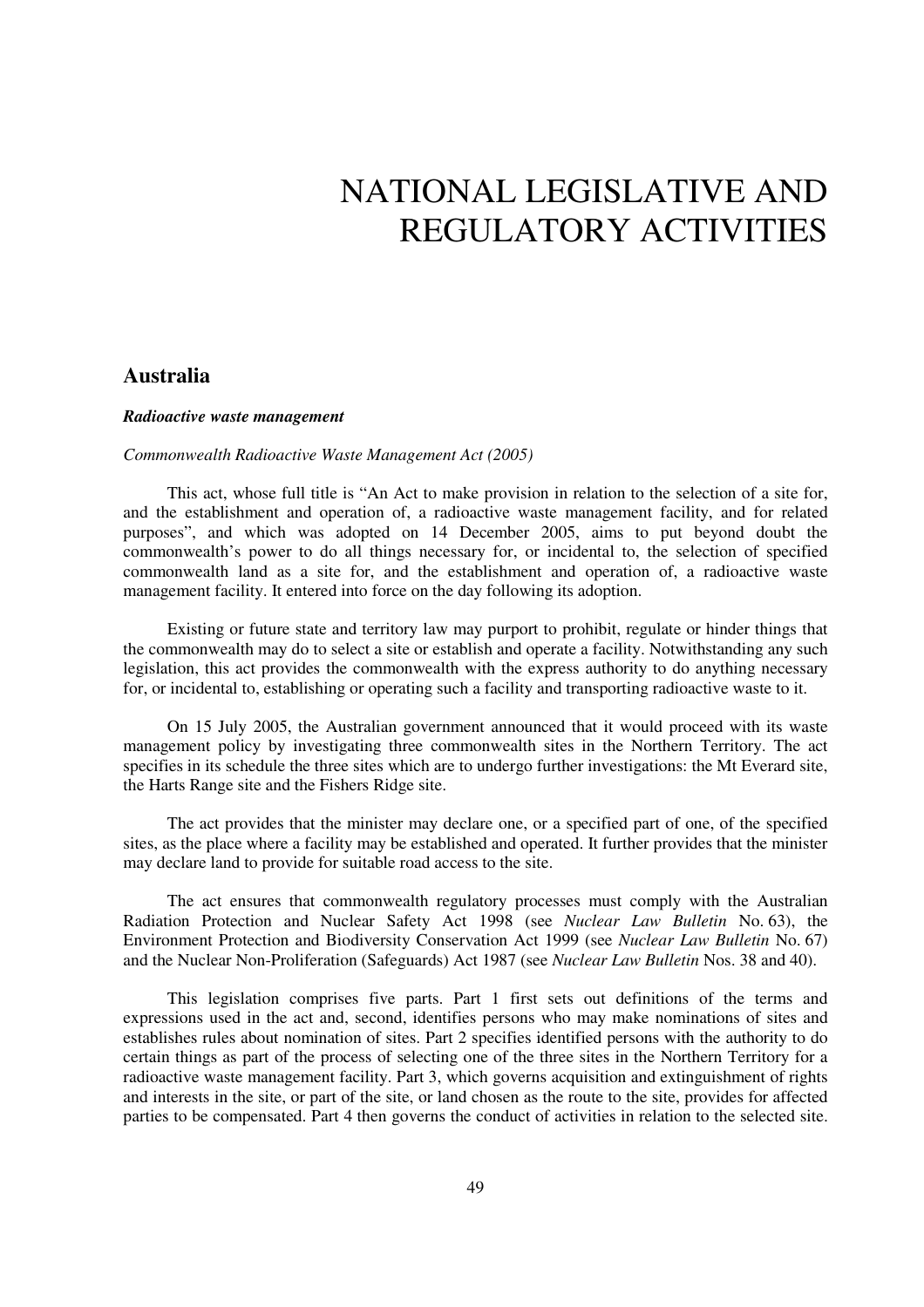# NATIONAL LEGISLATIVE AND REGULATORY ACTIVITIES

## Australia

***Radioactive waste management***

*Commonwealth Radioactive Waste Management Act (2005)*

This act, whose full title is "An Act to make provision in relation to the selection of a site for, and the establishment and operation of, a radioactive waste management facility, and for related purposes", and which was adopted on 14 December 2005, aims to put beyond doubt the commonwealth's power to do all things necessary for, or incidental to, the selection of specified commonwealth land as a site for, and the establishment and operation of, a radioactive waste management facility. It entered into force on the day following its adoption.

Existing or future state and territory law may purport to prohibit, regulate or hinder things that the commonwealth may do to select a site or establish and operate a facility. Notwithstanding any such legislation, this act provides the commonwealth with the express authority to do anything necessary for, or incidental to, establishing or operating such a facility and transporting radioactive waste to it.

On 15 July 2005, the Australian government announced that it would proceed with its waste management policy by investigating three commonwealth sites in the Northern Territory. The act specifies in its schedule the three sites which are to undergo further investigations: the Mt Everard site, the Harts Range site and the Fishers Ridge site.

The act provides that the minister may declare one, or a specified part of one, of the specified sites, as the place where a facility may be established and operated. It further provides that the minister may declare land to provide for suitable road access to the site.

The act ensures that commonwealth regulatory processes must comply with the Australian Radiation Protection and Nuclear Safety Act 1998 (see *Nuclear Law Bulletin* No. 63), the Environment Protection and Biodiversity Conservation Act 1999 (see *Nuclear Law Bulletin* No. 67) and the Nuclear Non-Proliferation (Safeguards) Act 1987 (see *Nuclear Law Bulletin* Nos. 38 and 40).

This legislation comprises five parts. Part 1 first sets out definitions of the terms and expressions used in the act and, second, identifies persons who may make nominations of sites and establishes rules about nomination of sites. Part 2 specifies identified persons with the authority to do certain things as part of the process of selecting one of the three sites in the Northern Territory for a radioactive waste management facility. Part 3, which governs acquisition and extinguishment of rights and interests in the site, or part of the site, or land chosen as the route to the site, provides for affected parties to be compensated. Part 4 then governs the conduct of activities in relation to the selected site.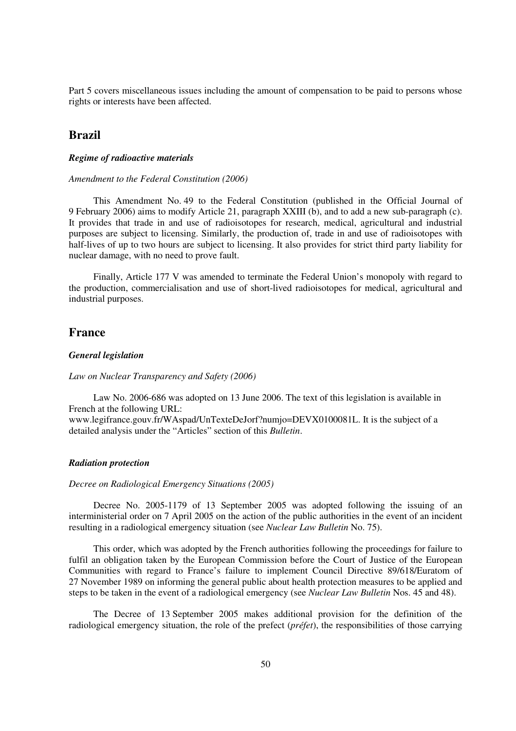Part 5 covers miscellaneous issues including the amount of compensation to be paid to persons whose rights or interests have been affected.

## Brazil

### *Regime of radioactive materials*

*Amendment to the Federal Constitution (2006)*

This Amendment No. 49 to the Federal Constitution (published in the Official Journal of 9 February 2006) aims to modify Article 21, paragraph XXIII (b), and to add a new sub-paragraph (c). It provides that trade in and use of radioisotopes for research, medical, agricultural and industrial purposes are subject to licensing. Similarly, the production of, trade in and use of radioisotopes with half-lives of up to two hours are subject to licensing. It also provides for strict third party liability for nuclear damage, with no need to prove fault.

Finally, Article 177 V was amended to terminate the Federal Union's monopoly with regard to the production, commercialisation and use of short-lived radioisotopes for medical, agricultural and industrial purposes.

## France

### *General legislation*

*Law on Nuclear Transparency and Safety (2006)*

Law No. 2006-686 was adopted on 13 June 2006. The text of this legislation is available in French at the following URL: www.legifrance.gouv.fr/WAspad/UnTexteDeJorf?numjo=DEVX0100081L. It is the subject of a detailed analysis under the "Articles" section of this *Bulletin*.

### *Radiation protection*

*Decree on Radiological Emergency Situations (2005)*

Decree No. 2005-1179 of 13 September 2005 was adopted following the issuing of an interministerial order on 7 April 2005 on the action of the public authorities in the event of an incident resulting in a radiological emergency situation (see *Nuclear Law Bulletin* No. 75).

This order, which was adopted by the French authorities following the proceedings for failure to fulfil an obligation taken by the European Commission before the Court of Justice of the European Communities with regard to France's failure to implement Council Directive 89/618/Euratom of 27 November 1989 on informing the general public about health protection measures to be applied and steps to be taken in the event of a radiological emergency (see *Nuclear Law Bulletin* Nos. 45 and 48).

The Decree of 13 September 2005 makes additional provision for the definition of the radiological emergency situation, the role of the prefect (*préfet*), the responsibilities of those carrying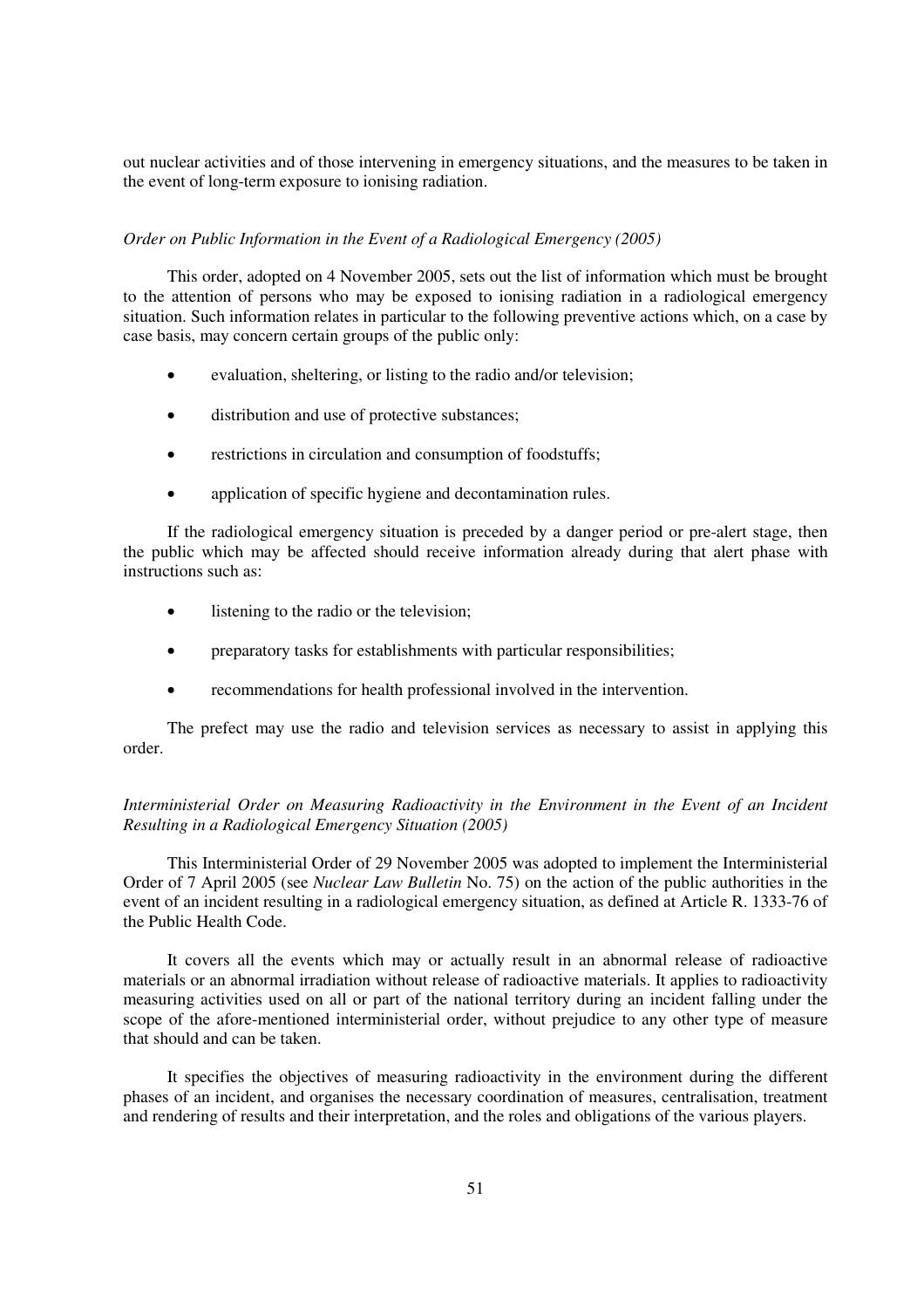out nuclear activities and of those intervening in emergency situations, and the measures to be taken in the event of long-term exposure to ionising radiation.

*Order on Public Information in the Event of a Radiological Emergency (2005)*

This order, adopted on 4 November 2005, sets out the list of information which must be brought to the attention of persons who may be exposed to ionising radiation in a radiological emergency situation. Such information relates in particular to the following preventive actions which, on a case by case basis, may concern certain groups of the public only:

- evaluation, sheltering, or listing to the radio and/or television;
- distribution and use of protective substances;
- restrictions in circulation and consumption of foodstuffs;
- application of specific hygiene and decontamination rules.

If the radiological emergency situation is preceded by a danger period or pre-alert stage, then the public which may be affected should receive information already during that alert phase with instructions such as:

- listening to the radio or the television;
- preparatory tasks for establishments with particular responsibilities;
- recommendations for health professional involved in the intervention.

The prefect may use the radio and television services as necessary to assist in applying this order.

*Interministerial Order on Measuring Radioactivity in the Environment in the Event of an Incident Resulting in a Radiological Emergency Situation (2005)*

This Interministerial Order of 29 November 2005 was adopted to implement the Interministerial Order of 7 April 2005 (see *Nuclear Law Bulletin* No. 75) on the action of the public authorities in the event of an incident resulting in a radiological emergency situation, as defined at Article R. 1333-76 of the Public Health Code.

It covers all the events which may or actually result in an abnormal release of radioactive materials or an abnormal irradiation without release of radioactive materials. It applies to radioactivity measuring activities used on all or part of the national territory during an incident falling under the scope of the afore-mentioned interministerial order, without prejudice to any other type of measure that should and can be taken.

It specifies the objectives of measuring radioactivity in the environment during the different phases of an incident, and organises the necessary coordination of measures, centralisation, treatment and rendering of results and their interpretation, and the roles and obligations of the various players.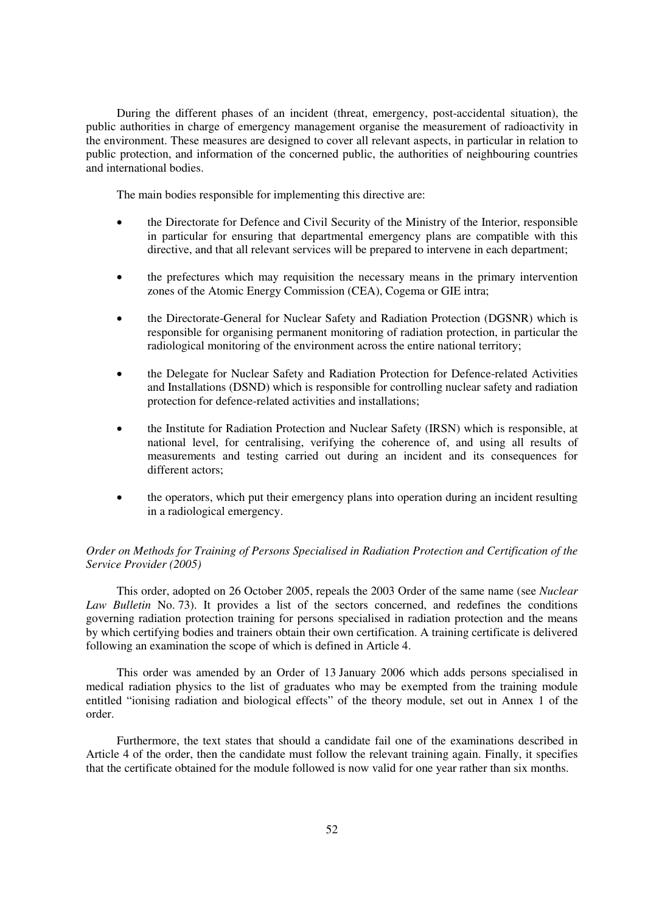During the different phases of an incident (threat, emergency, post-accidental situation), the public authorities in charge of emergency management organise the measurement of radioactivity in the environment. These measures are designed to cover all relevant aspects, in particular in relation to public protection, and information of the concerned public, the authorities of neighbouring countries and international bodies.

The main bodies responsible for implementing this directive are:

- the Directorate for Defence and Civil Security of the Ministry of the Interior, responsible in particular for ensuring that departmental emergency plans are compatible with this directive, and that all relevant services will be prepared to intervene in each department;
- the prefectures which may requisition the necessary means in the primary intervention zones of the Atomic Energy Commission (CEA), Cogema or GIE intra;
- the Directorate-General for Nuclear Safety and Radiation Protection (DGSNR) which is responsible for organising permanent monitoring of radiation protection, in particular the radiological monitoring of the environment across the entire national territory;
- the Delegate for Nuclear Safety and Radiation Protection for Defence-related Activities and Installations (DSND) which is responsible for controlling nuclear safety and radiation protection for defence-related activities and installations;
- the Institute for Radiation Protection and Nuclear Safety (IRSN) which is responsible, at national level, for centralising, verifying the coherence of, and using all results of measurements and testing carried out during an incident and its consequences for different actors;
- the operators, which put their emergency plans into operation during an incident resulting in a radiological emergency.

*Order on Methods for Training of Persons Specialised in Radiation Protection and Certification of the Service Provider (2005)*

This order, adopted on 26 October 2005, repeals the 2003 Order of the same name (see *Nuclear Law Bulletin* No. 73). It provides a list of the sectors concerned, and redefines the conditions governing radiation protection training for persons specialised in radiation protection and the means by which certifying bodies and trainers obtain their own certification. A training certificate is delivered following an examination the scope of which is defined in Article 4.

This order was amended by an Order of 13 January 2006 which adds persons specialised in medical radiation physics to the list of graduates who may be exempted from the training module entitled "ionising radiation and biological effects" of the theory module, set out in Annex 1 of the order.

Furthermore, the text states that should a candidate fail one of the examinations described in Article 4 of the order, then the candidate must follow the relevant training again. Finally, it specifies that the certificate obtained for the module followed is now valid for one year rather than six months.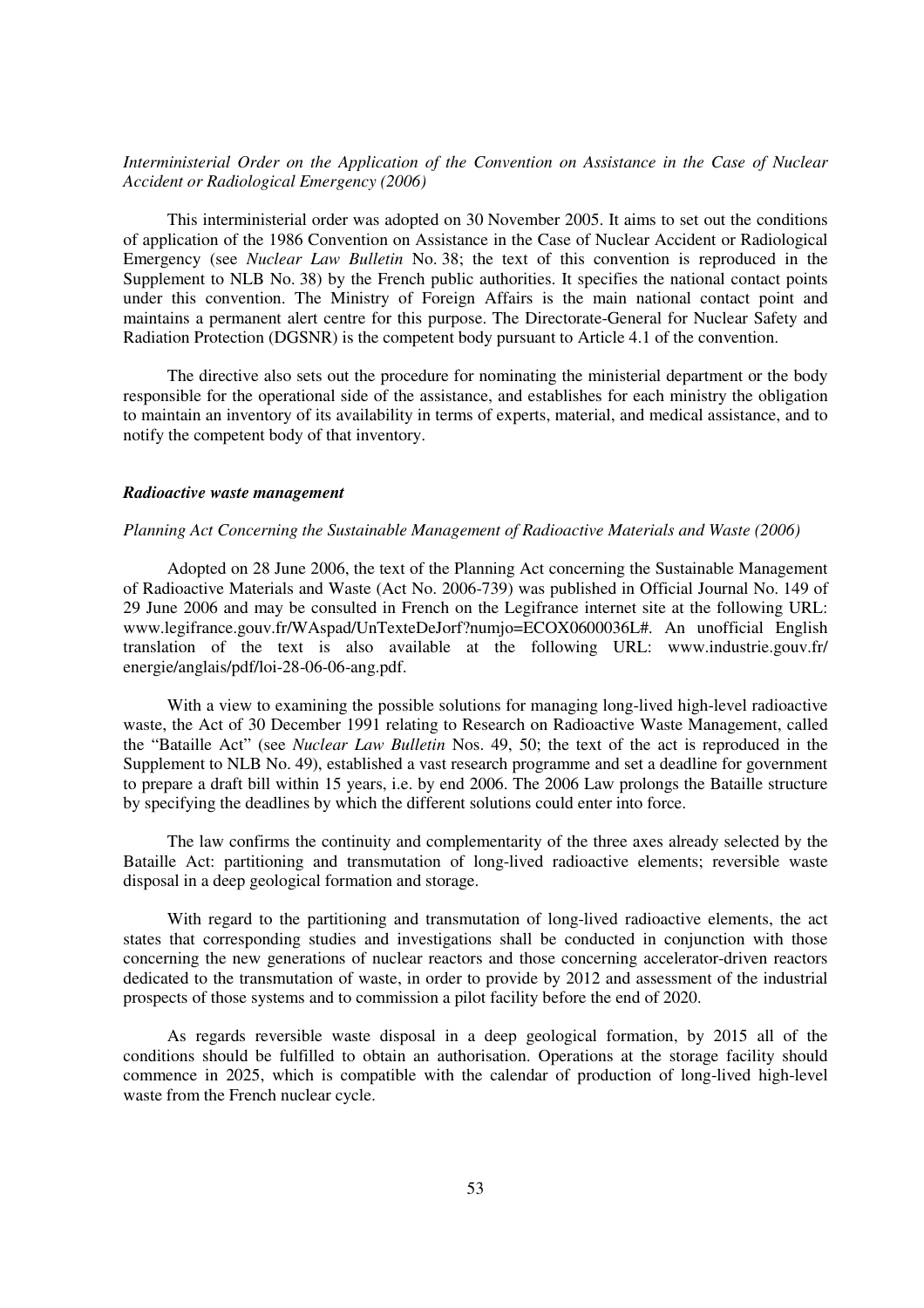*Interministerial Order on the Application of the Convention on Assistance in the Case of Nuclear Accident or Radiological Emergency (2006)*

This interministerial order was adopted on 30 November 2005. It aims to set out the conditions of application of the 1986 Convention on Assistance in the Case of Nuclear Accident or Radiological Emergency (see *Nuclear Law Bulletin* No. 38; the text of this convention is reproduced in the Supplement to NLB No. 38) by the French public authorities. It specifies the national contact points under this convention. The Ministry of Foreign Affairs is the main national contact point and maintains a permanent alert centre for this purpose. The Directorate-General for Nuclear Safety and Radiation Protection (DGSNR) is the competent body pursuant to Article 4.1 of the convention.

The directive also sets out the procedure for nominating the ministerial department or the body responsible for the operational side of the assistance, and establishes for each ministry the obligation to maintain an inventory of its availability in terms of experts, material, and medical assistance, and to notify the competent body of that inventory.

***Radioactive waste management***

*Planning Act Concerning the Sustainable Management of Radioactive Materials and Waste (2006)*

Adopted on 28 June 2006, the text of the Planning Act concerning the Sustainable Management of Radioactive Materials and Waste (Act No. 2006-739) was published in Official Journal No. 149 of 29 June 2006 and may be consulted in French on the Legifrance internet site at the following URL: www.legifrance.gouv.fr/WAspad/UnTexteDeJorf?numjo=ECOX0600036L#. An unofficial English translation of the text is also available at the following URL: www.industrie.gouv.fr/energie/anglais/pdf/loi-28-06-06-ang.pdf.

With a view to examining the possible solutions for managing long-lived high-level radioactive waste, the Act of 30 December 1991 relating to Research on Radioactive Waste Management, called the "Bataille Act" (see *Nuclear Law Bulletin* Nos. 49, 50; the text of the act is reproduced in the Supplement to NLB No. 49), established a vast research programme and set a deadline for government to prepare a draft bill within 15 years, i.e. by end 2006. The 2006 Law prolongs the Bataille structure by specifying the deadlines by which the different solutions could enter into force.

The law confirms the continuity and complementarity of the three axes already selected by the Bataille Act: partitioning and transmutation of long-lived radioactive elements; reversible waste disposal in a deep geological formation and storage.

With regard to the partitioning and transmutation of long-lived radioactive elements, the act states that corresponding studies and investigations shall be conducted in conjunction with those concerning the new generations of nuclear reactors and those concerning accelerator-driven reactors dedicated to the transmutation of waste, in order to provide by 2012 and assessment of the industrial prospects of those systems and to commission a pilot facility before the end of 2020.

As regards reversible waste disposal in a deep geological formation, by 2015 all of the conditions should be fulfilled to obtain an authorisation. Operations at the storage facility should commence in 2025, which is compatible with the calendar of production of long-lived high-level waste from the French nuclear cycle.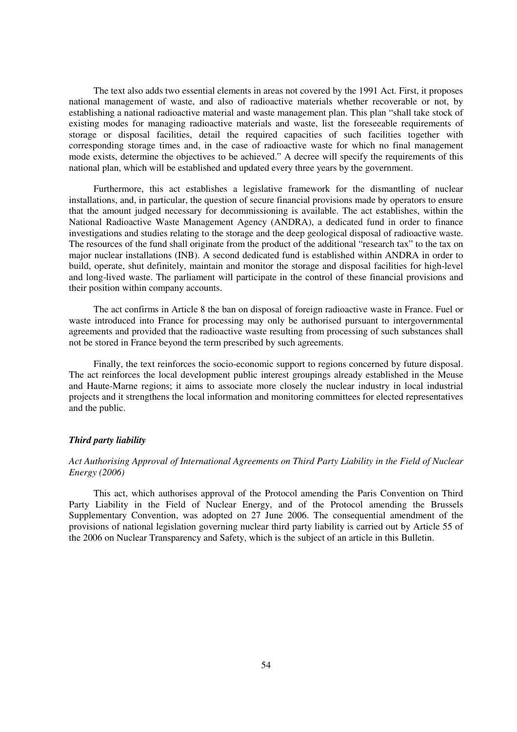The text also adds two essential elements in areas not covered by the 1991 Act. First, it proposes national management of waste, and also of radioactive materials whether recoverable or not, by establishing a national radioactive material and waste management plan. This plan "shall take stock of existing modes for managing radioactive materials and waste, list the foreseeable requirements of storage or disposal facilities, detail the required capacities of such facilities together with corresponding storage times and, in the case of radioactive waste for which no final management mode exists, determine the objectives to be achieved." A decree will specify the requirements of this national plan, which will be established and updated every three years by the government.

Furthermore, this act establishes a legislative framework for the dismantling of nuclear installations, and, in particular, the question of secure financial provisions made by operators to ensure that the amount judged necessary for decommissioning is available. The act establishes, within the National Radioactive Waste Management Agency (ANDRA), a dedicated fund in order to finance investigations and studies relating to the storage and the deep geological disposal of radioactive waste. The resources of the fund shall originate from the product of the additional "research tax" to the tax on major nuclear installations (INB). A second dedicated fund is established within ANDRA in order to build, operate, shut definitely, maintain and monitor the storage and disposal facilities for high-level and long-lived waste. The parliament will participate in the control of these financial provisions and their position within company accounts.

The act confirms in Article 8 the ban on disposal of foreign radioactive waste in France. Fuel or waste introduced into France for processing may only be authorised pursuant to intergovernmental agreements and provided that the radioactive waste resulting from processing of such substances shall not be stored in France beyond the term prescribed by such agreements.

Finally, the text reinforces the socio-economic support to regions concerned by future disposal. The act reinforces the local development public interest groupings already established in the Meuse and Haute-Marne regions; it aims to associate more closely the nuclear industry in local industrial projects and it strengthens the local information and monitoring committees for elected representatives and the public.

***Third party liability***

*Act Authorising Approval of International Agreements on Third Party Liability in the Field of Nuclear Energy (2006)*

This act, which authorises approval of the Protocol amending the Paris Convention on Third Party Liability in the Field of Nuclear Energy, and of the Protocol amending the Brussels Supplementary Convention, was adopted on 27 June 2006. The consequential amendment of the provisions of national legislation governing nuclear third party liability is carried out by Article 55 of the 2006 on Nuclear Transparency and Safety, which is the subject of an article in this Bulletin.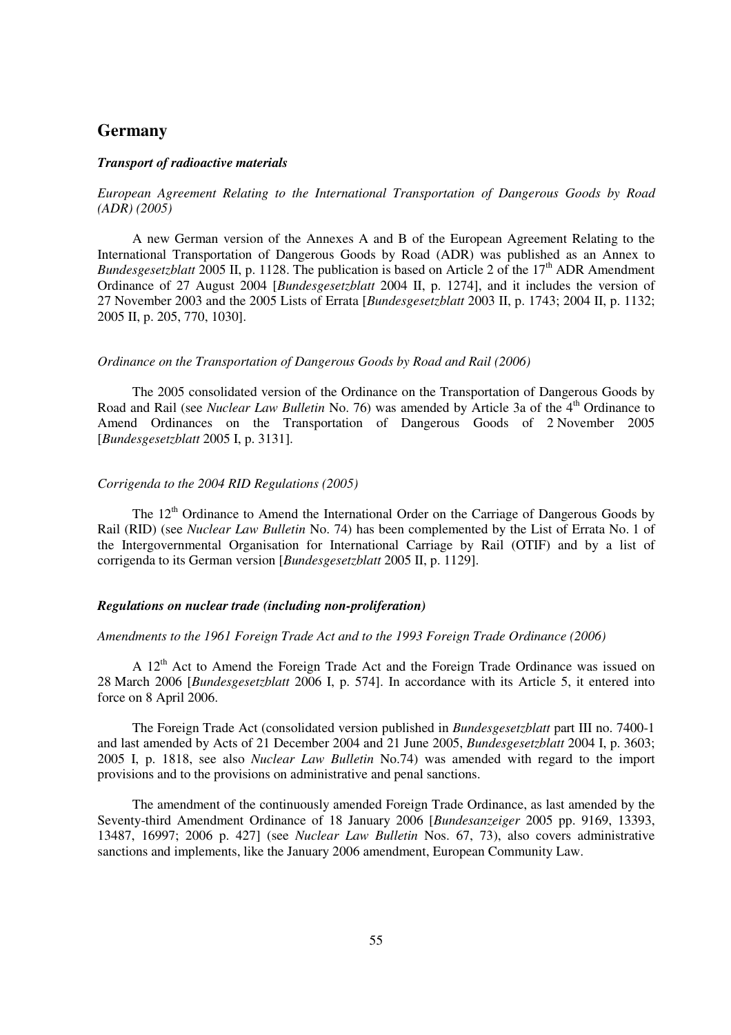## Germany

### *Transport of radioactive materials*

*European Agreement Relating to the International Transportation of Dangerous Goods by Road (ADR) (2005)*

A new German version of the Annexes A and B of the European Agreement Relating to the International Transportation of Dangerous Goods by Road (ADR) was published as an Annex to *Bundesgesetzblatt* 2005 II, p. 1128. The publication is based on Article 2 of the 17th ADR Amendment Ordinance of 27 August 2004 [*Bundesgesetzblatt* 2004 II, p. 1274], and it includes the version of 27 November 2003 and the 2005 Lists of Errata [*Bundesgesetzblatt* 2003 II, p. 1743; 2004 II, p. 1132; 2005 II, p. 205, 770, 1030].

*Ordinance on the Transportation of Dangerous Goods by Road and Rail (2006)*

The 2005 consolidated version of the Ordinance on the Transportation of Dangerous Goods by Road and Rail (see *Nuclear Law Bulletin* No. 76) was amended by Article 3a of the 4th Ordinance to Amend Ordinances on the Transportation of Dangerous Goods of 2 November 2005 [*Bundesgesetzblatt* 2005 I, p. 3131].

*Corrigenda to the 2004 RID Regulations (2005)*

The 12th Ordinance to Amend the International Order on the Carriage of Dangerous Goods by Rail (RID) (see *Nuclear Law Bulletin* No. 74) has been complemented by the List of Errata No. 1 of the Intergovernmental Organisation for International Carriage by Rail (OTIF) and by a list of corrigenda to its German version [*Bundesgesetzblatt* 2005 II, p. 1129].

### *Regulations on nuclear trade (including non-proliferation)*

*Amendments to the 1961 Foreign Trade Act and to the 1993 Foreign Trade Ordinance (2006)*

A 12th Act to Amend the Foreign Trade Act and the Foreign Trade Ordinance was issued on 28 March 2006 [*Bundesgesetzblatt* 2006 I, p. 574]. In accordance with its Article 5, it entered into force on 8 April 2006.

The Foreign Trade Act (consolidated version published in *Bundesgesetzblatt* part III no. 7400-1 and last amended by Acts of 21 December 2004 and 21 June 2005, *Bundesgesetzblatt* 2004 I, p. 3603; 2005 I, p. 1818, see also *Nuclear Law Bulletin* No.74) was amended with regard to the import provisions and to the provisions on administrative and penal sanctions.

The amendment of the continuously amended Foreign Trade Ordinance, as last amended by the Seventy-third Amendment Ordinance of 18 January 2006 [*Bundesanzeiger* 2005 pp. 9169, 13393, 13487, 16997; 2006 p. 427] (see *Nuclear Law Bulletin* Nos. 67, 73), also covers administrative sanctions and implements, like the January 2006 amendment, European Community Law.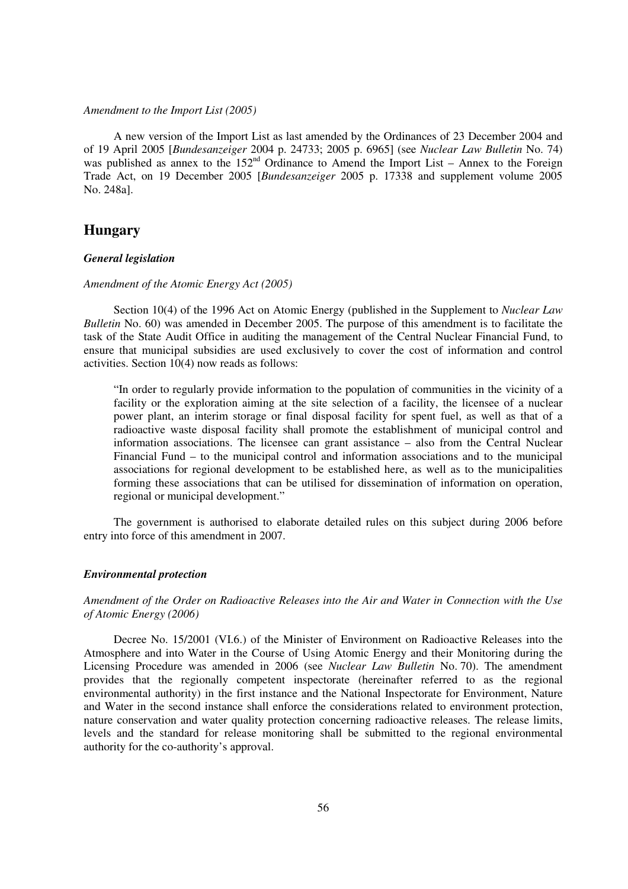*Amendment to the Import List (2005)*

A new version of the Import List as last amended by the Ordinances of 23 December 2004 and of 19 April 2005 [*Bundesanzeiger* 2004 p. 24733; 2005 p. 6965] (see *Nuclear Law Bulletin* No. 74) was published as annex to the 152nd Ordinance to Amend the Import List – Annex to the Foreign Trade Act, on 19 December 2005 [*Bundesanzeiger* 2005 p. 17338 and supplement volume 2005 No. 248a].

## Hungary

### *General legislation*

*Amendment of the Atomic Energy Act (2005)*

Section 10(4) of the 1996 Act on Atomic Energy (published in the Supplement to *Nuclear Law Bulletin* No. 60) was amended in December 2005. The purpose of this amendment is to facilitate the task of the State Audit Office in auditing the management of the Central Nuclear Financial Fund, to ensure that municipal subsidies are used exclusively to cover the cost of information and control activities. Section 10(4) now reads as follows:

> "In order to regularly provide information to the population of communities in the vicinity of a facility or the exploration aiming at the site selection of a facility, the licensee of a nuclear power plant, an interim storage or final disposal facility for spent fuel, as well as that of a radioactive waste disposal facility shall promote the establishment of municipal control and information associations. The licensee can grant assistance – also from the Central Nuclear Financial Fund – to the municipal control and information associations and to the municipal associations for regional development to be established here, as well as to the municipalities forming these associations that can be utilised for dissemination of information on operation, regional or municipal development."

The government is authorised to elaborate detailed rules on this subject during 2006 before entry into force of this amendment in 2007.

### *Environmental protection*

*Amendment of the Order on Radioactive Releases into the Air and Water in Connection with the Use of Atomic Energy (2006)*

Decree No. 15/2001 (VI.6.) of the Minister of Environment on Radioactive Releases into the Atmosphere and into Water in the Course of Using Atomic Energy and their Monitoring during the Licensing Procedure was amended in 2006 (see *Nuclear Law Bulletin* No. 70). The amendment provides that the regionally competent inspectorate (hereinafter referred to as the regional environmental authority) in the first instance and the National Inspectorate for Environment, Nature and Water in the second instance shall enforce the considerations related to environment protection, nature conservation and water quality protection concerning radioactive releases. The release limits, levels and the standard for release monitoring shall be submitted to the regional environmental authority for the co-authority's approval.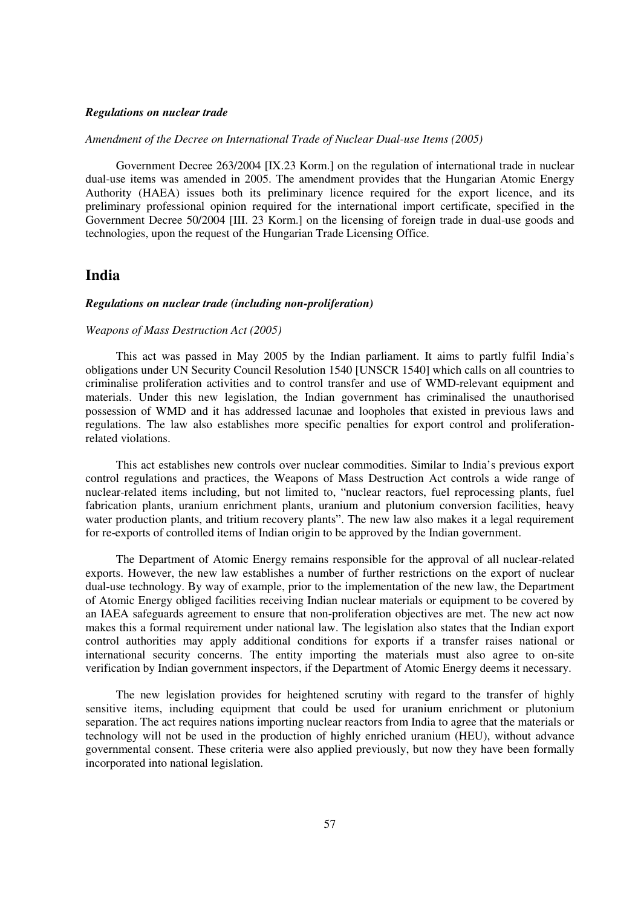***Regulations on nuclear trade***

*Amendment of the Decree on International Trade of Nuclear Dual-use Items (2005)*

Government Decree 263/2004 [IX.23 Korm.] on the regulation of international trade in nuclear dual-use items was amended in 2005. The amendment provides that the Hungarian Atomic Energy Authority (HAEA) issues both its preliminary licence required for the export licence, and its preliminary professional opinion required for the international import certificate, specified in the Government Decree 50/2004 [III. 23 Korm.] on the licensing of foreign trade in dual-use goods and technologies, upon the request of the Hungarian Trade Licensing Office.

## India

***Regulations on nuclear trade (including non-proliferation)***

*Weapons of Mass Destruction Act (2005)*

This act was passed in May 2005 by the Indian parliament. It aims to partly fulfil India's obligations under UN Security Council Resolution 1540 [UNSCR 1540] which calls on all countries to criminalise proliferation activities and to control transfer and use of WMD-relevant equipment and materials. Under this new legislation, the Indian government has criminalised the unauthorised possession of WMD and it has addressed lacunae and loopholes that existed in previous laws and regulations. The law also establishes more specific penalties for export control and proliferation-related violations.

This act establishes new controls over nuclear commodities. Similar to India's previous export control regulations and practices, the Weapons of Mass Destruction Act controls a wide range of nuclear-related items including, but not limited to, "nuclear reactors, fuel reprocessing plants, fuel fabrication plants, uranium enrichment plants, uranium and plutonium conversion facilities, heavy water production plants, and tritium recovery plants". The new law also makes it a legal requirement for re-exports of controlled items of Indian origin to be approved by the Indian government.

The Department of Atomic Energy remains responsible for the approval of all nuclear-related exports. However, the new law establishes a number of further restrictions on the export of nuclear dual-use technology. By way of example, prior to the implementation of the new law, the Department of Atomic Energy obliged facilities receiving Indian nuclear materials or equipment to be covered by an IAEA safeguards agreement to ensure that non-proliferation objectives are met. The new act now makes this a formal requirement under national law. The legislation also states that the Indian export control authorities may apply additional conditions for exports if a transfer raises national or international security concerns. The entity importing the materials must also agree to on-site verification by Indian government inspectors, if the Department of Atomic Energy deems it necessary.

The new legislation provides for heightened scrutiny with regard to the transfer of highly sensitive items, including equipment that could be used for uranium enrichment or plutonium separation. The act requires nations importing nuclear reactors from India to agree that the materials or technology will not be used in the production of highly enriched uranium (HEU), without advance governmental consent. These criteria were also applied previously, but now they have been formally incorporated into national legislation.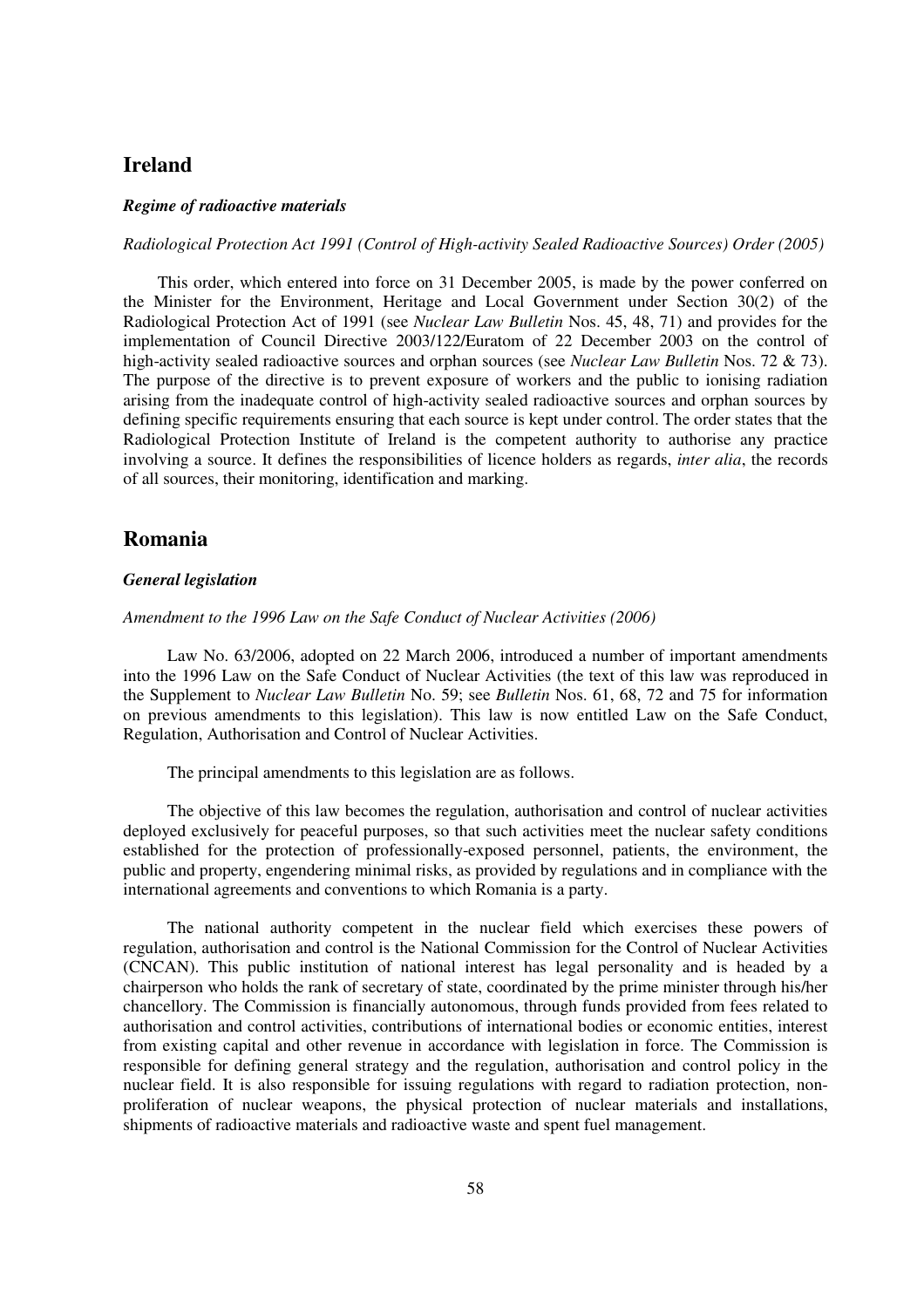## Ireland

### *Regime of radioactive materials*

*Radiological Protection Act 1991 (Control of High-activity Sealed Radioactive Sources) Order (2005)*

This order, which entered into force on 31 December 2005, is made by the power conferred on the Minister for the Environment, Heritage and Local Government under Section 30(2) of the Radiological Protection Act of 1991 (see *Nuclear Law Bulletin* Nos. 45, 48, 71) and provides for the implementation of Council Directive 2003/122/Euratom of 22 December 2003 on the control of high-activity sealed radioactive sources and orphan sources (see *Nuclear Law Bulletin* Nos. 72 & 73). The purpose of the directive is to prevent exposure of workers and the public to ionising radiation arising from the inadequate control of high-activity sealed radioactive sources and orphan sources by defining specific requirements ensuring that each source is kept under control. The order states that the Radiological Protection Institute of Ireland is the competent authority to authorise any practice involving a source. It defines the responsibilities of licence holders as regards, *inter alia*, the records of all sources, their monitoring, identification and marking.

## Romania

### *General legislation*

*Amendment to the 1996 Law on the Safe Conduct of Nuclear Activities (2006)*

Law No. 63/2006, adopted on 22 March 2006, introduced a number of important amendments into the 1996 Law on the Safe Conduct of Nuclear Activities (the text of this law was reproduced in the Supplement to *Nuclear Law Bulletin* No. 59; see *Bulletin* Nos. 61, 68, 72 and 75 for information on previous amendments to this legislation). This law is now entitled Law on the Safe Conduct, Regulation, Authorisation and Control of Nuclear Activities.

The principal amendments to this legislation are as follows.

The objective of this law becomes the regulation, authorisation and control of nuclear activities deployed exclusively for peaceful purposes, so that such activities meet the nuclear safety conditions established for the protection of professionally-exposed personnel, patients, the environment, the public and property, engendering minimal risks, as provided by regulations and in compliance with the international agreements and conventions to which Romania is a party.

The national authority competent in the nuclear field which exercises these powers of regulation, authorisation and control is the National Commission for the Control of Nuclear Activities (CNCAN). This public institution of national interest has legal personality and is headed by a chairperson who holds the rank of secretary of state, coordinated by the prime minister through his/her chancellory. The Commission is financially autonomous, through funds provided from fees related to authorisation and control activities, contributions of international bodies or economic entities, interest from existing capital and other revenue in accordance with legislation in force. The Commission is responsible for defining general strategy and the regulation, authorisation and control policy in the nuclear field. It is also responsible for issuing regulations with regard to radiation protection, non-proliferation of nuclear weapons, the physical protection of nuclear materials and installations, shipments of radioactive materials and radioactive waste and spent fuel management.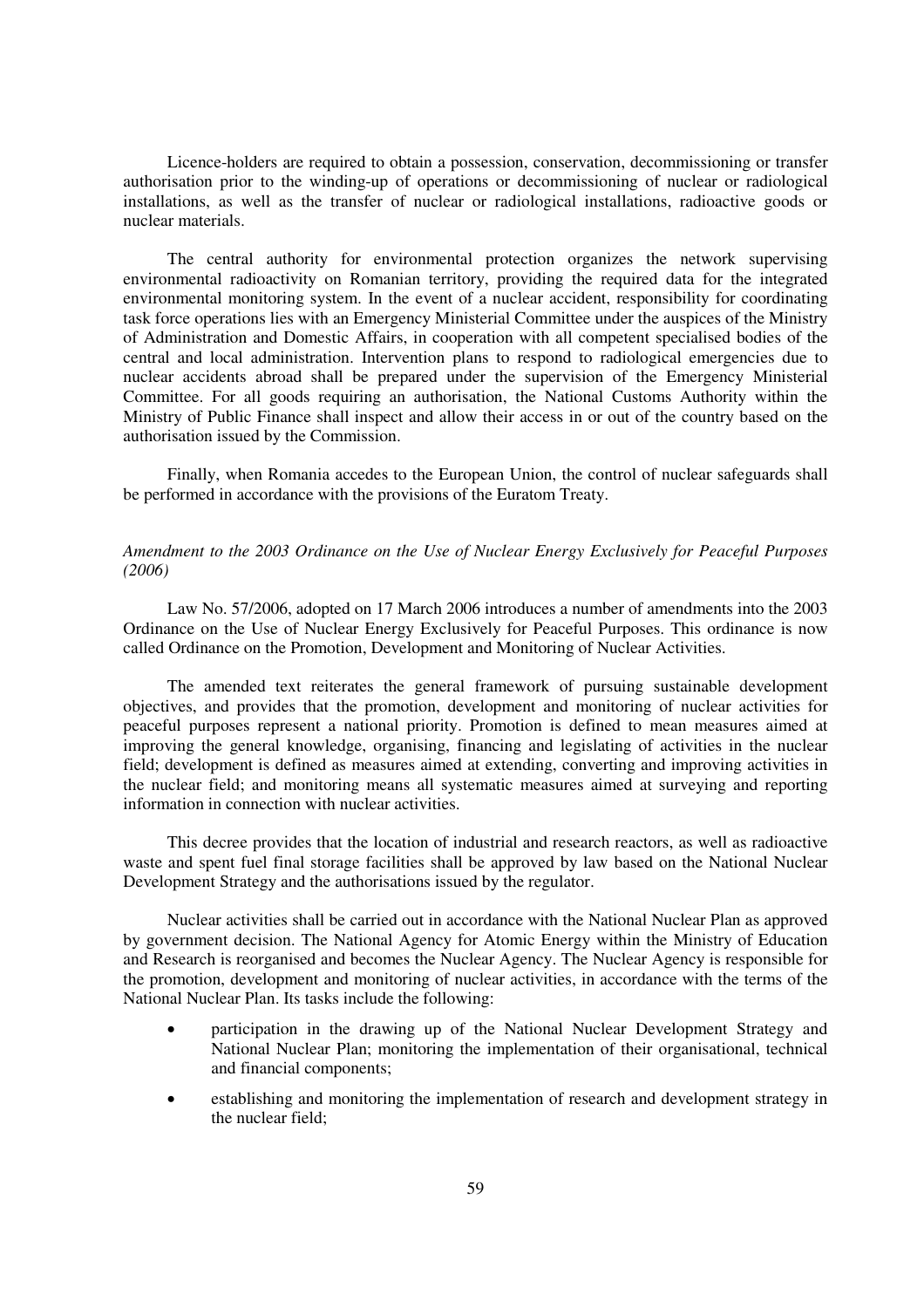Licence-holders are required to obtain a possession, conservation, decommissioning or transfer authorisation prior to the winding-up of operations or decommissioning of nuclear or radiological installations, as well as the transfer of nuclear or radiological installations, radioactive goods or nuclear materials.

The central authority for environmental protection organizes the network supervising environmental radioactivity on Romanian territory, providing the required data for the integrated environmental monitoring system. In the event of a nuclear accident, responsibility for coordinating task force operations lies with an Emergency Ministerial Committee under the auspices of the Ministry of Administration and Domestic Affairs, in cooperation with all competent specialised bodies of the central and local administration. Intervention plans to respond to radiological emergencies due to nuclear accidents abroad shall be prepared under the supervision of the Emergency Ministerial Committee. For all goods requiring an authorisation, the National Customs Authority within the Ministry of Public Finance shall inspect and allow their access in or out of the country based on the authorisation issued by the Commission.

Finally, when Romania accedes to the European Union, the control of nuclear safeguards shall be performed in accordance with the provisions of the Euratom Treaty.

*Amendment to the 2003 Ordinance on the Use of Nuclear Energy Exclusively for Peaceful Purposes (2006)*

Law No. 57/2006, adopted on 17 March 2006 introduces a number of amendments into the 2003 Ordinance on the Use of Nuclear Energy Exclusively for Peaceful Purposes. This ordinance is now called Ordinance on the Promotion, Development and Monitoring of Nuclear Activities.

The amended text reiterates the general framework of pursuing sustainable development objectives, and provides that the promotion, development and monitoring of nuclear activities for peaceful purposes represent a national priority. Promotion is defined to mean measures aimed at improving the general knowledge, organising, financing and legislating of activities in the nuclear field; development is defined as measures aimed at extending, converting and improving activities in the nuclear field; and monitoring means all systematic measures aimed at surveying and reporting information in connection with nuclear activities.

This decree provides that the location of industrial and research reactors, as well as radioactive waste and spent fuel final storage facilities shall be approved by law based on the National Nuclear Development Strategy and the authorisations issued by the regulator.

Nuclear activities shall be carried out in accordance with the National Nuclear Plan as approved by government decision. The National Agency for Atomic Energy within the Ministry of Education and Research is reorganised and becomes the Nuclear Agency. The Nuclear Agency is responsible for the promotion, development and monitoring of nuclear activities, in accordance with the terms of the National Nuclear Plan. Its tasks include the following:

- participation in the drawing up of the National Nuclear Development Strategy and National Nuclear Plan; monitoring the implementation of their organisational, technical and financial components;
- establishing and monitoring the implementation of research and development strategy in the nuclear field;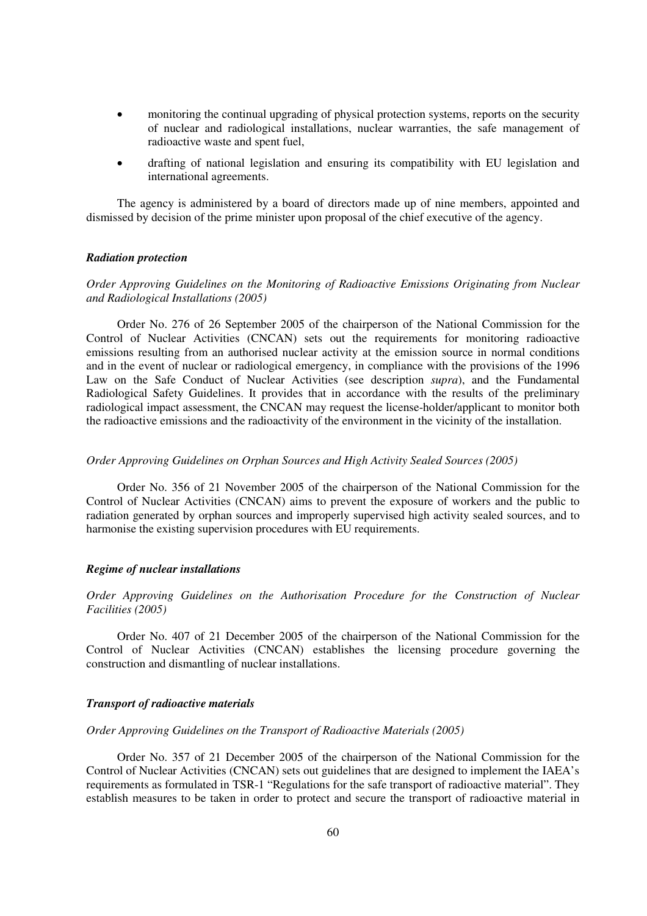- monitoring the continual upgrading of physical protection systems, reports on the security of nuclear and radiological installations, nuclear warranties, the safe management of radioactive waste and spent fuel,
- drafting of national legislation and ensuring its compatibility with EU legislation and international agreements.

The agency is administered by a board of directors made up of nine members, appointed and dismissed by decision of the prime minister upon proposal of the chief executive of the agency.

***Radiation protection***

*Order Approving Guidelines on the Monitoring of Radioactive Emissions Originating from Nuclear and Radiological Installations (2005)*

Order No. 276 of 26 September 2005 of the chairperson of the National Commission for the Control of Nuclear Activities (CNCAN) sets out the requirements for monitoring radioactive emissions resulting from an authorised nuclear activity at the emission source in normal conditions and in the event of nuclear or radiological emergency, in compliance with the provisions of the 1996 Law on the Safe Conduct of Nuclear Activities (see description *supra*), and the Fundamental Radiological Safety Guidelines. It provides that in accordance with the results of the preliminary radiological impact assessment, the CNCAN may request the license-holder/applicant to monitor both the radioactive emissions and the radioactivity of the environment in the vicinity of the installation.

*Order Approving Guidelines on Orphan Sources and High Activity Sealed Sources (2005)*

Order No. 356 of 21 November 2005 of the chairperson of the National Commission for the Control of Nuclear Activities (CNCAN) aims to prevent the exposure of workers and the public to radiation generated by orphan sources and improperly supervised high activity sealed sources, and to harmonise the existing supervision procedures with EU requirements.

***Regime of nuclear installations***

*Order Approving Guidelines on the Authorisation Procedure for the Construction of Nuclear Facilities (2005)*

Order No. 407 of 21 December 2005 of the chairperson of the National Commission for the Control of Nuclear Activities (CNCAN) establishes the licensing procedure governing the construction and dismantling of nuclear installations.

***Transport of radioactive materials***

*Order Approving Guidelines on the Transport of Radioactive Materials (2005)*

Order No. 357 of 21 December 2005 of the chairperson of the National Commission for the Control of Nuclear Activities (CNCAN) sets out guidelines that are designed to implement the IAEA's requirements as formulated in TSR-1 "Regulations for the safe transport of radioactive material". They establish measures to be taken in order to protect and secure the transport of radioactive material in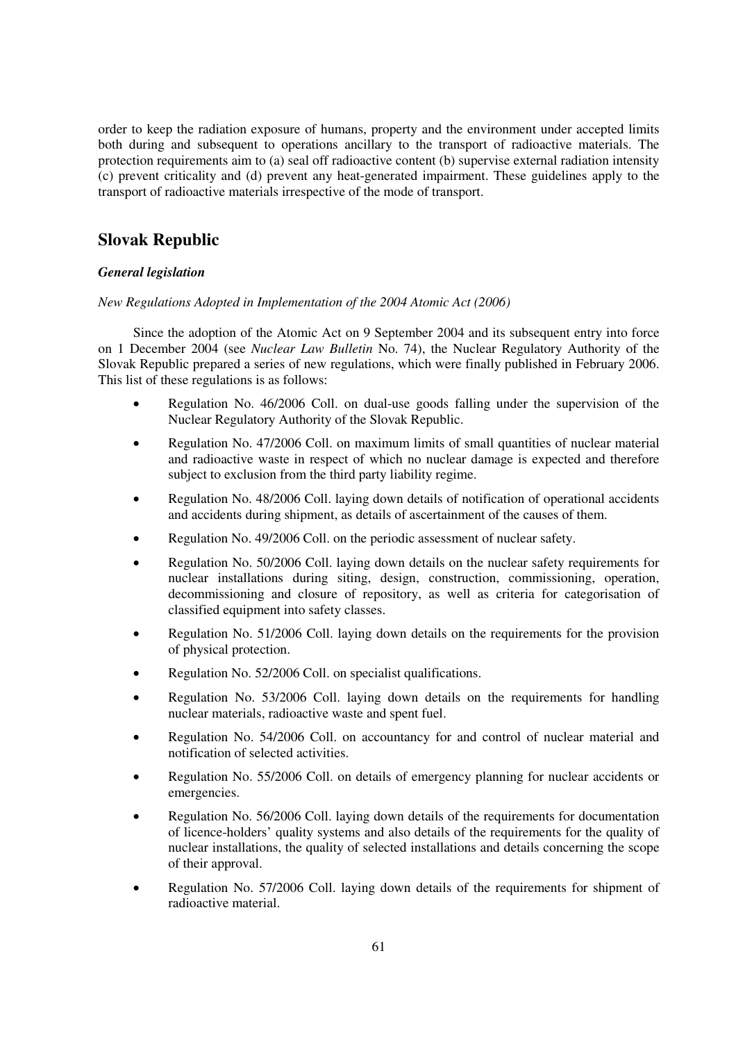order to keep the radiation exposure of humans, property and the environment under accepted limits both during and subsequent to operations ancillary to the transport of radioactive materials. The protection requirements aim to (a) seal off radioactive content (b) supervise external radiation intensity (c) prevent criticality and (d) prevent any heat-generated impairment. These guidelines apply to the transport of radioactive materials irrespective of the mode of transport.

## Slovak Republic

### *General legislation*

*New Regulations Adopted in Implementation of the 2004 Atomic Act (2006)*

Since the adoption of the Atomic Act on 9 September 2004 and its subsequent entry into force on 1 December 2004 (see *Nuclear Law Bulletin* No. 74), the Nuclear Regulatory Authority of the Slovak Republic prepared a series of new regulations, which were finally published in February 2006. This list of these regulations is as follows:

- Regulation No. 46/2006 Coll. on dual-use goods falling under the supervision of the Nuclear Regulatory Authority of the Slovak Republic.
- Regulation No. 47/2006 Coll. on maximum limits of small quantities of nuclear material and radioactive waste in respect of which no nuclear damage is expected and therefore subject to exclusion from the third party liability regime.
- Regulation No. 48/2006 Coll. laying down details of notification of operational accidents and accidents during shipment, as details of ascertainment of the causes of them.
- Regulation No. 49/2006 Coll. on the periodic assessment of nuclear safety.
- Regulation No. 50/2006 Coll. laying down details on the nuclear safety requirements for nuclear installations during siting, design, construction, commissioning, operation, decommissioning and closure of repository, as well as criteria for categorisation of classified equipment into safety classes.
- Regulation No. 51/2006 Coll. laying down details on the requirements for the provision of physical protection.
- Regulation No. 52/2006 Coll. on specialist qualifications.
- Regulation No. 53/2006 Coll. laying down details on the requirements for handling nuclear materials, radioactive waste and spent fuel.
- Regulation No. 54/2006 Coll. on accountancy for and control of nuclear material and notification of selected activities.
- Regulation No. 55/2006 Coll. on details of emergency planning for nuclear accidents or emergencies.
- Regulation No. 56/2006 Coll. laying down details of the requirements for documentation of licence-holders' quality systems and also details of the requirements for the quality of nuclear installations, the quality of selected installations and details concerning the scope of their approval.
- Regulation No. 57/2006 Coll. laying down details of the requirements for shipment of radioactive material.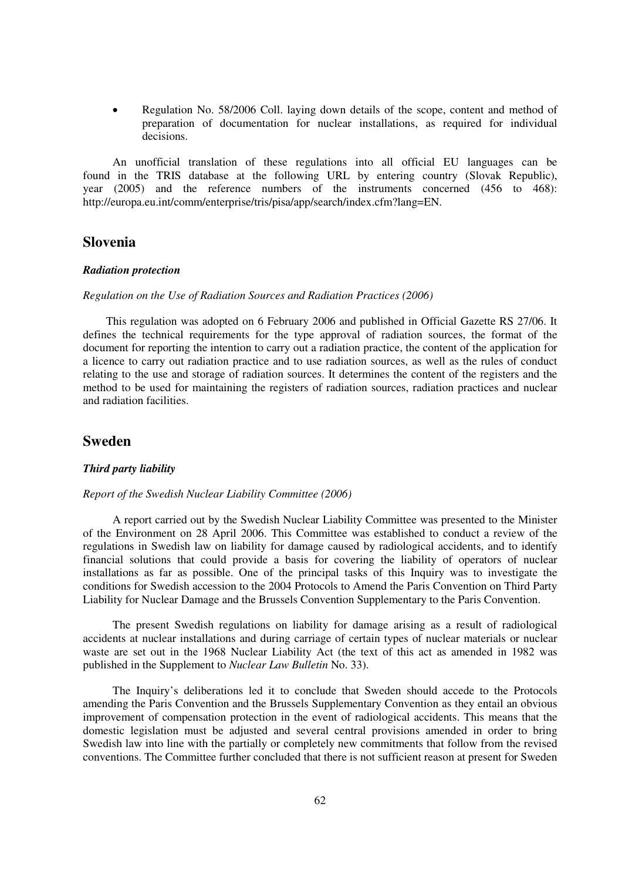- Regulation No. 58/2006 Coll. laying down details of the scope, content and method of preparation of documentation for nuclear installations, as required for individual decisions.

An unofficial translation of these regulations into all official EU languages can be found in the TRIS database at the following URL by entering country (Slovak Republic), year (2005) and the reference numbers of the instruments concerned (456 to 468): http://europa.eu.int/comm/enterprise/tris/pisa/app/search/index.cfm?lang=EN.

## Slovenia

### *Radiation protection*

*Regulation on the Use of Radiation Sources and Radiation Practices (2006)*

This regulation was adopted on 6 February 2006 and published in Official Gazette RS 27/06. It defines the technical requirements for the type approval of radiation sources, the format of the document for reporting the intention to carry out a radiation practice, the content of the application for a licence to carry out radiation practice and to use radiation sources, as well as the rules of conduct relating to the use and storage of radiation sources. It determines the content of the registers and the method to be used for maintaining the registers of radiation sources, radiation practices and nuclear and radiation facilities.

## Sweden

### *Third party liability*

*Report of the Swedish Nuclear Liability Committee (2006)*

A report carried out by the Swedish Nuclear Liability Committee was presented to the Minister of the Environment on 28 April 2006. This Committee was established to conduct a review of the regulations in Swedish law on liability for damage caused by radiological accidents, and to identify financial solutions that could provide a basis for covering the liability of operators of nuclear installations as far as possible. One of the principal tasks of this Inquiry was to investigate the conditions for Swedish accession to the 2004 Protocols to Amend the Paris Convention on Third Party Liability for Nuclear Damage and the Brussels Convention Supplementary to the Paris Convention.

The present Swedish regulations on liability for damage arising as a result of radiological accidents at nuclear installations and during carriage of certain types of nuclear materials or nuclear waste are set out in the 1968 Nuclear Liability Act (the text of this act as amended in 1982 was published in the Supplement to *Nuclear Law Bulletin* No. 33).

The Inquiry's deliberations led it to conclude that Sweden should accede to the Protocols amending the Paris Convention and the Brussels Supplementary Convention as they entail an obvious improvement of compensation protection in the event of radiological accidents. This means that the domestic legislation must be adjusted and several central provisions amended in order to bring Swedish law into line with the partially or completely new commitments that follow from the revised conventions. The Committee further concluded that there is not sufficient reason at present for Sweden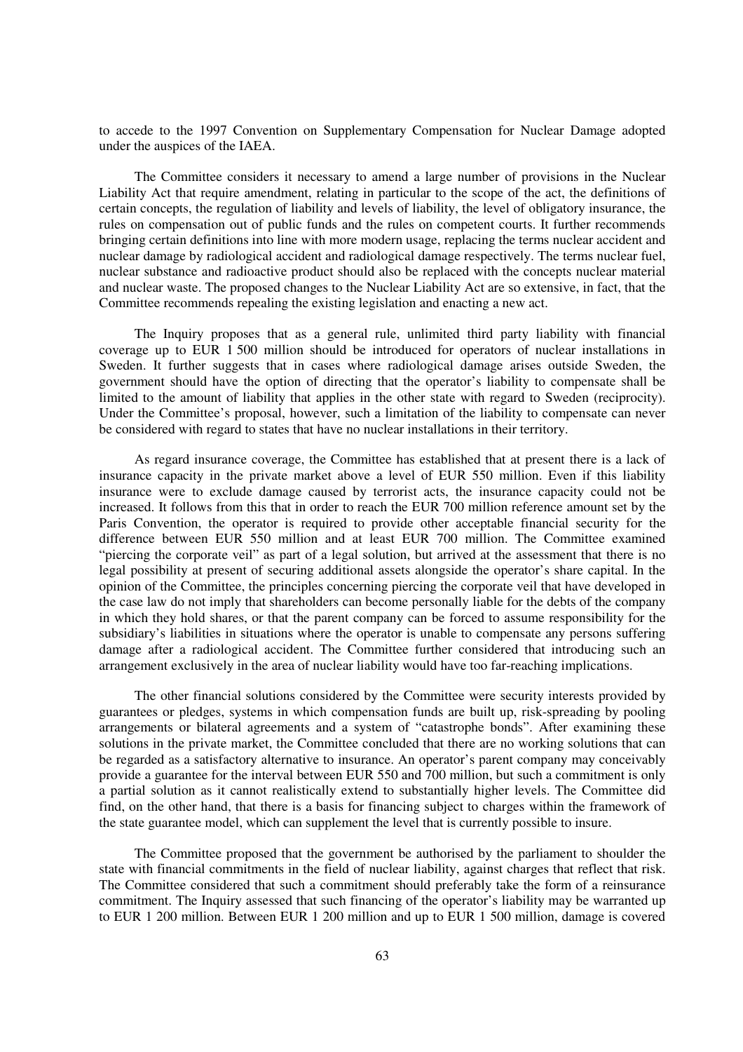to accede to the 1997 Convention on Supplementary Compensation for Nuclear Damage adopted under the auspices of the IAEA.

The Committee considers it necessary to amend a large number of provisions in the Nuclear Liability Act that require amendment, relating in particular to the scope of the act, the definitions of certain concepts, the regulation of liability and levels of liability, the level of obligatory insurance, the rules on compensation out of public funds and the rules on competent courts. It further recommends bringing certain definitions into line with more modern usage, replacing the terms nuclear accident and nuclear damage by radiological accident and radiological damage respectively. The terms nuclear fuel, nuclear substance and radioactive product should also be replaced with the concepts nuclear material and nuclear waste. The proposed changes to the Nuclear Liability Act are so extensive, in fact, that the Committee recommends repealing the existing legislation and enacting a new act.

The Inquiry proposes that as a general rule, unlimited third party liability with financial coverage up to EUR 1 500 million should be introduced for operators of nuclear installations in Sweden. It further suggests that in cases where radiological damage arises outside Sweden, the government should have the option of directing that the operator's liability to compensate shall be limited to the amount of liability that applies in the other state with regard to Sweden (reciprocity). Under the Committee's proposal, however, such a limitation of the liability to compensate can never be considered with regard to states that have no nuclear installations in their territory.

As regard insurance coverage, the Committee has established that at present there is a lack of insurance capacity in the private market above a level of EUR 550 million. Even if this liability insurance were to exclude damage caused by terrorist acts, the insurance capacity could not be increased. It follows from this that in order to reach the EUR 700 million reference amount set by the Paris Convention, the operator is required to provide other acceptable financial security for the difference between EUR 550 million and at least EUR 700 million. The Committee examined "piercing the corporate veil" as part of a legal solution, but arrived at the assessment that there is no legal possibility at present of securing additional assets alongside the operator's share capital. In the opinion of the Committee, the principles concerning piercing the corporate veil that have developed in the case law do not imply that shareholders can become personally liable for the debts of the company in which they hold shares, or that the parent company can be forced to assume responsibility for the subsidiary's liabilities in situations where the operator is unable to compensate any persons suffering damage after a radiological accident. The Committee further considered that introducing such an arrangement exclusively in the area of nuclear liability would have too far-reaching implications.

The other financial solutions considered by the Committee were security interests provided by guarantees or pledges, systems in which compensation funds are built up, risk-spreading by pooling arrangements or bilateral agreements and a system of "catastrophe bonds". After examining these solutions in the private market, the Committee concluded that there are no working solutions that can be regarded as a satisfactory alternative to insurance. An operator's parent company may conceivably provide a guarantee for the interval between EUR 550 and 700 million, but such a commitment is only a partial solution as it cannot realistically extend to substantially higher levels. The Committee did find, on the other hand, that there is a basis for financing subject to charges within the framework of the state guarantee model, which can supplement the level that is currently possible to insure.

The Committee proposed that the government be authorised by the parliament to shoulder the state with financial commitments in the field of nuclear liability, against charges that reflect that risk. The Committee considered that such a commitment should preferably take the form of a reinsurance commitment. The Inquiry assessed that such financing of the operator's liability may be warranted up to EUR 1 200 million. Between EUR 1 200 million and up to EUR 1 500 million, damage is covered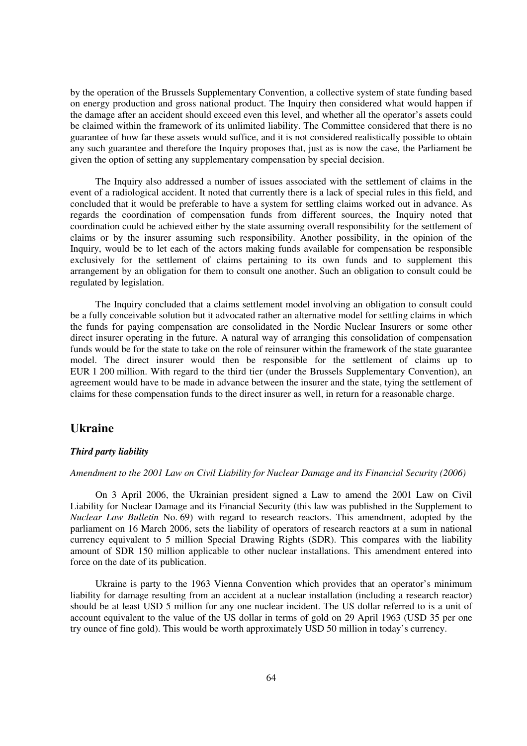by the operation of the Brussels Supplementary Convention, a collective system of state funding based on energy production and gross national product. The Inquiry then considered what would happen if the damage after an accident should exceed even this level, and whether all the operator's assets could be claimed within the framework of its unlimited liability. The Committee considered that there is no guarantee of how far these assets would suffice, and it is not considered realistically possible to obtain any such guarantee and therefore the Inquiry proposes that, just as is now the case, the Parliament be given the option of setting any supplementary compensation by special decision.

The Inquiry also addressed a number of issues associated with the settlement of claims in the event of a radiological accident. It noted that currently there is a lack of special rules in this field, and concluded that it would be preferable to have a system for settling claims worked out in advance. As regards the coordination of compensation funds from different sources, the Inquiry noted that coordination could be achieved either by the state assuming overall responsibility for the settlement of claims or by the insurer assuming such responsibility. Another possibility, in the opinion of the Inquiry, would be to let each of the actors making funds available for compensation be responsible exclusively for the settlement of claims pertaining to its own funds and to supplement this arrangement by an obligation for them to consult one another. Such an obligation to consult could be regulated by legislation.

The Inquiry concluded that a claims settlement model involving an obligation to consult could be a fully conceivable solution but it advocated rather an alternative model for settling claims in which the funds for paying compensation are consolidated in the Nordic Nuclear Insurers or some other direct insurer operating in the future. A natural way of arranging this consolidation of compensation funds would be for the state to take on the role of reinsurer within the framework of the state guarantee model. The direct insurer would then be responsible for the settlement of claims up to EUR 1 200 million. With regard to the third tier (under the Brussels Supplementary Convention), an agreement would have to be made in advance between the insurer and the state, tying the settlement of claims for these compensation funds to the direct insurer as well, in return for a reasonable charge.

## Ukraine

### *Third party liability*

*Amendment to the 2001 Law on Civil Liability for Nuclear Damage and its Financial Security (2006)*

On 3 April 2006, the Ukrainian president signed a Law to amend the 2001 Law on Civil Liability for Nuclear Damage and its Financial Security (this law was published in the Supplement to *Nuclear Law Bulletin* No. 69) with regard to research reactors. This amendment, adopted by the parliament on 16 March 2006, sets the liability of operators of research reactors at a sum in national currency equivalent to 5 million Special Drawing Rights (SDR). This compares with the liability amount of SDR 150 million applicable to other nuclear installations. This amendment entered into force on the date of its publication.

Ukraine is party to the 1963 Vienna Convention which provides that an operator's minimum liability for damage resulting from an accident at a nuclear installation (including a research reactor) should be at least USD 5 million for any one nuclear incident. The US dollar referred to is a unit of account equivalent to the value of the US dollar in terms of gold on 29 April 1963 (USD 35 per one try ounce of fine gold). This would be worth approximately USD 50 million in today's currency.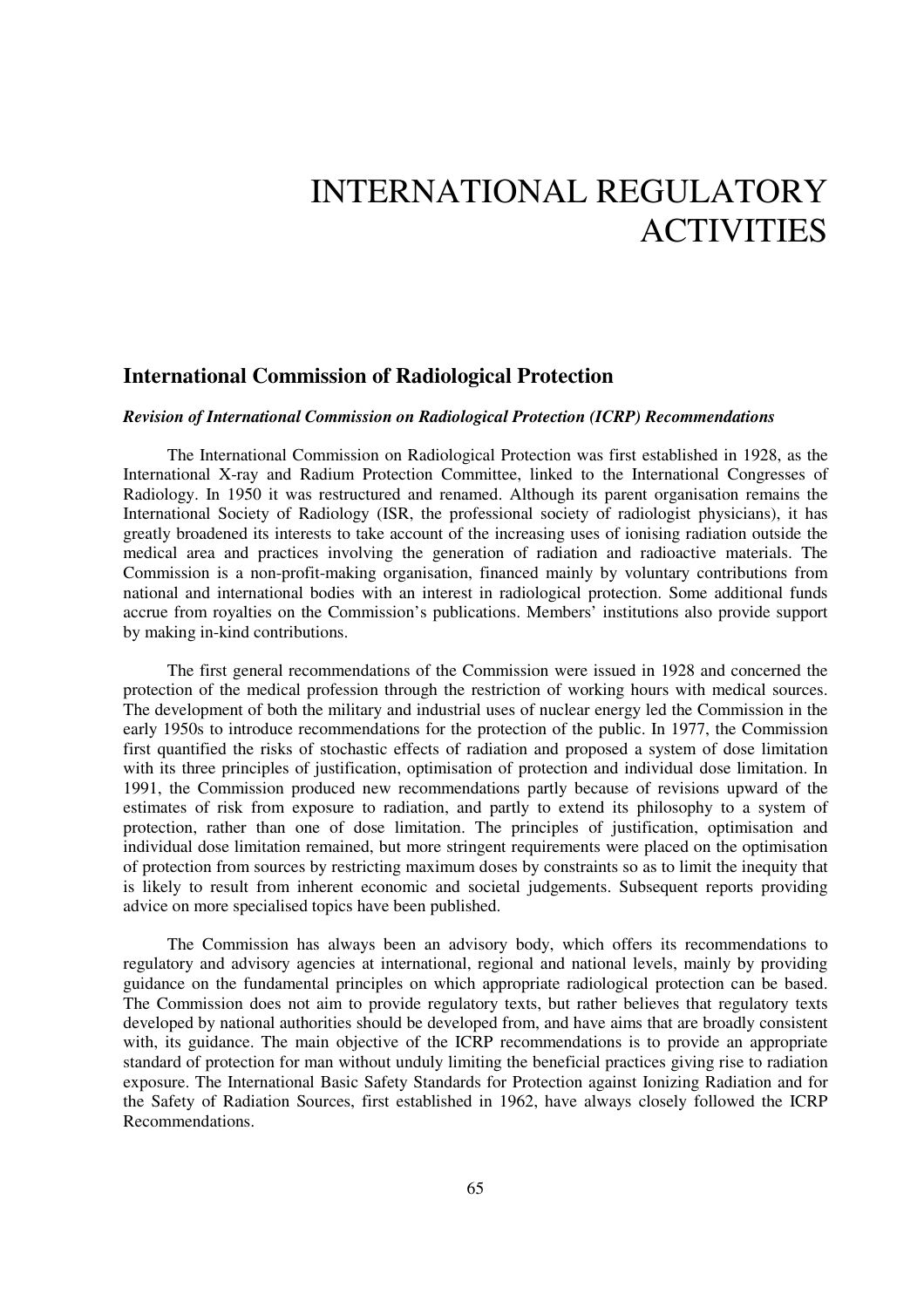# INTERNATIONAL REGULATORY ACTIVITIES

## International Commission of Radiological Protection

### *Revision of International Commission on Radiological Protection (ICRP) Recommendations*

The International Commission on Radiological Protection was first established in 1928, as the International X-ray and Radium Protection Committee, linked to the International Congresses of Radiology. In 1950 it was restructured and renamed. Although its parent organisation remains the International Society of Radiology (ISR, the professional society of radiologist physicians), it has greatly broadened its interests to take account of the increasing uses of ionising radiation outside the medical area and practices involving the generation of radiation and radioactive materials. The Commission is a non-profit-making organisation, financed mainly by voluntary contributions from national and international bodies with an interest in radiological protection. Some additional funds accrue from royalties on the Commission's publications. Members' institutions also provide support by making in-kind contributions.

The first general recommendations of the Commission were issued in 1928 and concerned the protection of the medical profession through the restriction of working hours with medical sources. The development of both the military and industrial uses of nuclear energy led the Commission in the early 1950s to introduce recommendations for the protection of the public. In 1977, the Commission first quantified the risks of stochastic effects of radiation and proposed a system of dose limitation with its three principles of justification, optimisation of protection and individual dose limitation. In 1991, the Commission produced new recommendations partly because of revisions upward of the estimates of risk from exposure to radiation, and partly to extend its philosophy to a system of protection, rather than one of dose limitation. The principles of justification, optimisation and individual dose limitation remained, but more stringent requirements were placed on the optimisation of protection from sources by restricting maximum doses by constraints so as to limit the inequity that is likely to result from inherent economic and societal judgements. Subsequent reports providing advice on more specialised topics have been published.

The Commission has always been an advisory body, which offers its recommendations to regulatory and advisory agencies at international, regional and national levels, mainly by providing guidance on the fundamental principles on which appropriate radiological protection can be based. The Commission does not aim to provide regulatory texts, but rather believes that regulatory texts developed by national authorities should be developed from, and have aims that are broadly consistent with, its guidance. The main objective of the ICRP recommendations is to provide an appropriate standard of protection for man without unduly limiting the beneficial practices giving rise to radiation exposure. The International Basic Safety Standards for Protection against Ionizing Radiation and for the Safety of Radiation Sources, first established in 1962, have always closely followed the ICRP Recommendations.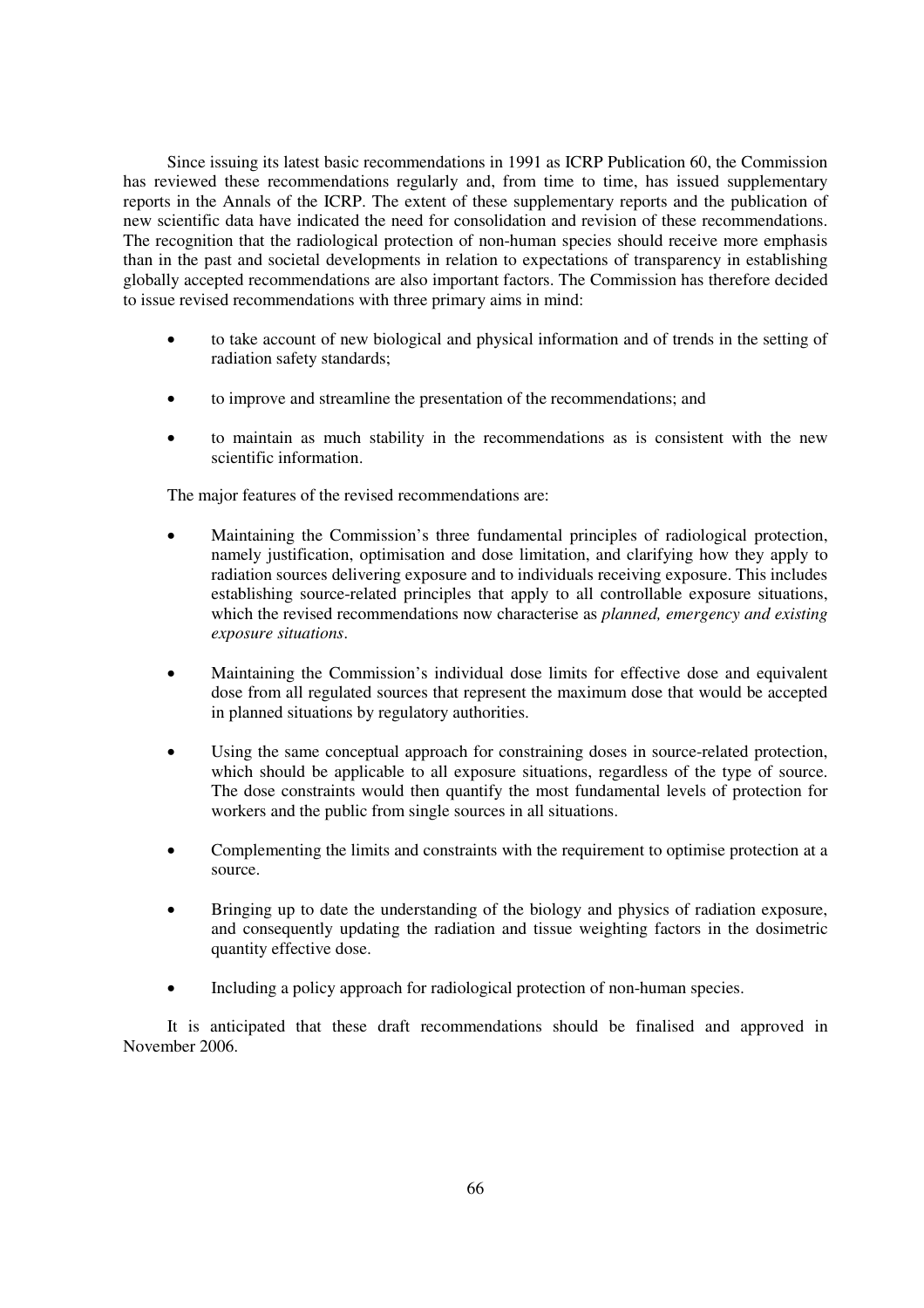Since issuing its latest basic recommendations in 1991 as ICRP Publication 60, the Commission has reviewed these recommendations regularly and, from time to time, has issued supplementary reports in the Annals of the ICRP. The extent of these supplementary reports and the publication of new scientific data have indicated the need for consolidation and revision of these recommendations. The recognition that the radiological protection of non-human species should receive more emphasis than in the past and societal developments in relation to expectations of transparency in establishing globally accepted recommendations are also important factors. The Commission has therefore decided to issue revised recommendations with three primary aims in mind:

- to take account of new biological and physical information and of trends in the setting of radiation safety standards;
- to improve and streamline the presentation of the recommendations; and
- to maintain as much stability in the recommendations as is consistent with the new scientific information.

The major features of the revised recommendations are:

- Maintaining the Commission's three fundamental principles of radiological protection, namely justification, optimisation and dose limitation, and clarifying how they apply to radiation sources delivering exposure and to individuals receiving exposure. This includes establishing source-related principles that apply to all controllable exposure situations, which the revised recommendations now characterise as *planned, emergency and existing exposure situations*.
- Maintaining the Commission's individual dose limits for effective dose and equivalent dose from all regulated sources that represent the maximum dose that would be accepted in planned situations by regulatory authorities.
- Using the same conceptual approach for constraining doses in source-related protection, which should be applicable to all exposure situations, regardless of the type of source. The dose constraints would then quantify the most fundamental levels of protection for workers and the public from single sources in all situations.
- Complementing the limits and constraints with the requirement to optimise protection at a source.
- Bringing up to date the understanding of the biology and physics of radiation exposure, and consequently updating the radiation and tissue weighting factors in the dosimetric quantity effective dose.
- Including a policy approach for radiological protection of non-human species.

It is anticipated that these draft recommendations should be finalised and approved in November 2006.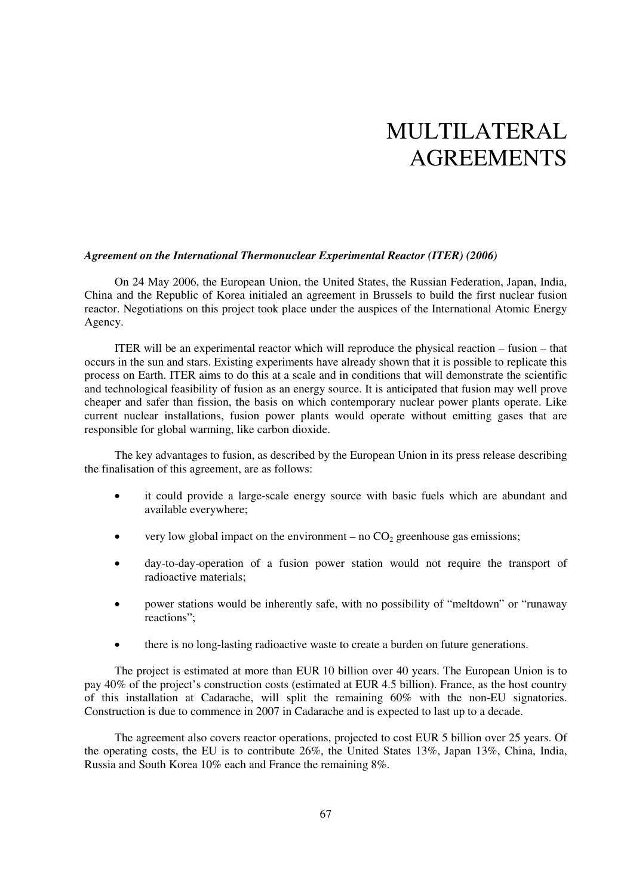# MULTILATERAL AGREEMENTS

### *Agreement on the International Thermonuclear Experimental Reactor (ITER) (2006)*

On 24 May 2006, the European Union, the United States, the Russian Federation, Japan, India, China and the Republic of Korea initialed an agreement in Brussels to build the first nuclear fusion reactor. Negotiations on this project took place under the auspices of the International Atomic Energy Agency.

ITER will be an experimental reactor which will reproduce the physical reaction – fusion – that occurs in the sun and stars. Existing experiments have already shown that it is possible to replicate this process on Earth. ITER aims to do this at a scale and in conditions that will demonstrate the scientific and technological feasibility of fusion as an energy source. It is anticipated that fusion may well prove cheaper and safer than fission, the basis on which contemporary nuclear power plants operate. Like current nuclear installations, fusion power plants would operate without emitting gases that are responsible for global warming, like carbon dioxide.

The key advantages to fusion, as described by the European Union in its press release describing the finalisation of this agreement, are as follows:

- it could provide a large-scale energy source with basic fuels which are abundant and available everywhere;
- very low global impact on the environment – no $CO_2$ greenhouse gas emissions;
- day-to-day-operation of a fusion power station would not require the transport of radioactive materials;
- power stations would be inherently safe, with no possibility of "meltdown" or "runaway reactions";
- there is no long-lasting radioactive waste to create a burden on future generations.

The project is estimated at more than EUR 10 billion over 40 years. The European Union is to pay 40% of the project's construction costs (estimated at EUR 4.5 billion). France, as the host country of this installation at Cadarache, will split the remaining 60% with the non-EU signatories. Construction is due to commence in 2007 in Cadarache and is expected to last up to a decade.

The agreement also covers reactor operations, projected to cost EUR 5 billion over 25 years. Of the operating costs, the EU is to contribute 26%, the United States 13%, Japan 13%, China, India, Russia and South Korea 10% each and France the remaining 8%.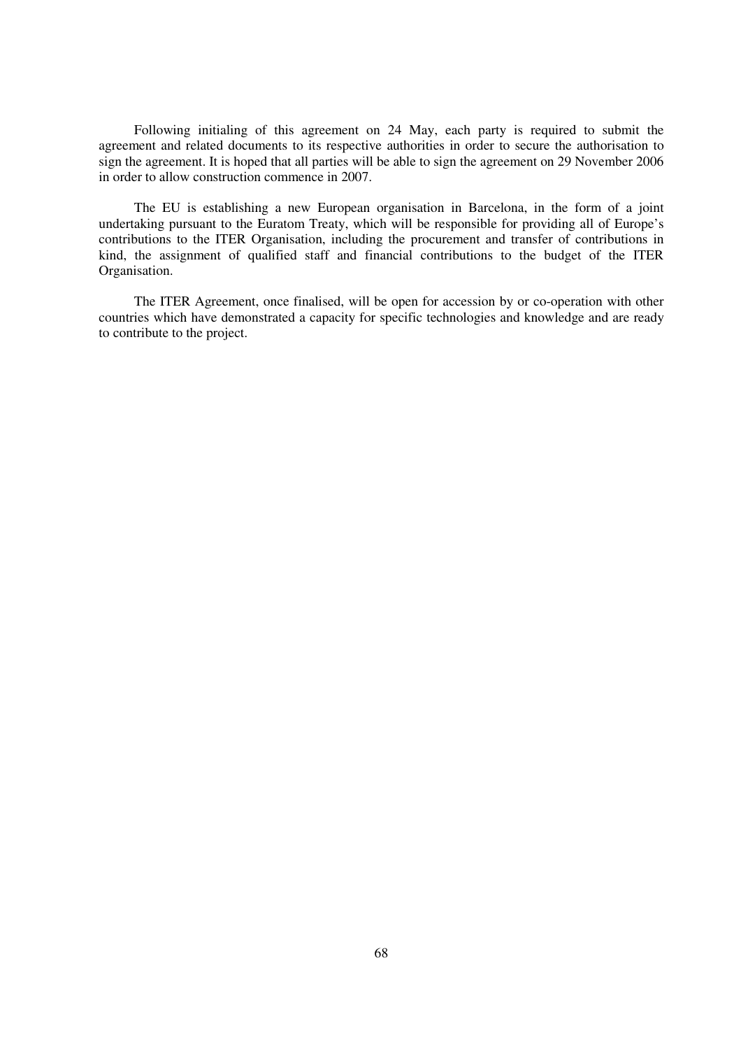Following initialing of this agreement on 24 May, each party is required to submit the agreement and related documents to its respective authorities in order to secure the authorisation to sign the agreement. It is hoped that all parties will be able to sign the agreement on 29 November 2006 in order to allow construction commence in 2007.

The EU is establishing a new European organisation in Barcelona, in the form of a joint undertaking pursuant to the Euratom Treaty, which will be responsible for providing all of Europe's contributions to the ITER Organisation, including the procurement and transfer of contributions in kind, the assignment of qualified staff and financial contributions to the budget of the ITER Organisation.

The ITER Agreement, once finalised, will be open for accession by or co-operation with other countries which have demonstrated a capacity for specific technologies and knowledge and are ready to contribute to the project.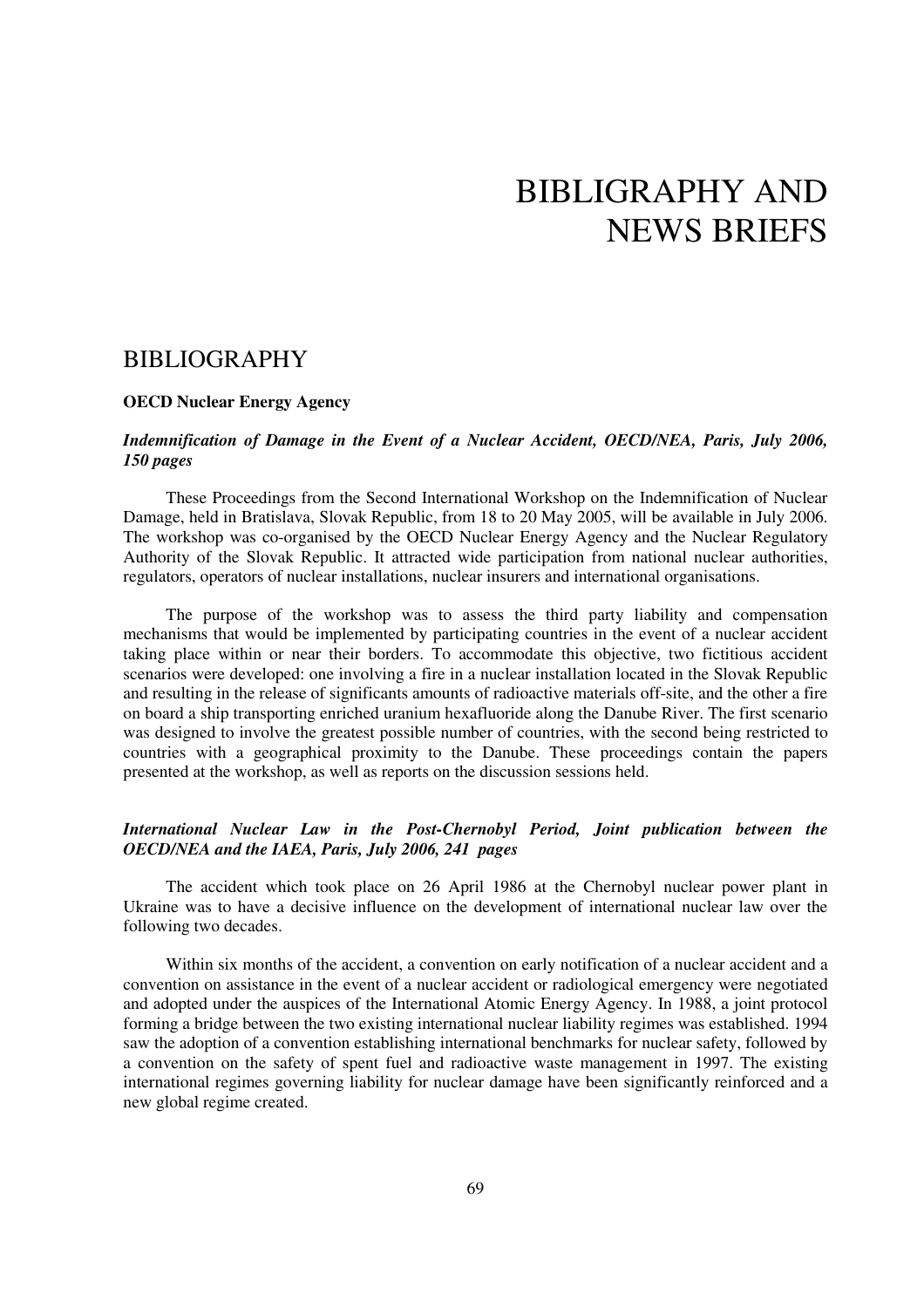# BIBLIGRAPHY AND NEWS BRIEFS

## BIBLIOGRAPHY

**OECD Nuclear Energy Agency**

***Indemnification of Damage in the Event of a Nuclear Accident, OECD/NEA, Paris, July 2006, 150 pages***

These Proceedings from the Second International Workshop on the Indemnification of Nuclear Damage, held in Bratislava, Slovak Republic, from 18 to 20 May 2005, will be available in July 2006. The workshop was co-organised by the OECD Nuclear Energy Agency and the Nuclear Regulatory Authority of the Slovak Republic. It attracted wide participation from national nuclear authorities, regulators, operators of nuclear installations, nuclear insurers and international organisations.

The purpose of the workshop was to assess the third party liability and compensation mechanisms that would be implemented by participating countries in the event of a nuclear accident taking place within or near their borders. To accommodate this objective, two fictitious accident scenarios were developed: one involving a fire in a nuclear installation located in the Slovak Republic and resulting in the release of significants amounts of radioactive materials off-site, and the other a fire on board a ship transporting enriched uranium hexafluoride along the Danube River. The first scenario was designed to involve the greatest possible number of countries, with the second being restricted to countries with a geographical proximity to the Danube. These proceedings contain the papers presented at the workshop, as well as reports on the discussion sessions held.

***International Nuclear Law in the Post-Chernobyl Period, Joint publication between the OECD/NEA and the IAEA, Paris, July 2006, 241 pages***

The accident which took place on 26 April 1986 at the Chernobyl nuclear power plant in Ukraine was to have a decisive influence on the development of international nuclear law over the following two decades.

Within six months of the accident, a convention on early notification of a nuclear accident and a convention on assistance in the event of a nuclear accident or radiological emergency were negotiated and adopted under the auspices of the International Atomic Energy Agency. In 1988, a joint protocol forming a bridge between the two existing international nuclear liability regimes was established. 1994 saw the adoption of a convention establishing international benchmarks for nuclear safety, followed by a convention on the safety of spent fuel and radioactive waste management in 1997. The existing international regimes governing liability for nuclear damage have been significantly reinforced and a new global regime created.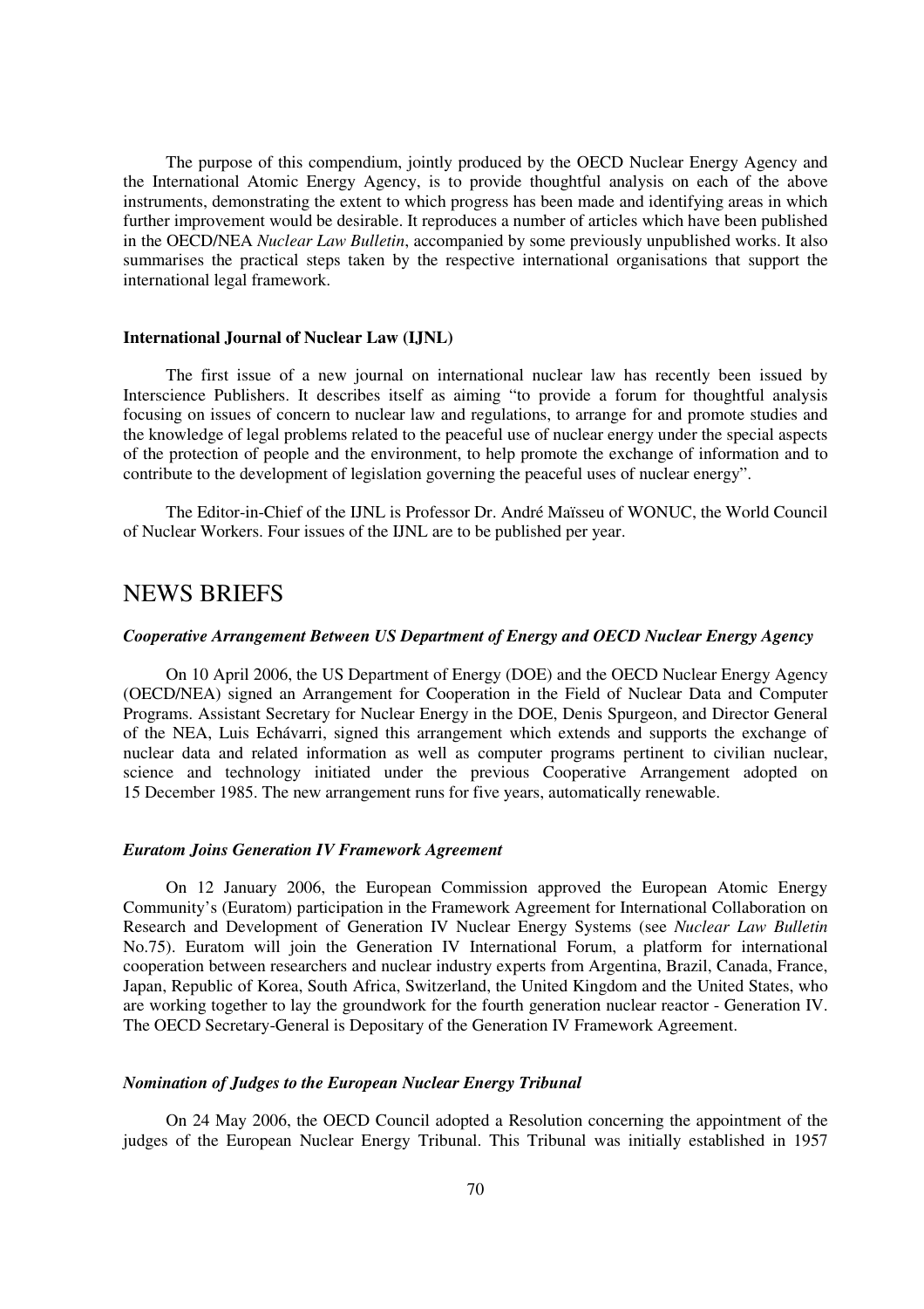The purpose of this compendium, jointly produced by the OECD Nuclear Energy Agency and the International Atomic Energy Agency, is to provide thoughtful analysis on each of the above instruments, demonstrating the extent to which progress has been made and identifying areas in which further improvement would be desirable. It reproduces a number of articles which have been published in the OECD/NEA *Nuclear Law Bulletin*, accompanied by some previously unpublished works. It also summarises the practical steps taken by the respective international organisations that support the international legal framework.

**International Journal of Nuclear Law (IJNL)**

The first issue of a new journal on international nuclear law has recently been issued by Interscience Publishers. It describes itself as aiming "to provide a forum for thoughtful analysis focusing on issues of concern to nuclear law and regulations, to arrange for and promote studies and the knowledge of legal problems related to the peaceful use of nuclear energy under the special aspects of the protection of people and the environment, to help promote the exchange of information and to contribute to the development of legislation governing the peaceful uses of nuclear energy".

The Editor-in-Chief of the IJNL is Professor Dr. André Maïsseu of WONUC, the World Council of Nuclear Workers. Four issues of the IJNL are to be published per year.

# NEWS BRIEFS

***Cooperative Arrangement Between US Department of Energy and OECD Nuclear Energy Agency***

On 10 April 2006, the US Department of Energy (DOE) and the OECD Nuclear Energy Agency (OECD/NEA) signed an Arrangement for Cooperation in the Field of Nuclear Data and Computer Programs. Assistant Secretary for Nuclear Energy in the DOE, Denis Spurgeon, and Director General of the NEA, Luis Echávarri, signed this arrangement which extends and supports the exchange of nuclear data and related information as well as computer programs pertinent to civilian nuclear, science and technology initiated under the previous Cooperative Arrangement adopted on 15 December 1985. The new arrangement runs for five years, automatically renewable.

***Euratom Joins Generation IV Framework Agreement***

On 12 January 2006, the European Commission approved the European Atomic Energy Community's (Euratom) participation in the Framework Agreement for International Collaboration on Research and Development of Generation IV Nuclear Energy Systems (see *Nuclear Law Bulletin* No.75). Euratom will join the Generation IV International Forum, a platform for international cooperation between researchers and nuclear industry experts from Argentina, Brazil, Canada, France, Japan, Republic of Korea, South Africa, Switzerland, the United Kingdom and the United States, who are working together to lay the groundwork for the fourth generation nuclear reactor - Generation IV. The OECD Secretary-General is Depositary of the Generation IV Framework Agreement.

***Nomination of Judges to the European Nuclear Energy Tribunal***

On 24 May 2006, the OECD Council adopted a Resolution concerning the appointment of the judges of the European Nuclear Energy Tribunal. This Tribunal was initially established in 1957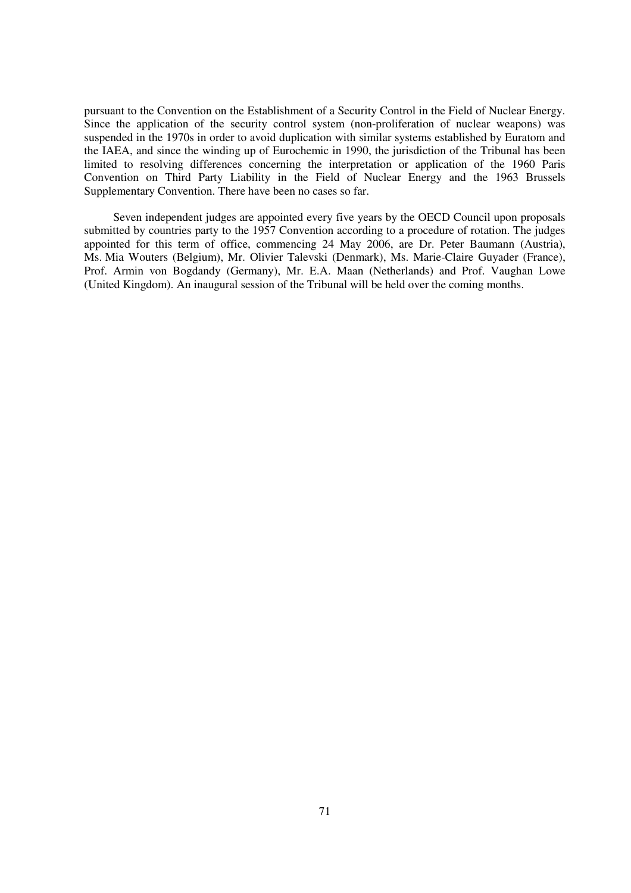pursuant to the Convention on the Establishment of a Security Control in the Field of Nuclear Energy. Since the application of the security control system (non-proliferation of nuclear weapons) was suspended in the 1970s in order to avoid duplication with similar systems established by Euratom and the IAEA, and since the winding up of Eurochemic in 1990, the jurisdiction of the Tribunal has been limited to resolving differences concerning the interpretation or application of the 1960 Paris Convention on Third Party Liability in the Field of Nuclear Energy and the 1963 Brussels Supplementary Convention. There have been no cases so far.

Seven independent judges are appointed every five years by the OECD Council upon proposals submitted by countries party to the 1957 Convention according to a procedure of rotation. The judges appointed for this term of office, commencing 24 May 2006, are Dr. Peter Baumann (Austria), Ms. Mia Wouters (Belgium), Mr. Olivier Talevski (Denmark), Ms. Marie-Claire Guyader (France), Prof. Armin von Bogdandy (Germany), Mr. E.A. Maan (Netherlands) and Prof. Vaughan Lowe (United Kingdom). An inaugural session of the Tribunal will be held over the coming months.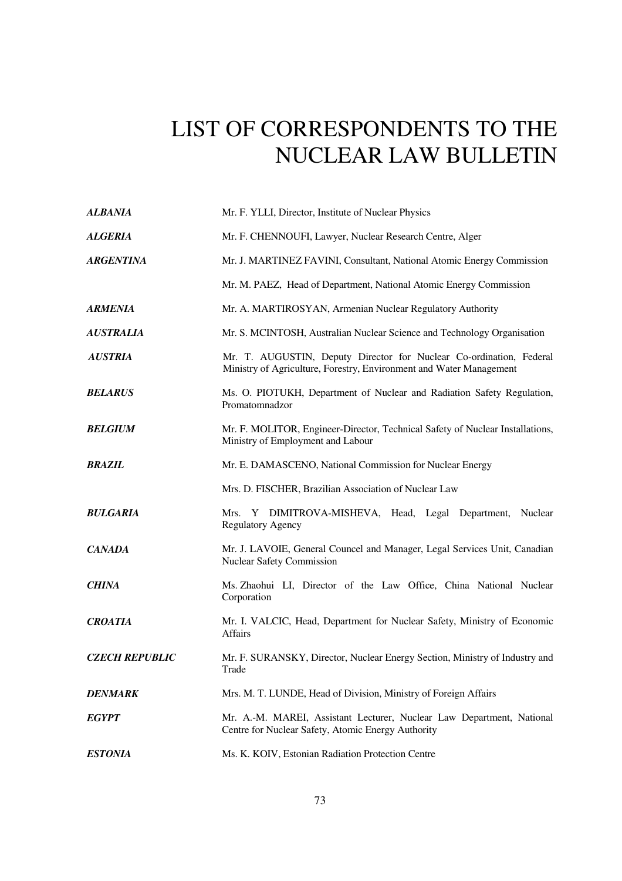# LIST OF CORRESPONDENTS TO THE NUCLEAR LAW BULLETIN

| | |
|---|---|
| ***ALBANIA*** | Mr. F. YLLI, Director, Institute of Nuclear Physics |
| ***ALGERIA*** | Mr. F. CHENNOUFI, Lawyer, Nuclear Research Centre, Alger |
| ***ARGENTINA*** | Mr. J. MARTINEZ FAVINI, Consultant, National Atomic Energy Commission |
| | Mr. M. PAEZ, Head of Department, National Atomic Energy Commission |
| ***ARMENIA*** | Mr. A. MARTIROSYAN, Armenian Nuclear Regulatory Authority |
| ***AUSTRALIA*** | Mr. S. MCINTOSH, Australian Nuclear Science and Technology Organisation |
| ***AUSTRIA*** | Mr. T. AUGUSTIN, Deputy Director for Nuclear Co-ordination, Federal Ministry of Agriculture, Forestry, Environment and Water Management |
| ***BELARUS*** | Ms. O. PIOTUKH, Department of Nuclear and Radiation Safety Regulation, Promatomnadzor |
| ***BELGIUM*** | Mr. F. MOLITOR, Engineer-Director, Technical Safety of Nuclear Installations, Ministry of Employment and Labour |
| ***BRAZIL*** | Mr. E. DAMASCENO, National Commission for Nuclear Energy |
| | Mrs. D. FISCHER, Brazilian Association of Nuclear Law |
| ***BULGARIA*** | Mrs. Y DIMITROVA-MISHEVA, Head, Legal Department, Nuclear Regulatory Agency |
| ***CANADA*** | Mr. J. LAVOIE, General Councel and Manager, Legal Services Unit, Canadian Nuclear Safety Commission |
| ***CHINA*** | Ms. Zhaohui LI, Director of the Law Office, China National Nuclear Corporation |
| ***CROATIA*** | Mr. I. VALCIC, Head, Department for Nuclear Safety, Ministry of Economic Affairs |
| ***CZECH REPUBLIC*** | Mr. F. SURANSKY, Director, Nuclear Energy Section, Ministry of Industry and Trade |
| ***DENMARK*** | Mrs. M. T. LUNDE, Head of Division, Ministry of Foreign Affairs |
| ***EGYPT*** | Mr. A.-M. MAREI, Assistant Lecturer, Nuclear Law Department, National Centre for Nuclear Safety, Atomic Energy Authority |
| ***ESTONIA*** | Ms. K. KOIV, Estonian Radiation Protection Centre |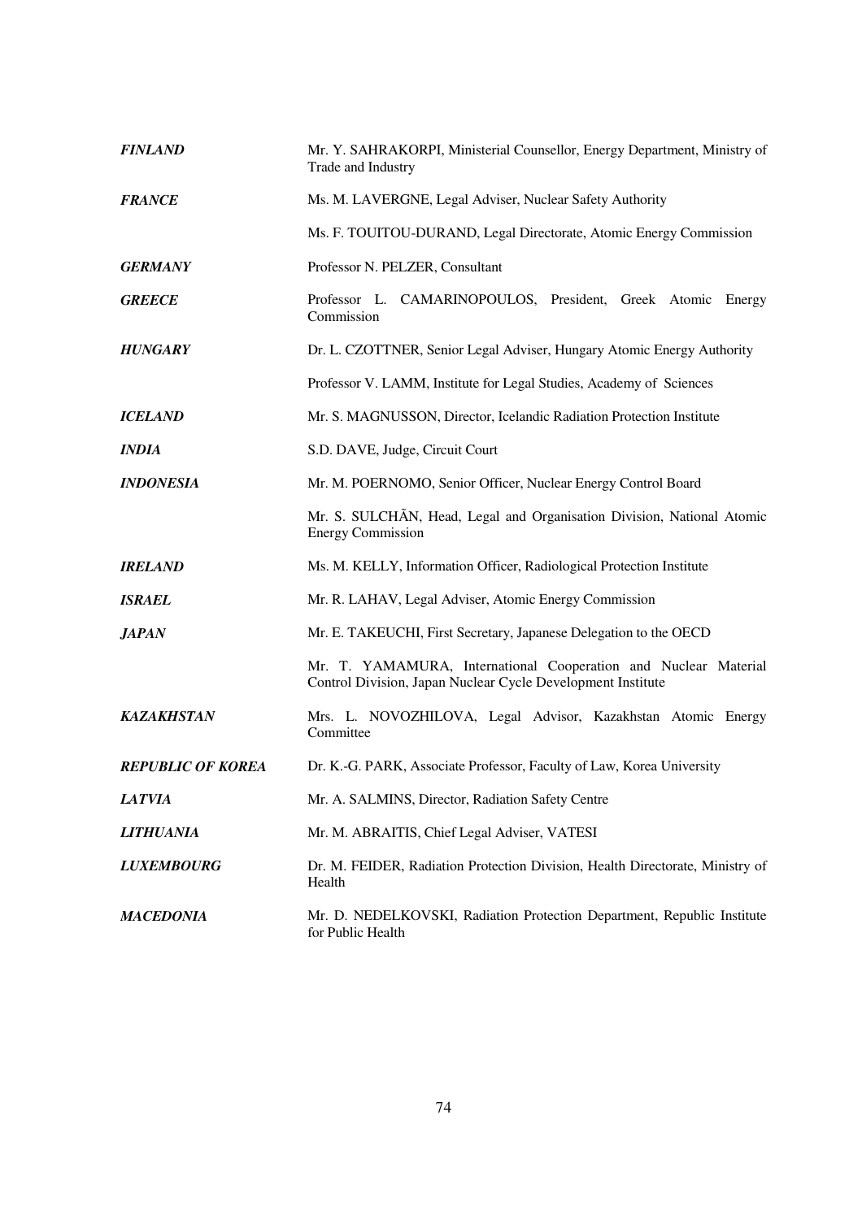| | |
|---|---|
| ***FINLAND*** | Mr. Y. SAHRAKORPI, Ministerial Counsellor, Energy Department, Ministry of Trade and Industry |
| ***FRANCE*** | Ms. M. LAVERGNE, Legal Adviser, Nuclear Safety Authority |
| | Ms. F. TOUITOU-DURAND, Legal Directorate, Atomic Energy Commission |
| ***GERMANY*** | Professor N. PELZER, Consultant |
| ***GREECE*** | Professor L. CAMARINOPOULOS, President, Greek Atomic Energy Commission |
| ***HUNGARY*** | Dr. L. CZOTTNER, Senior Legal Adviser, Hungary Atomic Energy Authority |
| | Professor V. LAMM, Institute for Legal Studies, Academy of Sciences |
| ***ICELAND*** | Mr. S. MAGNUSSON, Director, Icelandic Radiation Protection Institute |
| ***INDIA*** | S.D. DAVE, Judge, Circuit Court |
| ***INDONESIA*** | Mr. M. POERNOMO, Senior Officer, Nuclear Energy Control Board |
| | Mr. S. SULCHÃN, Head, Legal and Organisation Division, National Atomic Energy Commission |
| ***IRELAND*** | Ms. M. KELLY, Information Officer, Radiological Protection Institute |
| ***ISRAEL*** | Mr. R. LAHAV, Legal Adviser, Atomic Energy Commission |
| ***JAPAN*** | Mr. E. TAKEUCHI, First Secretary, Japanese Delegation to the OECD |
| | Mr. T. YAMAMURA, International Cooperation and Nuclear Material Control Division, Japan Nuclear Cycle Development Institute |
| ***KAZAKHSTAN*** | Mrs. L. NOVOZHILOVA, Legal Advisor, Kazakhstan Atomic Energy Committee |
| ***REPUBLIC OF KOREA*** | Dr. K.-G. PARK, Associate Professor, Faculty of Law, Korea University |
| ***LATVIA*** | Mr. A. SALMINS, Director, Radiation Safety Centre |
| ***LITHUANIA*** | Mr. M. ABRAITIS, Chief Legal Adviser, VATESI |
| ***LUXEMBOURG*** | Dr. M. FEIDER, Radiation Protection Division, Health Directorate, Ministry of Health |
| ***MACEDONIA*** | Mr. D. NEDELKOVSKI, Radiation Protection Department, Republic Institute for Public Health |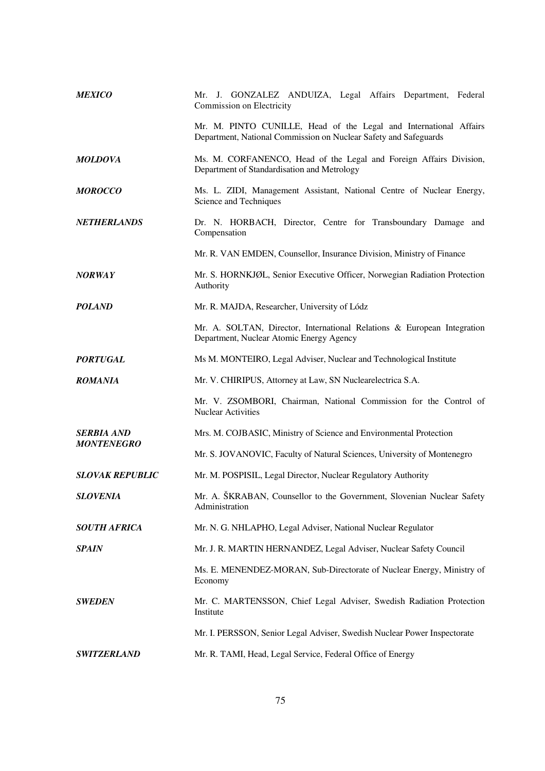| | |
|---|---|
| ***MEXICO*** | Mr. J. GONZALEZ ANDUIZA, Legal Affairs Department, Federal Commission on Electricity |
| | Mr. M. PINTO CUNILLE, Head of the Legal and International Affairs Department, National Commission on Nuclear Safety and Safeguards |
| ***MOLDOVA*** | Ms. M. CORFANENCO, Head of the Legal and Foreign Affairs Division, Department of Standardisation and Metrology |
| ***MOROCCO*** | Ms. L. ZIDI, Management Assistant, National Centre of Nuclear Energy, Science and Techniques |
| ***NETHERLANDS*** | Dr. N. HORBACH, Director, Centre for Transboundary Damage and Compensation |
| | Mr. R. VAN EMDEN, Counsellor, Insurance Division, Ministry of Finance |
| ***NORWAY*** | Mr. S. HORNKJØL, Senior Executive Officer, Norwegian Radiation Protection Authority |
| ***POLAND*** | Mr. R. MAJDA, Researcher, University of Lódz |
| | Mr. A. SOLTAN, Director, International Relations & European Integration Department, Nuclear Atomic Energy Agency |
| ***PORTUGAL*** | Ms M. MONTEIRO, Legal Adviser, Nuclear and Technological Institute |
| ***ROMANIA*** | Mr. V. CHIRIPUS, Attorney at Law, SN Nuclearelectrica S.A. |
| | Mr. V. ZSOMBORI, Chairman, National Commission for the Control of Nuclear Activities |
| ***SERBIA AND MONTENEGRO*** | Mrs. M. COJBASIC, Ministry of Science and Environmental Protection |
| | Mr. S. JOVANOVIC, Faculty of Natural Sciences, University of Montenegro |
| ***SLOVAK REPUBLIC*** | Mr. M. POSPISIL, Legal Director, Nuclear Regulatory Authority |
| ***SLOVENIA*** | Mr. A. ŠKRABAN, Counsellor to the Government, Slovenian Nuclear Safety Administration |
| ***SOUTH AFRICA*** | Mr. N. G. NHLAPHO, Legal Adviser, National Nuclear Regulator |
| ***SPAIN*** | Mr. J. R. MARTIN HERNANDEZ, Legal Adviser, Nuclear Safety Council |
| | Ms. E. MENENDEZ-MORAN, Sub-Directorate of Nuclear Energy, Ministry of Economy |
| ***SWEDEN*** | Mr. C. MARTENSSON, Chief Legal Adviser, Swedish Radiation Protection Institute |
| | Mr. I. PERSSON, Senior Legal Adviser, Swedish Nuclear Power Inspectorate |
| ***SWITZERLAND*** | Mr. R. TAMI, Head, Legal Service, Federal Office of Energy |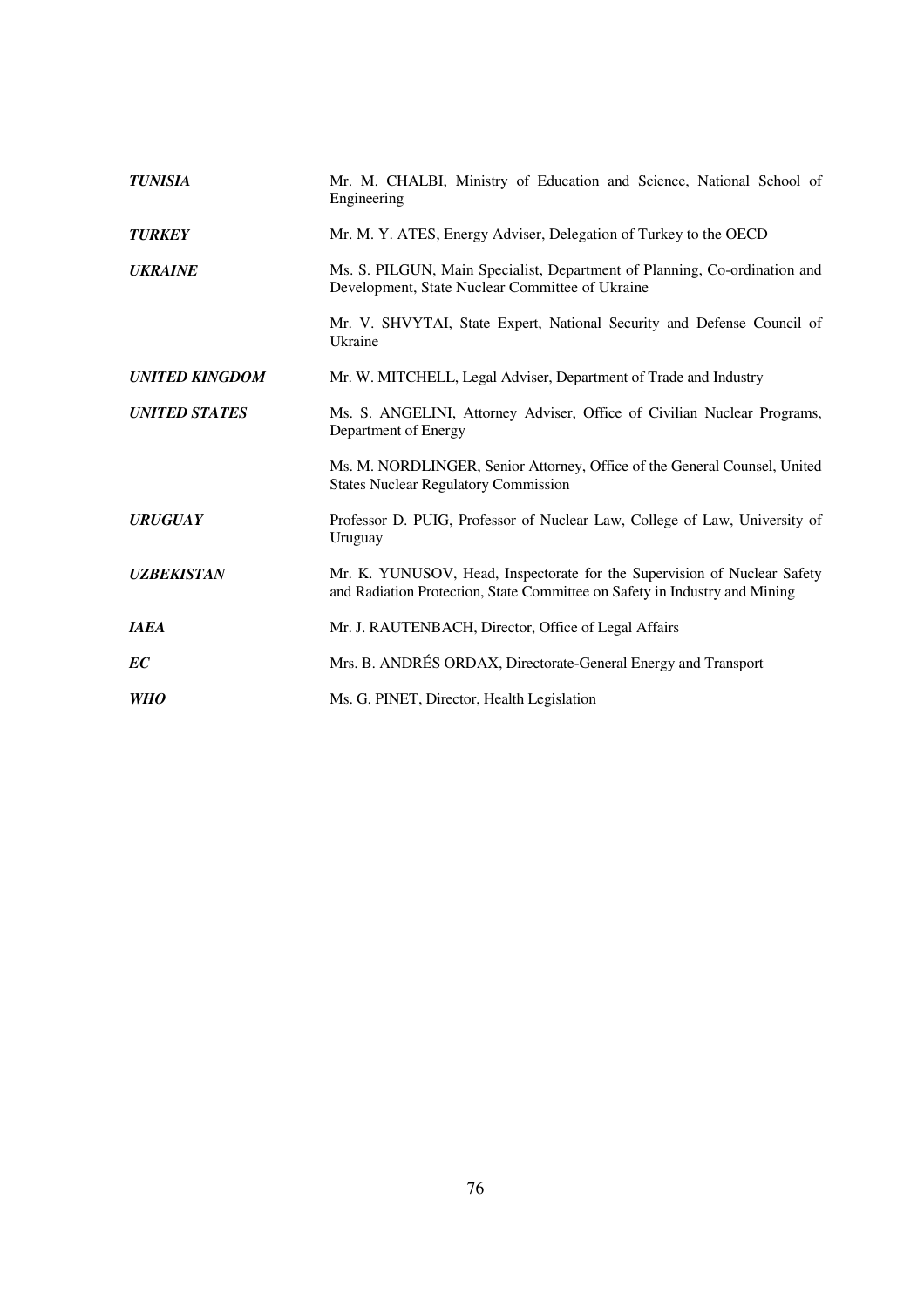| | |
|---|---|
| ***TUNISIA*** | Mr. M. CHALBI, Ministry of Education and Science, National School of Engineering |
| ***TURKEY*** | Mr. M. Y. ATES, Energy Adviser, Delegation of Turkey to the OECD |
| ***UKRAINE*** | Ms. S. PILGUN, Main Specialist, Department of Planning, Co-ordination and Development, State Nuclear Committee of Ukraine |
| | Mr. V. SHVYTAI, State Expert, National Security and Defense Council of Ukraine |
| ***UNITED KINGDOM*** | Mr. W. MITCHELL, Legal Adviser, Department of Trade and Industry |
| ***UNITED STATES*** | Ms. S. ANGELINI, Attorney Adviser, Office of Civilian Nuclear Programs, Department of Energy |
| | Ms. M. NORDLINGER, Senior Attorney, Office of the General Counsel, United States Nuclear Regulatory Commission |
| ***URUGUAY*** | Professor D. PUIG, Professor of Nuclear Law, College of Law, University of Uruguay |
| ***UZBEKISTAN*** | Mr. K. YUNUSOV, Head, Inspectorate for the Supervision of Nuclear Safety and Radiation Protection, State Committee on Safety in Industry and Mining |
| ***IAEA*** | Mr. J. RAUTENBACH, Director, Office of Legal Affairs |
| ***EC*** | Mrs. B. ANDRÉS ORDAX, Directorate-General Energy and Transport |
| ***WHO*** | Ms. G. PINET, Director, Health Legislation |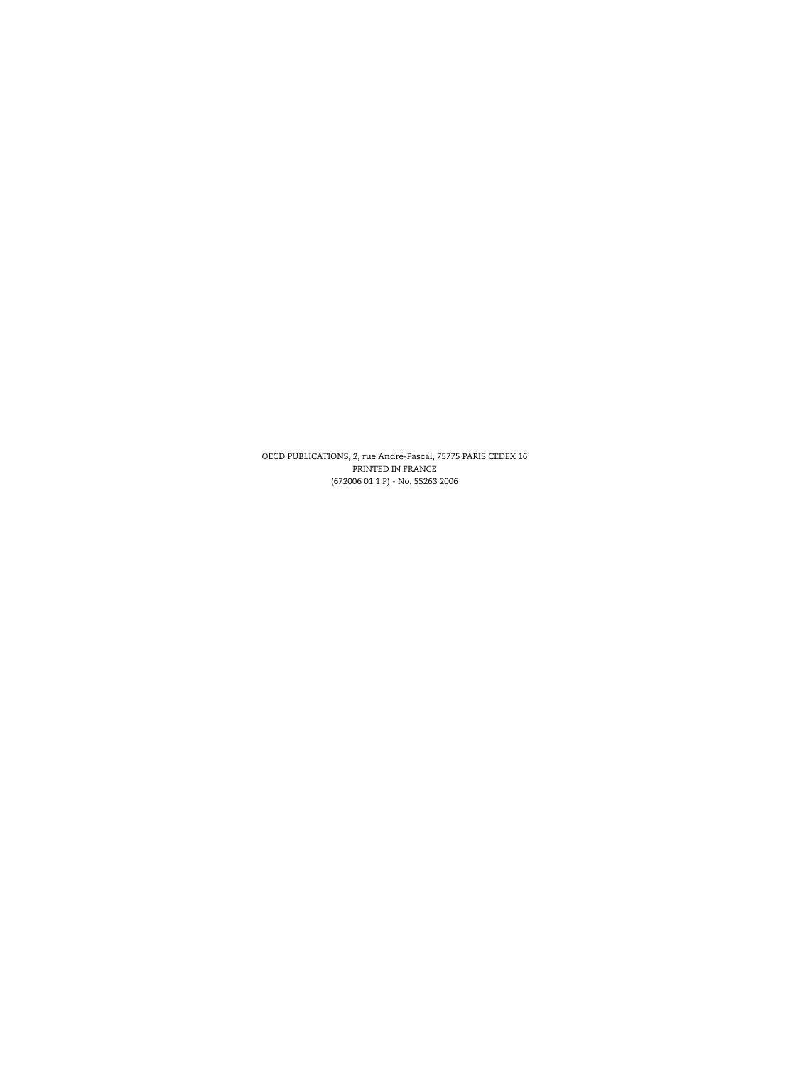OECD PUBLICATIONS, 2, rue André-Pascal, 75775 PARIS CEDEX 16
PRINTED IN FRANCE
(672006 01 1 P) - No. 55263 2006